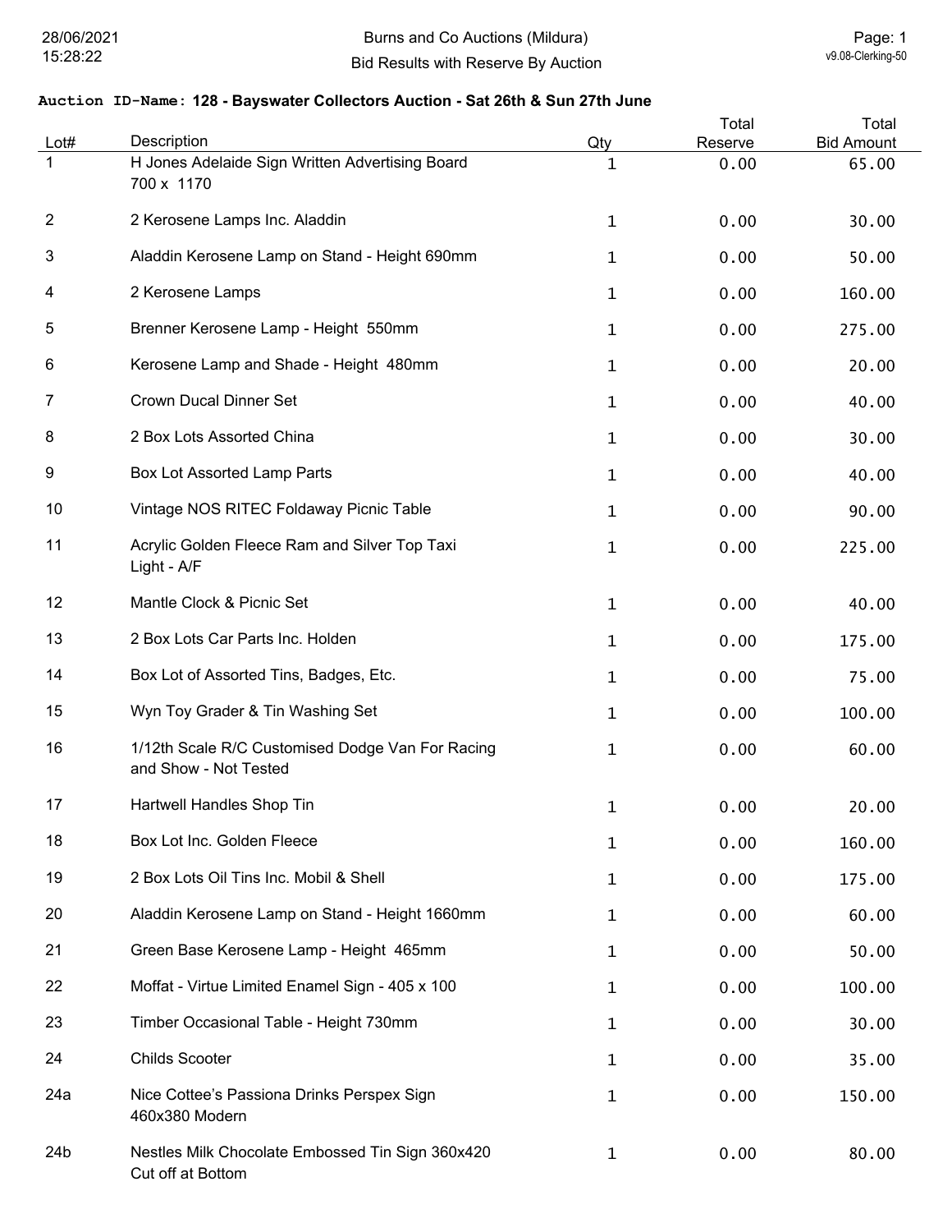# Burns and Co Auctions (Mildura)

## Bid Results with Reserve By Auction

28/06/2021
15:28:22

v9.08-Clerking-50

**Auction ID-Name: 128 - Bayswater Collectors Auction - Sat 26th & Sun 27th June**

| Lot# | Description | Qty | Total Reserve | Total Bid Amount |
|---|---|---|---|---|
| 1 | H Jones Adelaide Sign Written Advertising Board 700 x 1170 | 1 | 0.00 | 65.00 |
| 2 | 2 Kerosene Lamps Inc. Aladdin | 1 | 0.00 | 30.00 |
| 3 | Aladdin Kerosene Lamp on Stand - Height 690mm | 1 | 0.00 | 50.00 |
| 4 | 2 Kerosene Lamps | 1 | 0.00 | 160.00 |
| 5 | Brenner Kerosene Lamp - Height 550mm | 1 | 0.00 | 275.00 |
| 6 | Kerosene Lamp and Shade - Height 480mm | 1 | 0.00 | 20.00 |
| 7 | Crown Ducal Dinner Set | 1 | 0.00 | 40.00 |
| 8 | 2 Box Lots Assorted China | 1 | 0.00 | 30.00 |
| 9 | Box Lot Assorted Lamp Parts | 1 | 0.00 | 40.00 |
| 10 | Vintage NOS RITEC Foldaway Picnic Table | 1 | 0.00 | 90.00 |
| 11 | Acrylic Golden Fleece Ram and Silver Top Taxi Light - A/F | 1 | 0.00 | 225.00 |
| 12 | Mantle Clock & Picnic Set | 1 | 0.00 | 40.00 |
| 13 | 2 Box Lots Car Parts Inc. Holden | 1 | 0.00 | 175.00 |
| 14 | Box Lot of Assorted Tins, Badges, Etc. | 1 | 0.00 | 75.00 |
| 15 | Wyn Toy Grader & Tin Washing Set | 1 | 0.00 | 100.00 |
| 16 | 1/12th Scale R/C Customised Dodge Van For Racing and Show - Not Tested | 1 | 0.00 | 60.00 |
| 17 | Hartwell Handles Shop Tin | 1 | 0.00 | 20.00 |
| 18 | Box Lot Inc. Golden Fleece | 1 | 0.00 | 160.00 |
| 19 | 2 Box Lots Oil Tins Inc. Mobil & Shell | 1 | 0.00 | 175.00 |
| 20 | Aladdin Kerosene Lamp on Stand - Height 1660mm | 1 | 0.00 | 60.00 |
| 21 | Green Base Kerosene Lamp - Height 465mm | 1 | 0.00 | 50.00 |
| 22 | Moffat - Virtue Limited Enamel Sign - 405 x 100 | 1 | 0.00 | 100.00 |
| 23 | Timber Occasional Table - Height 730mm | 1 | 0.00 | 30.00 |
| 24 | Childs Scooter | 1 | 0.00 | 35.00 |
| 24a | Nice Cottee's Passiona Drinks Perspex Sign 460x380 Modern | 1 | 0.00 | 150.00 |
| 24b | Nestles Milk Chocolate Embossed Tin Sign 360x420 Cut off at Bottom | 1 | 0.00 | 80.00 |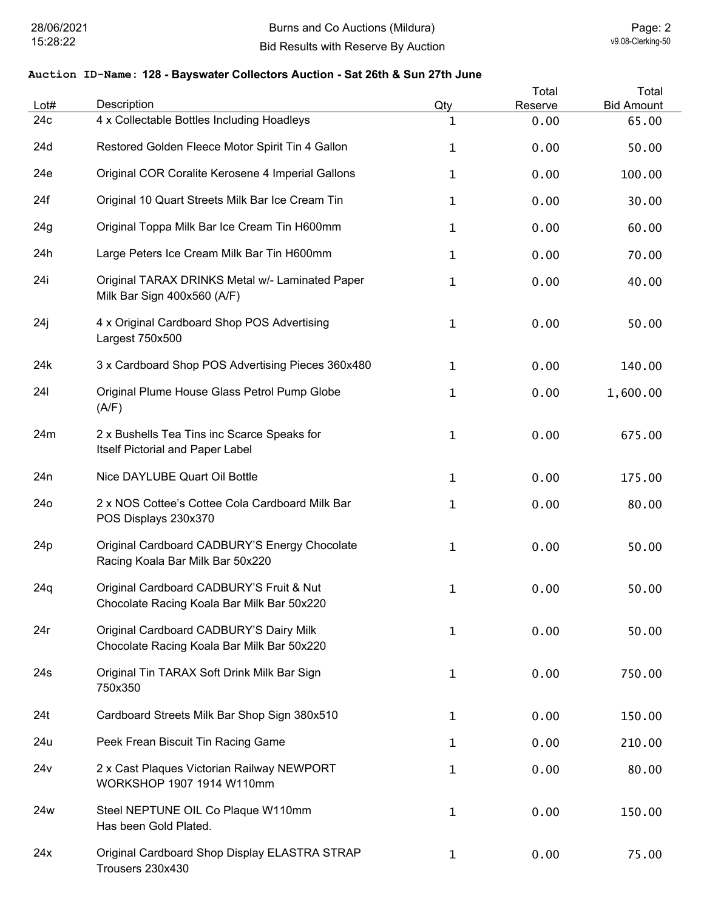**Auction ID-Name: 128 - Bayswater Collectors Auction - Sat 26th & Sun 27th June**

| Lot# | Description | Qty | Total Reserve | Total Bid Amount |
|---|---|---|---|---|
| 24c | 4 x Collectable Bottles Including Hoadleys | 1 | 0.00 | 65.00 |
| 24d | Restored Golden Fleece Motor Spirit Tin 4 Gallon | 1 | 0.00 | 50.00 |
| 24e | Original COR Coralite Kerosene 4 Imperial Gallons | 1 | 0.00 | 100.00 |
| 24f | Original 10 Quart Streets Milk Bar Ice Cream Tin | 1 | 0.00 | 30.00 |
| 24g | Original Toppa Milk Bar Ice Cream Tin H600mm | 1 | 0.00 | 60.00 |
| 24h | Large Peters Ice Cream Milk Bar Tin H600mm | 1 | 0.00 | 70.00 |
| 24i | Original TARAX DRINKS Metal w/- Laminated Paper Milk Bar Sign 400x560 (A/F) | 1 | 0.00 | 40.00 |
| 24j | 4 x Original Cardboard Shop POS Advertising Largest 750x500 | 1 | 0.00 | 50.00 |
| 24k | 3 x Cardboard Shop POS Advertising Pieces 360x480 | 1 | 0.00 | 140.00 |
| 24l | Original Plume House Glass Petrol Pump Globe (A/F) | 1 | 0.00 | 1,600.00 |
| 24m | 2 x Bushells Tea Tins inc Scarce Speaks for Itself Pictorial and Paper Label | 1 | 0.00 | 675.00 |
| 24n | Nice DAYLUBE Quart Oil Bottle | 1 | 0.00 | 175.00 |
| 24o | 2 x NOS Cottee's Cottee Cola Cardboard Milk Bar POS Displays 230x370 | 1 | 0.00 | 80.00 |
| 24p | Original Cardboard CADBURY'S Energy Chocolate Racing Koala Bar Milk Bar 50x220 | 1 | 0.00 | 50.00 |
| 24q | Original Cardboard CADBURY'S Fruit & Nut Chocolate Racing Koala Bar Milk Bar 50x220 | 1 | 0.00 | 50.00 |
| 24r | Original Cardboard CADBURY'S Dairy Milk Chocolate Racing Koala Bar Milk Bar 50x220 | 1 | 0.00 | 50.00 |
| 24s | Original Tin TARAX Soft Drink Milk Bar Sign 750x350 | 1 | 0.00 | 750.00 |
| 24t | Cardboard Streets Milk Bar Shop Sign 380x510 | 1 | 0.00 | 150.00 |
| 24u | Peek Frean Biscuit Tin Racing Game | 1 | 0.00 | 210.00 |
| 24v | 2 x Cast Plaques Victorian Railway NEWPORT WORKSHOP 1907 1914 W110mm | 1 | 0.00 | 80.00 |
| 24w | Steel NEPTUNE OIL Co Plaque W110mm Has been Gold Plated. | 1 | 0.00 | 150.00 |
| 24x | Original Cardboard Shop Display ELASTRA STRAP Trousers 230x430 | 1 | 0.00 | 75.00 |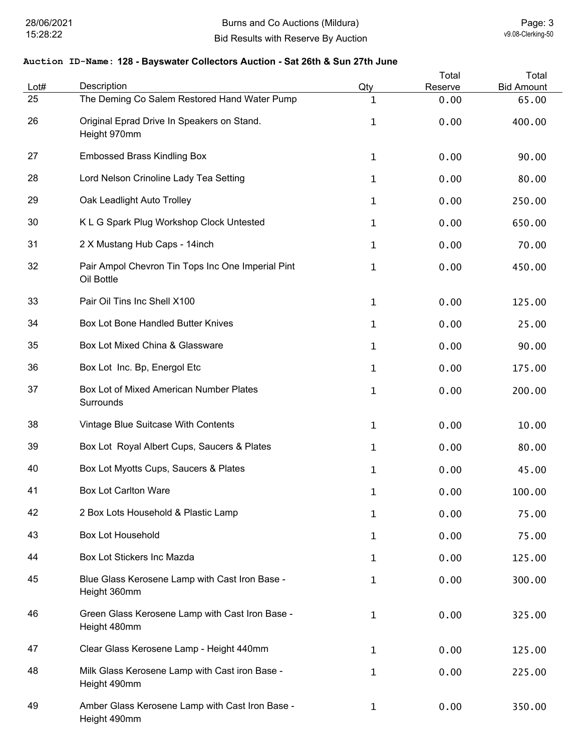**Auction ID-Name: 128 - Bayswater Collectors Auction - Sat 26th & Sun 27th June**

| Lot# | Description | Qty | Total Reserve | Total Bid Amount |
|---|---|---|---|---|
| 25 | The Deming Co Salem Restored Hand Water Pump | 1 | 0.00 | 65.00 |
| 26 | Original Eprad Drive In Speakers on Stand. Height 970mm | 1 | 0.00 | 400.00 |
| 27 | Embossed Brass Kindling Box | 1 | 0.00 | 90.00 |
| 28 | Lord Nelson Crinoline Lady Tea Setting | 1 | 0.00 | 80.00 |
| 29 | Oak Leadlight Auto Trolley | 1 | 0.00 | 250.00 |
| 30 | K L G Spark Plug Workshop Clock Untested | 1 | 0.00 | 650.00 |
| 31 | 2 X Mustang Hub Caps - 14inch | 1 | 0.00 | 70.00 |
| 32 | Pair Ampol Chevron Tin Tops Inc One Imperial Pint Oil Bottle | 1 | 0.00 | 450.00 |
| 33 | Pair Oil Tins Inc Shell X100 | 1 | 0.00 | 125.00 |
| 34 | Box Lot Bone Handled Butter Knives | 1 | 0.00 | 25.00 |
| 35 | Box Lot Mixed China & Glassware | 1 | 0.00 | 90.00 |
| 36 | Box Lot Inc. Bp, Energol Etc | 1 | 0.00 | 175.00 |
| 37 | Box Lot of Mixed American Number Plates Surrounds | 1 | 0.00 | 200.00 |
| 38 | Vintage Blue Suitcase With Contents | 1 | 0.00 | 10.00 |
| 39 | Box Lot Royal Albert Cups, Saucers & Plates | 1 | 0.00 | 80.00 |
| 40 | Box Lot Myotts Cups, Saucers & Plates | 1 | 0.00 | 45.00 |
| 41 | Box Lot Carlton Ware | 1 | 0.00 | 100.00 |
| 42 | 2 Box Lots Household & Plastic Lamp | 1 | 0.00 | 75.00 |
| 43 | Box Lot Household | 1 | 0.00 | 75.00 |
| 44 | Box Lot Stickers Inc Mazda | 1 | 0.00 | 125.00 |
| 45 | Blue Glass Kerosene Lamp with Cast Iron Base - Height 360mm | 1 | 0.00 | 300.00 |
| 46 | Green Glass Kerosene Lamp with Cast Iron Base - Height 480mm | 1 | 0.00 | 325.00 |
| 47 | Clear Glass Kerosene Lamp - Height 440mm | 1 | 0.00 | 125.00 |
| 48 | Milk Glass Kerosene Lamp with Cast iron Base - Height 490mm | 1 | 0.00 | 225.00 |
| 49 | Amber Glass Kerosene Lamp with Cast Iron Base - Height 490mm | 1 | 0.00 | 350.00 |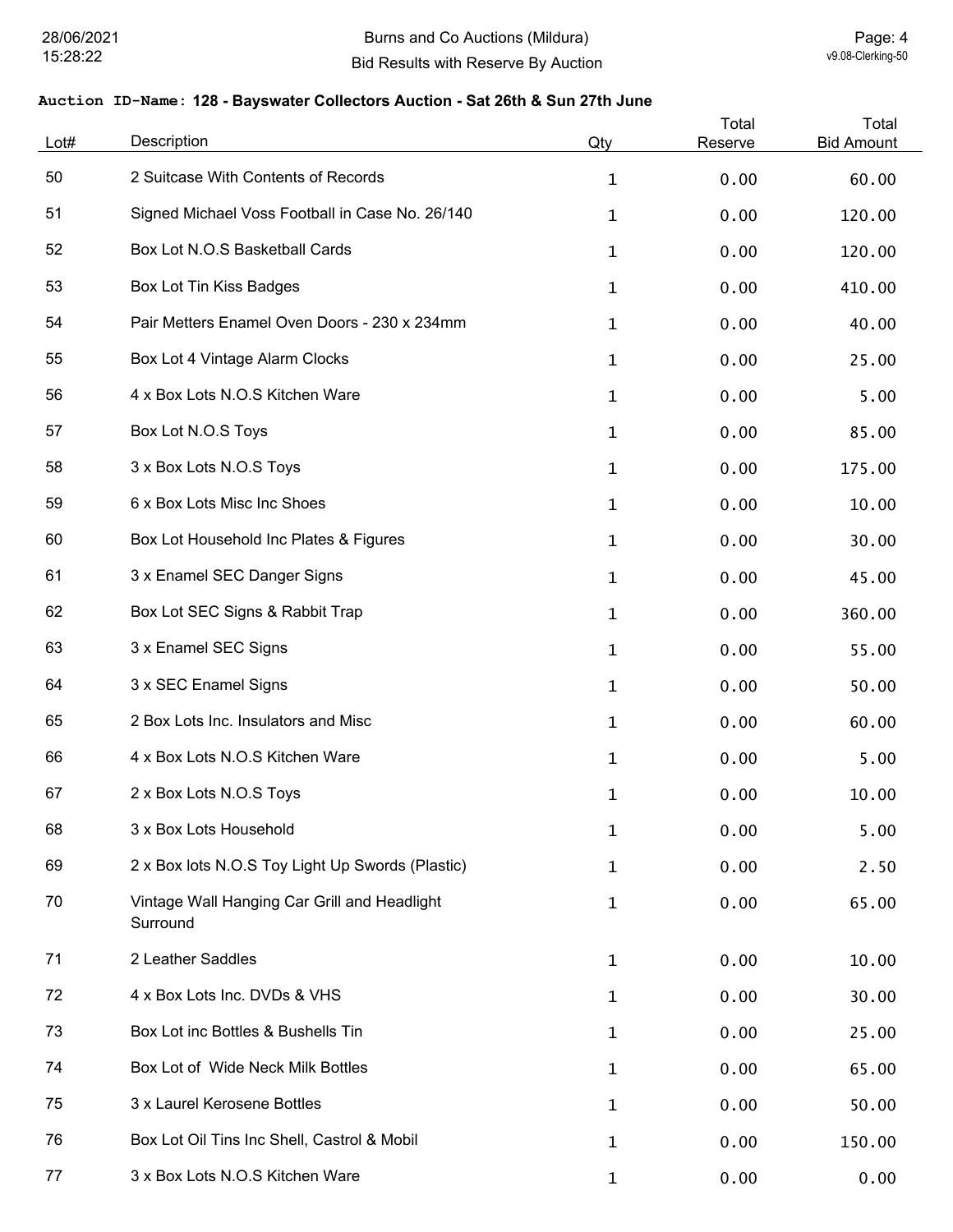**Auction ID-Name: 128 - Bayswater Collectors Auction - Sat 26th & Sun 27th June**

| Lot# | Description | Qty | Total Reserve | Total Bid Amount |
|---|---|---|---|---|
| 50 | 2 Suitcase With Contents of Records | 1 | 0.00 | 60.00 |
| 51 | Signed Michael Voss Football in Case No. 26/140 | 1 | 0.00 | 120.00 |
| 52 | Box Lot N.O.S Basketball Cards | 1 | 0.00 | 120.00 |
| 53 | Box Lot Tin Kiss Badges | 1 | 0.00 | 410.00 |
| 54 | Pair Metters Enamel Oven Doors - 230 x 234mm | 1 | 0.00 | 40.00 |
| 55 | Box Lot 4 Vintage Alarm Clocks | 1 | 0.00 | 25.00 |
| 56 | 4 x Box Lots N.O.S Kitchen Ware | 1 | 0.00 | 5.00 |
| 57 | Box Lot N.O.S Toys | 1 | 0.00 | 85.00 |
| 58 | 3 x Box Lots N.O.S Toys | 1 | 0.00 | 175.00 |
| 59 | 6 x Box Lots Misc Inc Shoes | 1 | 0.00 | 10.00 |
| 60 | Box Lot Household Inc Plates & Figures | 1 | 0.00 | 30.00 |
| 61 | 3 x Enamel SEC Danger Signs | 1 | 0.00 | 45.00 |
| 62 | Box Lot SEC Signs & Rabbit Trap | 1 | 0.00 | 360.00 |
| 63 | 3 x Enamel SEC Signs | 1 | 0.00 | 55.00 |
| 64 | 3 x SEC Enamel Signs | 1 | 0.00 | 50.00 |
| 65 | 2 Box Lots Inc. Insulators and Misc | 1 | 0.00 | 60.00 |
| 66 | 4 x Box Lots N.O.S Kitchen Ware | 1 | 0.00 | 5.00 |
| 67 | 2 x Box Lots N.O.S Toys | 1 | 0.00 | 10.00 |
| 68 | 3 x Box Lots Household | 1 | 0.00 | 5.00 |
| 69 | 2 x Box lots N.O.S Toy Light Up Swords (Plastic) | 1 | 0.00 | 2.50 |
| 70 | Vintage Wall Hanging Car Grill and Headlight Surround | 1 | 0.00 | 65.00 |
| 71 | 2 Leather Saddles | 1 | 0.00 | 10.00 |
| 72 | 4 x Box Lots Inc. DVDs & VHS | 1 | 0.00 | 30.00 |
| 73 | Box Lot inc Bottles & Bushells Tin | 1 | 0.00 | 25.00 |
| 74 | Box Lot of Wide Neck Milk Bottles | 1 | 0.00 | 65.00 |
| 75 | 3 x Laurel Kerosene Bottles | 1 | 0.00 | 50.00 |
| 76 | Box Lot Oil Tins Inc Shell, Castrol & Mobil | 1 | 0.00 | 150.00 |
| 77 | 3 x Box Lots N.O.S Kitchen Ware | 1 | 0.00 | 0.00 |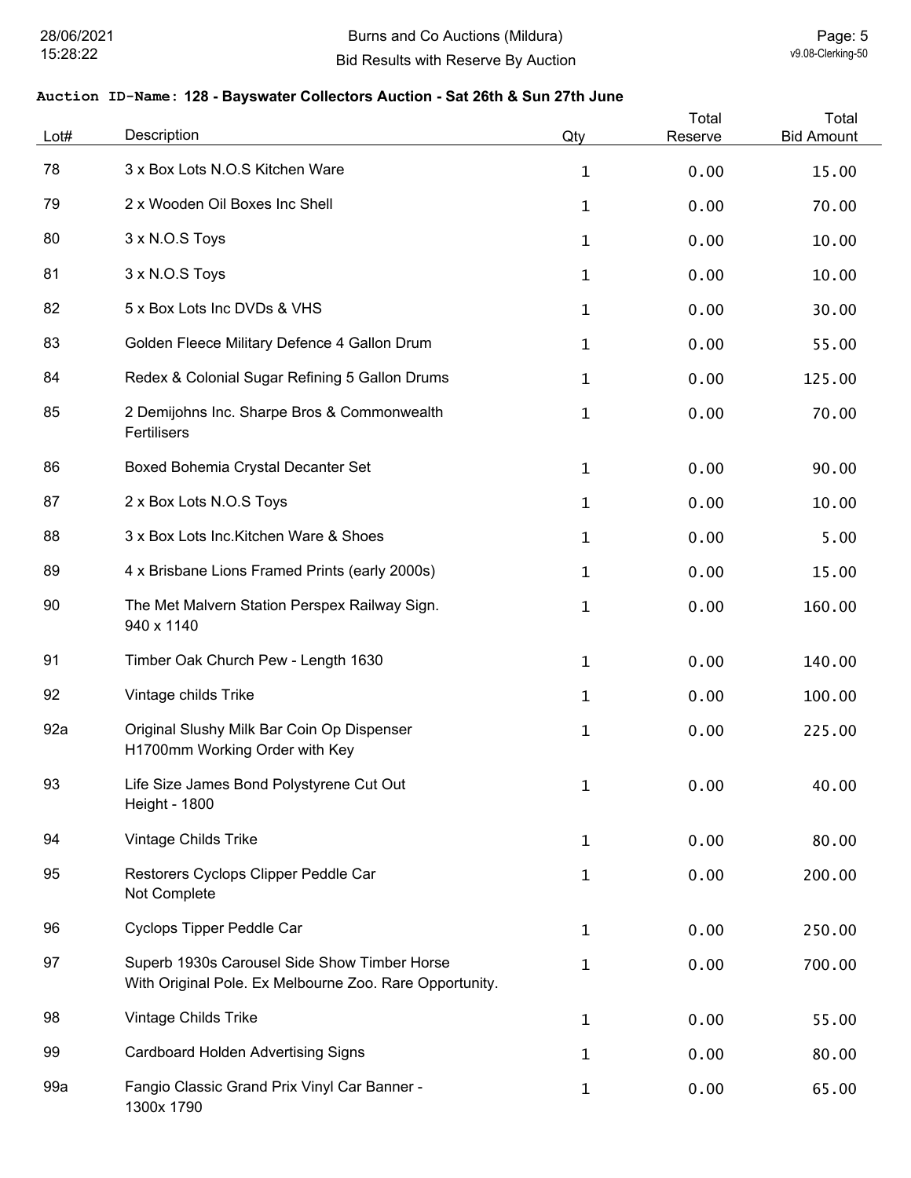**Auction ID-Name: 128 - Bayswater Collectors Auction - Sat 26th & Sun 27th June**

| Lot# | Description | Qty | Total Reserve | Total Bid Amount |
|---|---|---|---|---|
| 78 | 3 x Box Lots N.O.S Kitchen Ware | 1 | 0.00 | 15.00 |
| 79 | 2 x Wooden Oil Boxes Inc Shell | 1 | 0.00 | 70.00 |
| 80 | 3 x N.O.S Toys | 1 | 0.00 | 10.00 |
| 81 | 3 x N.O.S Toys | 1 | 0.00 | 10.00 |
| 82 | 5 x Box Lots Inc DVDs & VHS | 1 | 0.00 | 30.00 |
| 83 | Golden Fleece Military Defence 4 Gallon Drum | 1 | 0.00 | 55.00 |
| 84 | Redex & Colonial Sugar Refining 5 Gallon Drums | 1 | 0.00 | 125.00 |
| 85 | 2 Demijohns Inc. Sharpe Bros & Commonwealth Fertilisers | 1 | 0.00 | 70.00 |
| 86 | Boxed Bohemia Crystal Decanter Set | 1 | 0.00 | 90.00 |
| 87 | 2 x Box Lots N.O.S Toys | 1 | 0.00 | 10.00 |
| 88 | 3 x Box Lots Inc.Kitchen Ware & Shoes | 1 | 0.00 | 5.00 |
| 89 | 4 x Brisbane Lions Framed Prints (early 2000s) | 1 | 0.00 | 15.00 |
| 90 | The Met Malvern Station Perspex Railway Sign. 940 x 1140 | 1 | 0.00 | 160.00 |
| 91 | Timber Oak Church Pew - Length 1630 | 1 | 0.00 | 140.00 |
| 92 | Vintage childs Trike | 1 | 0.00 | 100.00 |
| 92a | Original Slushy Milk Bar Coin Op Dispenser H1700mm Working Order with Key | 1 | 0.00 | 225.00 |
| 93 | Life Size James Bond Polystyrene Cut Out Height - 1800 | 1 | 0.00 | 40.00 |
| 94 | Vintage Childs Trike | 1 | 0.00 | 80.00 |
| 95 | Restorers Cyclops Clipper Peddle Car Not Complete | 1 | 0.00 | 200.00 |
| 96 | Cyclops Tipper Peddle Car | 1 | 0.00 | 250.00 |
| 97 | Superb 1930s Carousel Side Show Timber Horse With Original Pole. Ex Melbourne Zoo. Rare Opportunity. | 1 | 0.00 | 700.00 |
| 98 | Vintage Childs Trike | 1 | 0.00 | 55.00 |
| 99 | Cardboard Holden Advertising Signs | 1 | 0.00 | 80.00 |
| 99a | Fangio Classic Grand Prix Vinyl Car Banner - 1300x 1790 | 1 | 0.00 | 65.00 |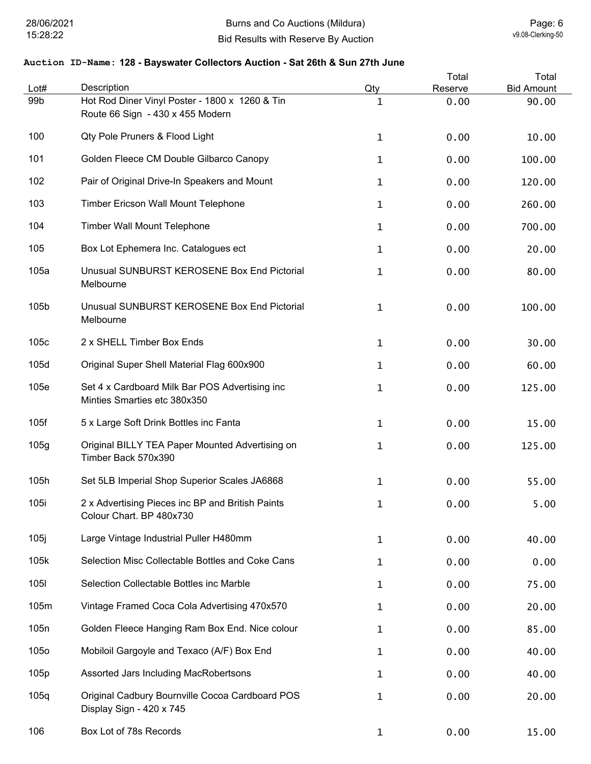**Auction ID-Name: 128 - Bayswater Collectors Auction - Sat 26th & Sun 27th June**

| Lot# | Description | Qty | Total Reserve | Total Bid Amount |
|---|---|---|---|---|
| 99b | Hot Rod Diner Vinyl Poster - 1800 x 1260 & Tin Route 66 Sign - 430 x 455 Modern | 1 | 0.00 | 90.00 |
| 100 | Qty Pole Pruners & Flood Light | 1 | 0.00 | 10.00 |
| 101 | Golden Fleece CM Double Gilbarco Canopy | 1 | 0.00 | 100.00 |
| 102 | Pair of Original Drive-In Speakers and Mount | 1 | 0.00 | 120.00 |
| 103 | Timber Ericson Wall Mount Telephone | 1 | 0.00 | 260.00 |
| 104 | Timber Wall Mount Telephone | 1 | 0.00 | 700.00 |
| 105 | Box Lot Ephemera Inc. Catalogues ect | 1 | 0.00 | 20.00 |
| 105a | Unusual SUNBURST KEROSENE Box End Pictorial Melbourne | 1 | 0.00 | 80.00 |
| 105b | Unusual SUNBURST KEROSENE Box End Pictorial Melbourne | 1 | 0.00 | 100.00 |
| 105c | 2 x SHELL Timber Box Ends | 1 | 0.00 | 30.00 |
| 105d | Original Super Shell Material Flag 600x900 | 1 | 0.00 | 60.00 |
| 105e | Set 4 x Cardboard Milk Bar POS Advertising inc Minties Smarties etc 380x350 | 1 | 0.00 | 125.00 |
| 105f | 5 x Large Soft Drink Bottles inc Fanta | 1 | 0.00 | 15.00 |
| 105g | Original BILLY TEA Paper Mounted Advertising on Timber Back 570x390 | 1 | 0.00 | 125.00 |
| 105h | Set 5LB Imperial Shop Superior Scales JA6868 | 1 | 0.00 | 55.00 |
| 105i | 2 x Advertising Pieces inc BP and British Paints Colour Chart. BP 480x730 | 1 | 0.00 | 5.00 |
| 105j | Large Vintage Industrial Puller H480mm | 1 | 0.00 | 40.00 |
| 105k | Selection Misc Collectable Bottles and Coke Cans | 1 | 0.00 | 0.00 |
| 105l | Selection Collectable Bottles inc Marble | 1 | 0.00 | 75.00 |
| 105m | Vintage Framed Coca Cola Advertising 470x570 | 1 | 0.00 | 20.00 |
| 105n | Golden Fleece Hanging Ram Box End. Nice colour | 1 | 0.00 | 85.00 |
| 105o | Mobiloil Gargoyle and Texaco (A/F) Box End | 1 | 0.00 | 40.00 |
| 105p | Assorted Jars Including MacRobertsons | 1 | 0.00 | 40.00 |
| 105q | Original Cadbury Bournville Cocoa Cardboard POS Display Sign - 420 x 745 | 1 | 0.00 | 20.00 |
| 106 | Box Lot of 78s Records | 1 | 0.00 | 15.00 |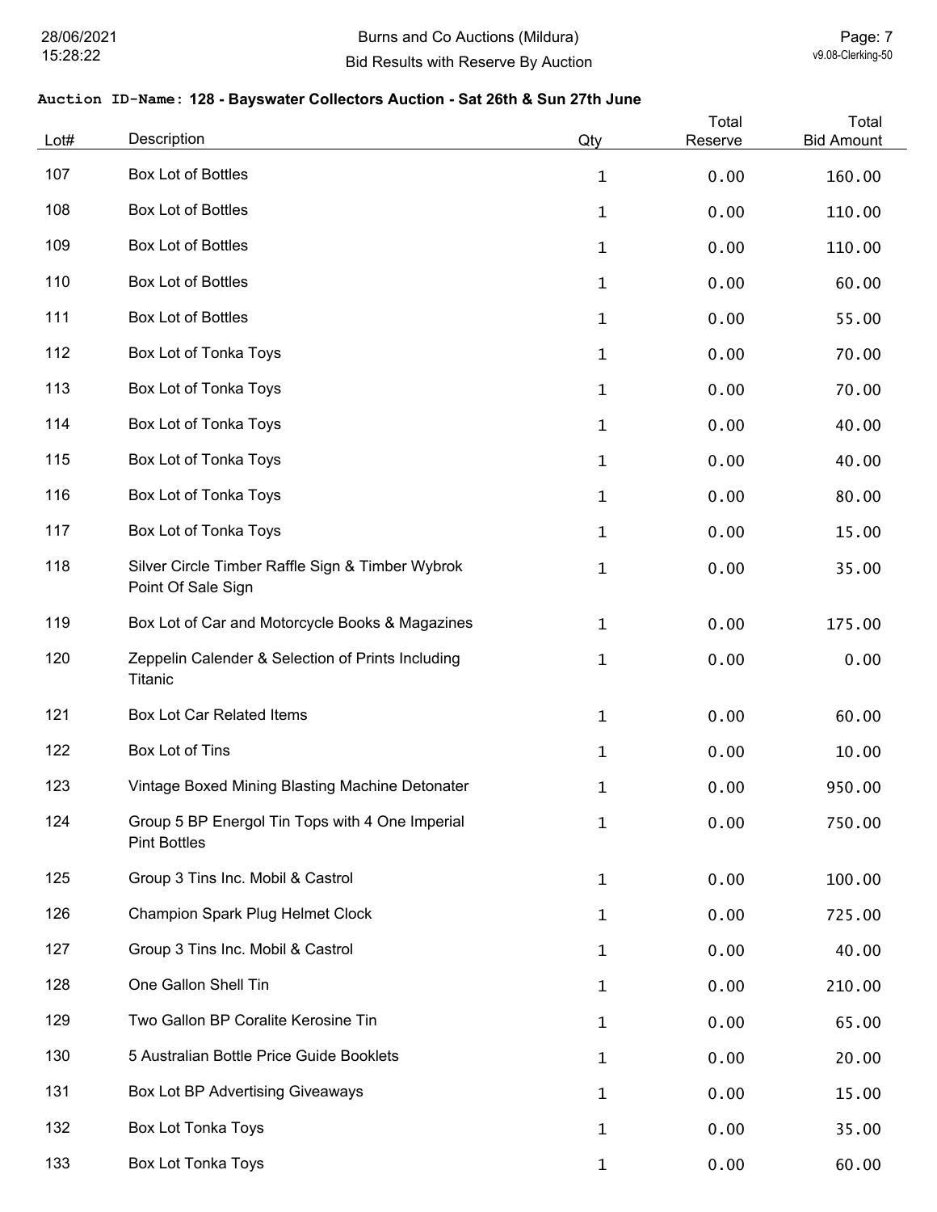**Auction ID-Name: 128 - Bayswater Collectors Auction - Sat 26th & Sun 27th June**

| Lot# | Description | Qty | Total Reserve | Total Bid Amount |
|---|---|---|---|---|
| 107 | Box Lot of Bottles | 1 | 0.00 | 160.00 |
| 108 | Box Lot of Bottles | 1 | 0.00 | 110.00 |
| 109 | Box Lot of Bottles | 1 | 0.00 | 110.00 |
| 110 | Box Lot of Bottles | 1 | 0.00 | 60.00 |
| 111 | Box Lot of Bottles | 1 | 0.00 | 55.00 |
| 112 | Box Lot of Tonka Toys | 1 | 0.00 | 70.00 |
| 113 | Box Lot of Tonka Toys | 1 | 0.00 | 70.00 |
| 114 | Box Lot of Tonka Toys | 1 | 0.00 | 40.00 |
| 115 | Box Lot of Tonka Toys | 1 | 0.00 | 40.00 |
| 116 | Box Lot of Tonka Toys | 1 | 0.00 | 80.00 |
| 117 | Box Lot of Tonka Toys | 1 | 0.00 | 15.00 |
| 118 | Silver Circle Timber Raffle Sign & Timber Wybrok Point Of Sale Sign | 1 | 0.00 | 35.00 |
| 119 | Box Lot of Car and Motorcycle Books & Magazines | 1 | 0.00 | 175.00 |
| 120 | Zeppelin Calender & Selection of Prints Including Titanic | 1 | 0.00 | 0.00 |
| 121 | Box Lot Car Related Items | 1 | 0.00 | 60.00 |
| 122 | Box Lot of Tins | 1 | 0.00 | 10.00 |
| 123 | Vintage Boxed Mining Blasting Machine Detonater | 1 | 0.00 | 950.00 |
| 124 | Group 5 BP Energol Tin Tops with 4 One Imperial Pint Bottles | 1 | 0.00 | 750.00 |
| 125 | Group 3 Tins Inc. Mobil & Castrol | 1 | 0.00 | 100.00 |
| 126 | Champion Spark Plug Helmet Clock | 1 | 0.00 | 725.00 |
| 127 | Group 3 Tins Inc. Mobil & Castrol | 1 | 0.00 | 40.00 |
| 128 | One Gallon Shell Tin | 1 | 0.00 | 210.00 |
| 129 | Two Gallon BP Coralite Kerosine Tin | 1 | 0.00 | 65.00 |
| 130 | 5 Australian Bottle Price Guide Booklets | 1 | 0.00 | 20.00 |
| 131 | Box Lot BP Advertising Giveaways | 1 | 0.00 | 15.00 |
| 132 | Box Lot Tonka Toys | 1 | 0.00 | 35.00 |
| 133 | Box Lot Tonka Toys | 1 | 0.00 | 60.00 |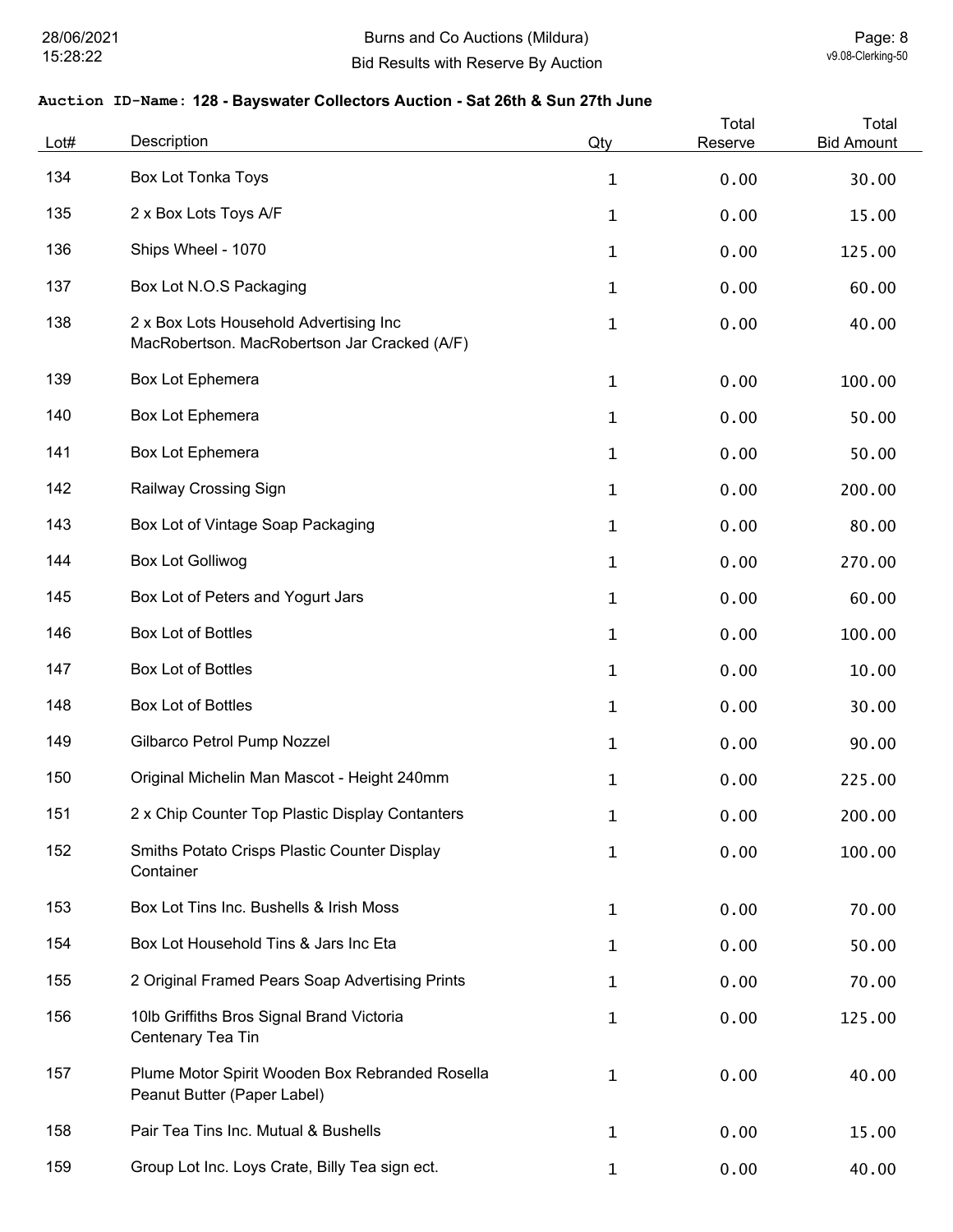**Auction ID-Name: 128 - Bayswater Collectors Auction - Sat 26th & Sun 27th June**

| Lot# | Description | Qty | Total Reserve | Total Bid Amount |
|---|---|---|---|---|
| 134 | Box Lot Tonka Toys | 1 | 0.00 | 30.00 |
| 135 | 2 x Box Lots Toys A/F | 1 | 0.00 | 15.00 |
| 136 | Ships Wheel - 1070 | 1 | 0.00 | 125.00 |
| 137 | Box Lot N.O.S Packaging | 1 | 0.00 | 60.00 |
| 138 | 2 x Box Lots Household Advertising Inc MacRobertson. MacRobertson Jar Cracked (A/F) | 1 | 0.00 | 40.00 |
| 139 | Box Lot Ephemera | 1 | 0.00 | 100.00 |
| 140 | Box Lot Ephemera | 1 | 0.00 | 50.00 |
| 141 | Box Lot Ephemera | 1 | 0.00 | 50.00 |
| 142 | Railway Crossing Sign | 1 | 0.00 | 200.00 |
| 143 | Box Lot of Vintage Soap Packaging | 1 | 0.00 | 80.00 |
| 144 | Box Lot Golliwog | 1 | 0.00 | 270.00 |
| 145 | Box Lot of Peters and Yogurt Jars | 1 | 0.00 | 60.00 |
| 146 | Box Lot of Bottles | 1 | 0.00 | 100.00 |
| 147 | Box Lot of Bottles | 1 | 0.00 | 10.00 |
| 148 | Box Lot of Bottles | 1 | 0.00 | 30.00 |
| 149 | Gilbarco Petrol Pump Nozzel | 1 | 0.00 | 90.00 |
| 150 | Original Michelin Man Mascot - Height 240mm | 1 | 0.00 | 225.00 |
| 151 | 2 x Chip Counter Top Plastic Display Contanters | 1 | 0.00 | 200.00 |
| 152 | Smiths Potato Crisps Plastic Counter Display Container | 1 | 0.00 | 100.00 |
| 153 | Box Lot Tins Inc. Bushells & Irish Moss | 1 | 0.00 | 70.00 |
| 154 | Box Lot Household Tins & Jars Inc Eta | 1 | 0.00 | 50.00 |
| 155 | 2 Original Framed Pears Soap Advertising Prints | 1 | 0.00 | 70.00 |
| 156 | 10lb Griffiths Bros Signal Brand Victoria Centenary Tea Tin | 1 | 0.00 | 125.00 |
| 157 | Plume Motor Spirit Wooden Box Rebranded Rosella Peanut Butter (Paper Label) | 1 | 0.00 | 40.00 |
| 158 | Pair Tea Tins Inc. Mutual & Bushells | 1 | 0.00 | 15.00 |
| 159 | Group Lot Inc. Loys Crate, Billy Tea sign ect. | 1 | 0.00 | 40.00 |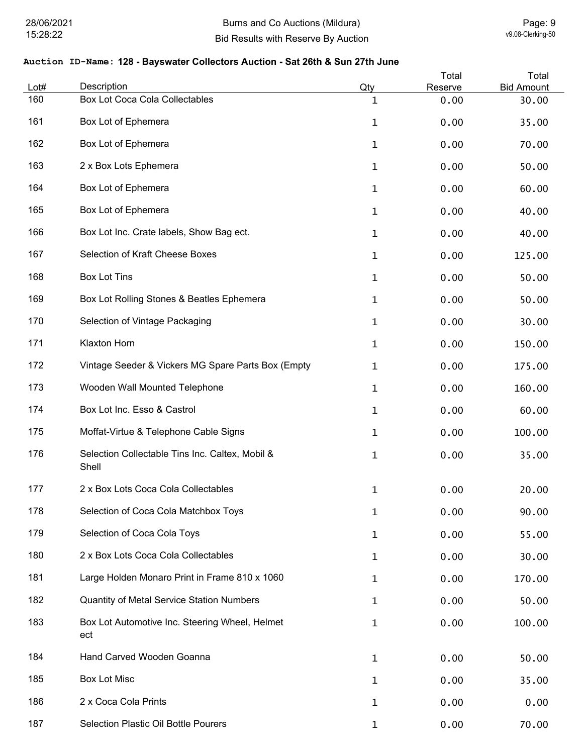**Auction ID-Name: 128 - Bayswater Collectors Auction - Sat 26th & Sun 27th June**

| Lot# | Description | Qty | Total Reserve | Total Bid Amount |
|---|---|---|---|---|
| 160 | Box Lot Coca Cola Collectables | 1 | 0.00 | 30.00 |
| 161 | Box Lot of Ephemera | 1 | 0.00 | 35.00 |
| 162 | Box Lot of Ephemera | 1 | 0.00 | 70.00 |
| 163 | 2 x Box Lots Ephemera | 1 | 0.00 | 50.00 |
| 164 | Box Lot of Ephemera | 1 | 0.00 | 60.00 |
| 165 | Box Lot of Ephemera | 1 | 0.00 | 40.00 |
| 166 | Box Lot Inc. Crate labels, Show Bag ect. | 1 | 0.00 | 40.00 |
| 167 | Selection of Kraft Cheese Boxes | 1 | 0.00 | 125.00 |
| 168 | Box Lot Tins | 1 | 0.00 | 50.00 |
| 169 | Box Lot Rolling Stones & Beatles Ephemera | 1 | 0.00 | 50.00 |
| 170 | Selection of Vintage Packaging | 1 | 0.00 | 30.00 |
| 171 | Klaxton Horn | 1 | 0.00 | 150.00 |
| 172 | Vintage Seeder & Vickers MG Spare Parts Box (Empty | 1 | 0.00 | 175.00 |
| 173 | Wooden Wall Mounted Telephone | 1 | 0.00 | 160.00 |
| 174 | Box Lot Inc. Esso & Castrol | 1 | 0.00 | 60.00 |
| 175 | Moffat-Virtue & Telephone Cable Signs | 1 | 0.00 | 100.00 |
| 176 | Selection Collectable Tins Inc. Caltex, Mobil & Shell | 1 | 0.00 | 35.00 |
| 177 | 2 x Box Lots Coca Cola Collectables | 1 | 0.00 | 20.00 |
| 178 | Selection of Coca Cola Matchbox Toys | 1 | 0.00 | 90.00 |
| 179 | Selection of Coca Cola Toys | 1 | 0.00 | 55.00 |
| 180 | 2 x Box Lots Coca Cola Collectables | 1 | 0.00 | 30.00 |
| 181 | Large Holden Monaro Print in Frame 810 x 1060 | 1 | 0.00 | 170.00 |
| 182 | Quantity of Metal Service Station Numbers | 1 | 0.00 | 50.00 |
| 183 | Box Lot Automotive Inc. Steering Wheel, Helmet ect | 1 | 0.00 | 100.00 |
| 184 | Hand Carved Wooden Goanna | 1 | 0.00 | 50.00 |
| 185 | Box Lot Misc | 1 | 0.00 | 35.00 |
| 186 | 2 x Coca Cola Prints | 1 | 0.00 | 0.00 |
| 187 | Selection Plastic Oil Bottle Pourers | 1 | 0.00 | 70.00 |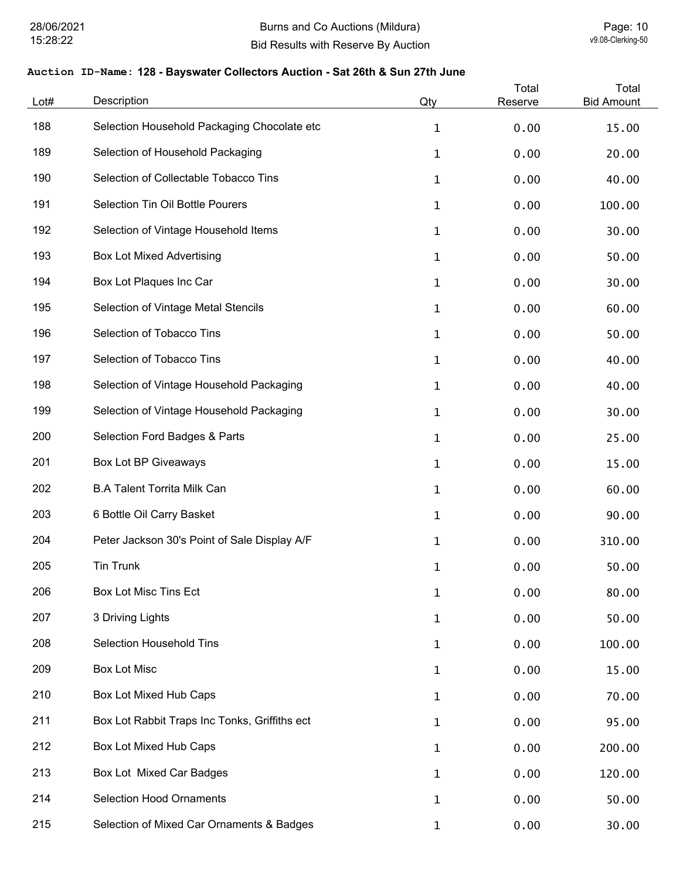**Auction ID-Name: 128 - Bayswater Collectors Auction - Sat 26th & Sun 27th June**

| Lot# | Description | Qty | Total Reserve | Total Bid Amount |
|---|---|---|---|---|
| 188 | Selection Household Packaging Chocolate etc | 1 | 0.00 | 15.00 |
| 189 | Selection of Household Packaging | 1 | 0.00 | 20.00 |
| 190 | Selection of Collectable Tobacco Tins | 1 | 0.00 | 40.00 |
| 191 | Selection Tin Oil Bottle Pourers | 1 | 0.00 | 100.00 |
| 192 | Selection of Vintage Household Items | 1 | 0.00 | 30.00 |
| 193 | Box Lot Mixed Advertising | 1 | 0.00 | 50.00 |
| 194 | Box Lot Plaques Inc Car | 1 | 0.00 | 30.00 |
| 195 | Selection of Vintage Metal Stencils | 1 | 0.00 | 60.00 |
| 196 | Selection of Tobacco Tins | 1 | 0.00 | 50.00 |
| 197 | Selection of Tobacco Tins | 1 | 0.00 | 40.00 |
| 198 | Selection of Vintage Household Packaging | 1 | 0.00 | 40.00 |
| 199 | Selection of Vintage Household Packaging | 1 | 0.00 | 30.00 |
| 200 | Selection Ford Badges & Parts | 1 | 0.00 | 25.00 |
| 201 | Box Lot BP Giveaways | 1 | 0.00 | 15.00 |
| 202 | B.A Talent Torrita Milk Can | 1 | 0.00 | 60.00 |
| 203 | 6 Bottle Oil Carry Basket | 1 | 0.00 | 90.00 |
| 204 | Peter Jackson 30's Point of Sale Display A/F | 1 | 0.00 | 310.00 |
| 205 | Tin Trunk | 1 | 0.00 | 50.00 |
| 206 | Box Lot Misc Tins Ect | 1 | 0.00 | 80.00 |
| 207 | 3 Driving Lights | 1 | 0.00 | 50.00 |
| 208 | Selection Household Tins | 1 | 0.00 | 100.00 |
| 209 | Box Lot Misc | 1 | 0.00 | 15.00 |
| 210 | Box Lot Mixed Hub Caps | 1 | 0.00 | 70.00 |
| 211 | Box Lot Rabbit Traps Inc Tonks, Griffiths ect | 1 | 0.00 | 95.00 |
| 212 | Box Lot Mixed Hub Caps | 1 | 0.00 | 200.00 |
| 213 | Box Lot Mixed Car Badges | 1 | 0.00 | 120.00 |
| 214 | Selection Hood Ornaments | 1 | 0.00 | 50.00 |
| 215 | Selection of Mixed Car Ornaments & Badges | 1 | 0.00 | 30.00 |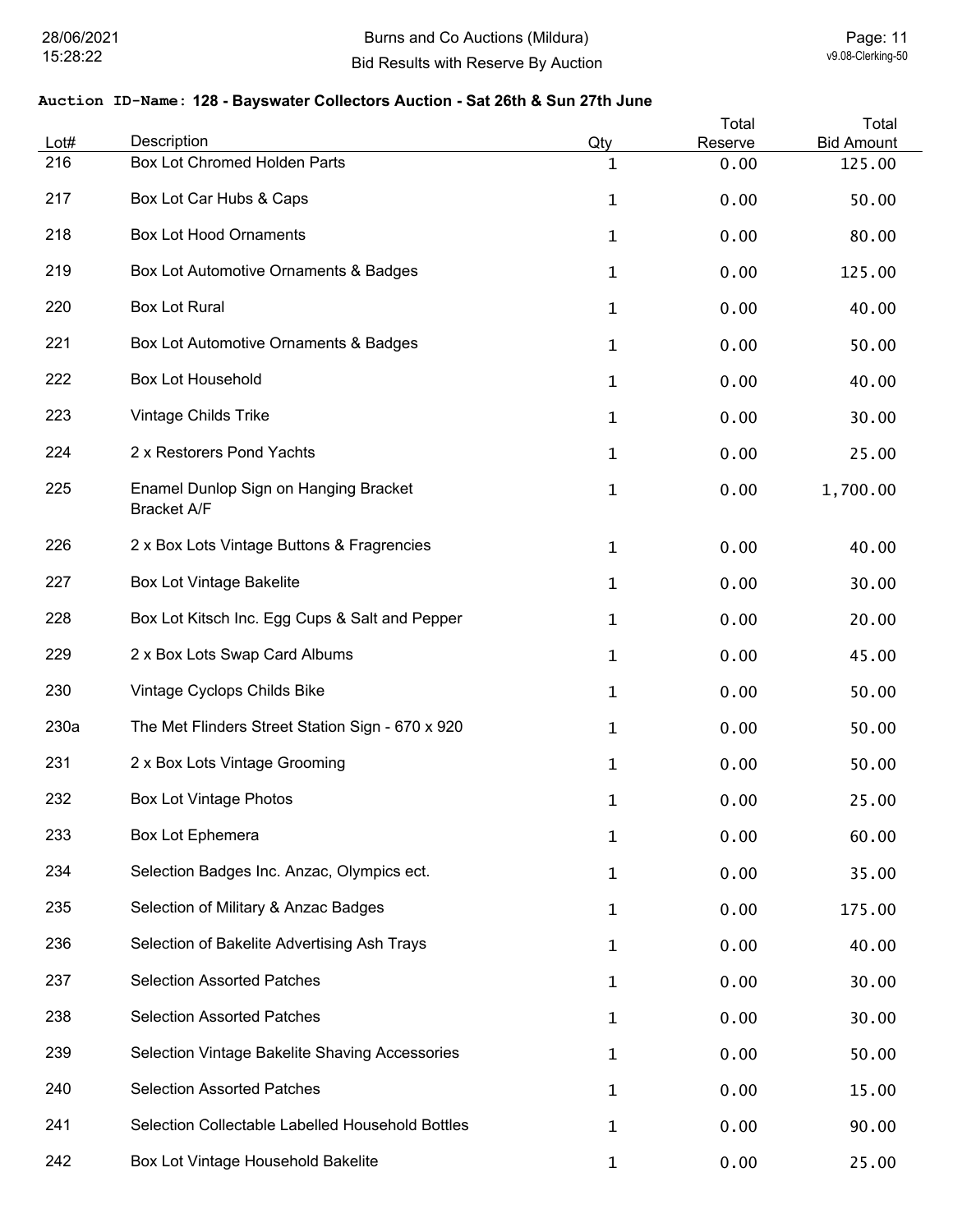**Auction ID-Name: 128 - Bayswater Collectors Auction - Sat 26th & Sun 27th June**

| Lot# | Description | Qty | Total Reserve | Total Bid Amount |
|---|---|---|---|---|
| 216 | Box Lot Chromed Holden Parts | 1 | 0.00 | 125.00 |
| 217 | Box Lot Car Hubs & Caps | 1 | 0.00 | 50.00 |
| 218 | Box Lot Hood Ornaments | 1 | 0.00 | 80.00 |
| 219 | Box Lot Automotive Ornaments & Badges | 1 | 0.00 | 125.00 |
| 220 | Box Lot Rural | 1 | 0.00 | 40.00 |
| 221 | Box Lot Automotive Ornaments & Badges | 1 | 0.00 | 50.00 |
| 222 | Box Lot Household | 1 | 0.00 | 40.00 |
| 223 | Vintage Childs Trike | 1 | 0.00 | 30.00 |
| 224 | 2 x Restorers Pond Yachts | 1 | 0.00 | 25.00 |
| 225 | Enamel Dunlop Sign on Hanging Bracket Bracket A/F | 1 | 0.00 | 1,700.00 |
| 226 | 2 x Box Lots Vintage Buttons & Fragrencies | 1 | 0.00 | 40.00 |
| 227 | Box Lot Vintage Bakelite | 1 | 0.00 | 30.00 |
| 228 | Box Lot Kitsch Inc. Egg Cups & Salt and Pepper | 1 | 0.00 | 20.00 |
| 229 | 2 x Box Lots Swap Card Albums | 1 | 0.00 | 45.00 |
| 230 | Vintage Cyclops Childs Bike | 1 | 0.00 | 50.00 |
| 230a | The Met Flinders Street Station Sign - 670 x 920 | 1 | 0.00 | 50.00 |
| 231 | 2 x Box Lots Vintage Grooming | 1 | 0.00 | 50.00 |
| 232 | Box Lot Vintage Photos | 1 | 0.00 | 25.00 |
| 233 | Box Lot Ephemera | 1 | 0.00 | 60.00 |
| 234 | Selection Badges Inc. Anzac, Olympics ect. | 1 | 0.00 | 35.00 |
| 235 | Selection of Military & Anzac Badges | 1 | 0.00 | 175.00 |
| 236 | Selection of Bakelite Advertising Ash Trays | 1 | 0.00 | 40.00 |
| 237 | Selection Assorted Patches | 1 | 0.00 | 30.00 |
| 238 | Selection Assorted Patches | 1 | 0.00 | 30.00 |
| 239 | Selection Vintage Bakelite Shaving Accessories | 1 | 0.00 | 50.00 |
| 240 | Selection Assorted Patches | 1 | 0.00 | 15.00 |
| 241 | Selection Collectable Labelled Household Bottles | 1 | 0.00 | 90.00 |
| 242 | Box Lot Vintage Household Bakelite | 1 | 0.00 | 25.00 |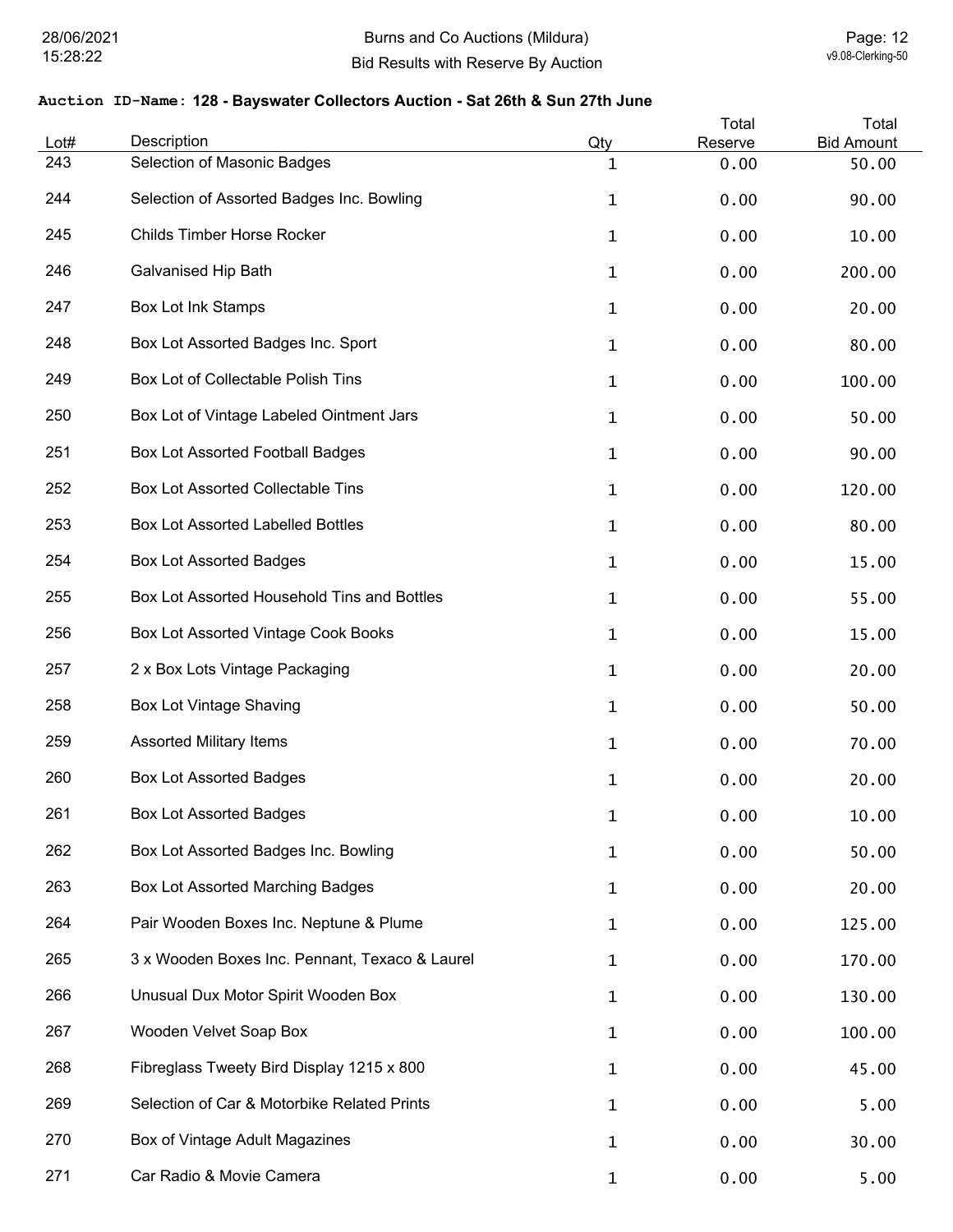**Auction ID-Name: 128 - Bayswater Collectors Auction - Sat 26th & Sun 27th June**

| Lot# | Description | Qty | Total Reserve | Total Bid Amount |
|---|---|---|---|---|
| 243 | Selection of Masonic Badges | 1 | 0.00 | 50.00 |
| 244 | Selection of Assorted Badges Inc. Bowling | 1 | 0.00 | 90.00 |
| 245 | Childs Timber Horse Rocker | 1 | 0.00 | 10.00 |
| 246 | Galvanised Hip Bath | 1 | 0.00 | 200.00 |
| 247 | Box Lot Ink Stamps | 1 | 0.00 | 20.00 |
| 248 | Box Lot Assorted Badges Inc. Sport | 1 | 0.00 | 80.00 |
| 249 | Box Lot of Collectable Polish Tins | 1 | 0.00 | 100.00 |
| 250 | Box Lot of Vintage Labeled Ointment Jars | 1 | 0.00 | 50.00 |
| 251 | Box Lot Assorted Football Badges | 1 | 0.00 | 90.00 |
| 252 | Box Lot Assorted Collectable Tins | 1 | 0.00 | 120.00 |
| 253 | Box Lot Assorted Labelled Bottles | 1 | 0.00 | 80.00 |
| 254 | Box Lot Assorted Badges | 1 | 0.00 | 15.00 |
| 255 | Box Lot Assorted Household Tins and Bottles | 1 | 0.00 | 55.00 |
| 256 | Box Lot Assorted Vintage Cook Books | 1 | 0.00 | 15.00 |
| 257 | 2 x Box Lots Vintage Packaging | 1 | 0.00 | 20.00 |
| 258 | Box Lot Vintage Shaving | 1 | 0.00 | 50.00 |
| 259 | Assorted Military Items | 1 | 0.00 | 70.00 |
| 260 | Box Lot Assorted Badges | 1 | 0.00 | 20.00 |
| 261 | Box Lot Assorted Badges | 1 | 0.00 | 10.00 |
| 262 | Box Lot Assorted Badges Inc. Bowling | 1 | 0.00 | 50.00 |
| 263 | Box Lot Assorted Marching Badges | 1 | 0.00 | 20.00 |
| 264 | Pair Wooden Boxes Inc. Neptune & Plume | 1 | 0.00 | 125.00 |
| 265 | 3 x Wooden Boxes Inc. Pennant, Texaco & Laurel | 1 | 0.00 | 170.00 |
| 266 | Unusual Dux Motor Spirit Wooden Box | 1 | 0.00 | 130.00 |
| 267 | Wooden Velvet Soap Box | 1 | 0.00 | 100.00 |
| 268 | Fibreglass Tweety Bird Display 1215 x 800 | 1 | 0.00 | 45.00 |
| 269 | Selection of Car & Motorbike Related Prints | 1 | 0.00 | 5.00 |
| 270 | Box of Vintage Adult Magazines | 1 | 0.00 | 30.00 |
| 271 | Car Radio & Movie Camera | 1 | 0.00 | 5.00 |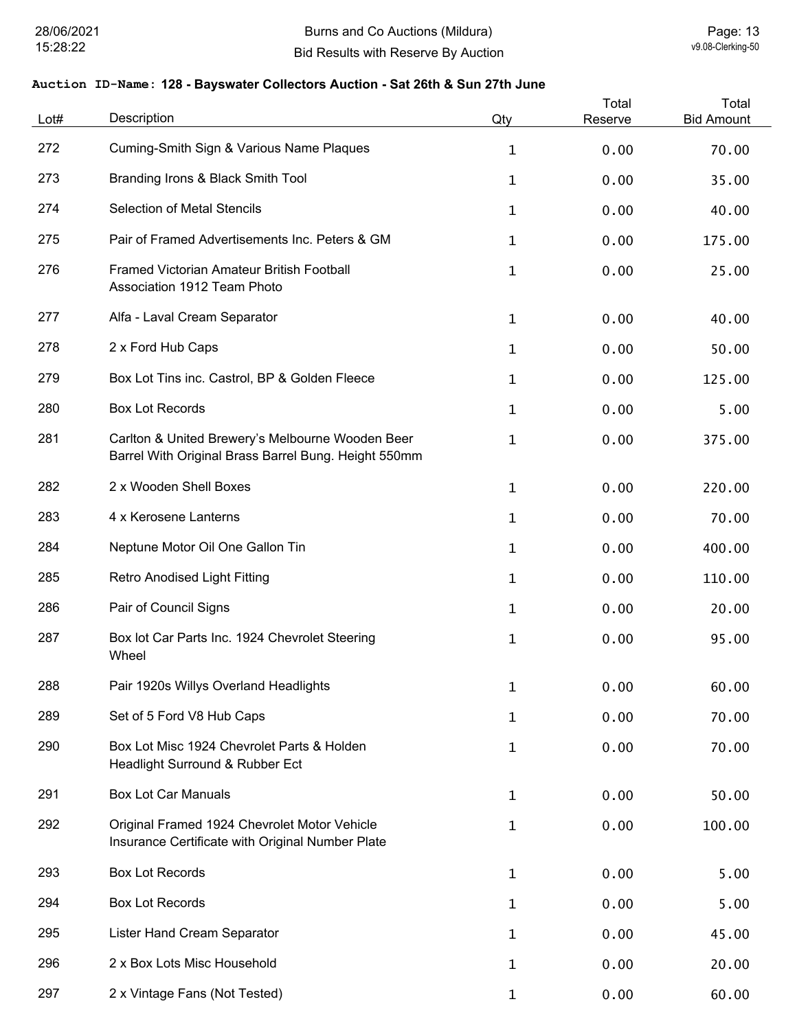**Auction ID-Name: 128 - Bayswater Collectors Auction - Sat 26th & Sun 27th June**

| Lot# | Description | Qty | Total Reserve | Total Bid Amount |
|---|---|---|---|---|
| 272 | Cuming-Smith Sign & Various Name Plaques | 1 | 0.00 | 70.00 |
| 273 | Branding Irons & Black Smith Tool | 1 | 0.00 | 35.00 |
| 274 | Selection of Metal Stencils | 1 | 0.00 | 40.00 |
| 275 | Pair of Framed Advertisements Inc. Peters & GM | 1 | 0.00 | 175.00 |
| 276 | Framed Victorian Amateur British Football Association 1912 Team Photo | 1 | 0.00 | 25.00 |
| 277 | Alfa - Laval Cream Separator | 1 | 0.00 | 40.00 |
| 278 | 2 x Ford Hub Caps | 1 | 0.00 | 50.00 |
| 279 | Box Lot Tins inc. Castrol, BP & Golden Fleece | 1 | 0.00 | 125.00 |
| 280 | Box Lot Records | 1 | 0.00 | 5.00 |
| 281 | Carlton & United Brewery's Melbourne Wooden Beer Barrel With Original Brass Barrel Bung. Height 550mm | 1 | 0.00 | 375.00 |
| 282 | 2 x Wooden Shell Boxes | 1 | 0.00 | 220.00 |
| 283 | 4 x Kerosene Lanterns | 1 | 0.00 | 70.00 |
| 284 | Neptune Motor Oil One Gallon Tin | 1 | 0.00 | 400.00 |
| 285 | Retro Anodised Light Fitting | 1 | 0.00 | 110.00 |
| 286 | Pair of Council Signs | 1 | 0.00 | 20.00 |
| 287 | Box lot Car Parts Inc. 1924 Chevrolet Steering Wheel | 1 | 0.00 | 95.00 |
| 288 | Pair 1920s Willys Overland Headlights | 1 | 0.00 | 60.00 |
| 289 | Set of 5 Ford V8 Hub Caps | 1 | 0.00 | 70.00 |
| 290 | Box Lot Misc 1924 Chevrolet Parts & Holden Headlight Surround & Rubber Ect | 1 | 0.00 | 70.00 |
| 291 | Box Lot Car Manuals | 1 | 0.00 | 50.00 |
| 292 | Original Framed 1924 Chevrolet Motor Vehicle Insurance Certificate with Original Number Plate | 1 | 0.00 | 100.00 |
| 293 | Box Lot Records | 1 | 0.00 | 5.00 |
| 294 | Box Lot Records | 1 | 0.00 | 5.00 |
| 295 | Lister Hand Cream Separator | 1 | 0.00 | 45.00 |
| 296 | 2 x Box Lots Misc Household | 1 | 0.00 | 20.00 |
| 297 | 2 x Vintage Fans (Not Tested) | 1 | 0.00 | 60.00 |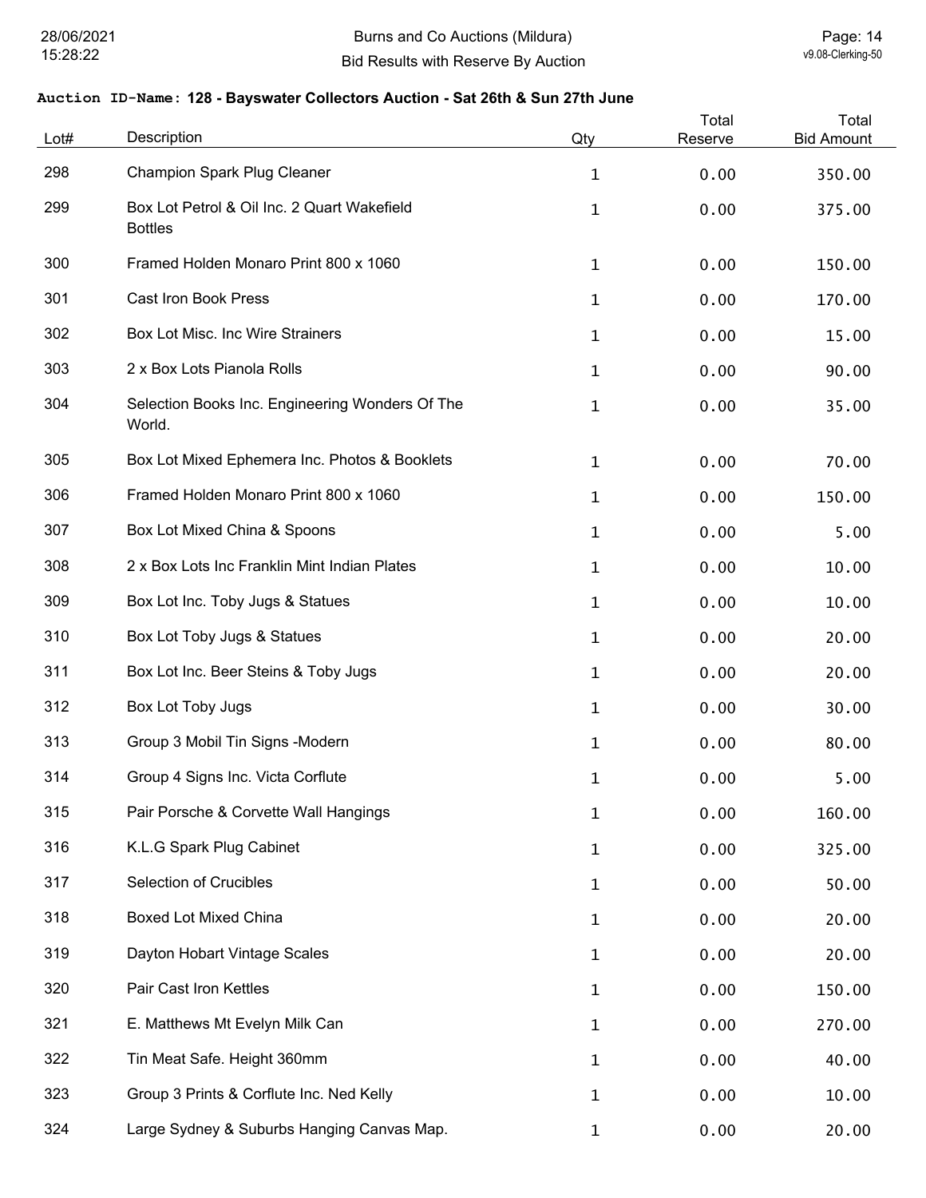**Auction ID-Name: 128 - Bayswater Collectors Auction - Sat 26th & Sun 27th June**

| Lot# | Description | Qty | Total Reserve | Total Bid Amount |
|---|---|---|---|---|
| 298 | Champion Spark Plug Cleaner | 1 | 0.00 | 350.00 |
| 299 | Box Lot Petrol & Oil Inc. 2 Quart Wakefield Bottles | 1 | 0.00 | 375.00 |
| 300 | Framed Holden Monaro Print 800 x 1060 | 1 | 0.00 | 150.00 |
| 301 | Cast Iron Book Press | 1 | 0.00 | 170.00 |
| 302 | Box Lot Misc. Inc Wire Strainers | 1 | 0.00 | 15.00 |
| 303 | 2 x Box Lots Pianola Rolls | 1 | 0.00 | 90.00 |
| 304 | Selection Books Inc. Engineering Wonders Of The World. | 1 | 0.00 | 35.00 |
| 305 | Box Lot Mixed Ephemera Inc. Photos & Booklets | 1 | 0.00 | 70.00 |
| 306 | Framed Holden Monaro Print 800 x 1060 | 1 | 0.00 | 150.00 |
| 307 | Box Lot Mixed China & Spoons | 1 | 0.00 | 5.00 |
| 308 | 2 x Box Lots Inc Franklin Mint Indian Plates | 1 | 0.00 | 10.00 |
| 309 | Box Lot Inc. Toby Jugs & Statues | 1 | 0.00 | 10.00 |
| 310 | Box Lot Toby Jugs & Statues | 1 | 0.00 | 20.00 |
| 311 | Box Lot Inc. Beer Steins & Toby Jugs | 1 | 0.00 | 20.00 |
| 312 | Box Lot Toby Jugs | 1 | 0.00 | 30.00 |
| 313 | Group 3 Mobil Tin Signs -Modern | 1 | 0.00 | 80.00 |
| 314 | Group 4 Signs Inc. Victa Corflute | 1 | 0.00 | 5.00 |
| 315 | Pair Porsche & Corvette Wall Hangings | 1 | 0.00 | 160.00 |
| 316 | K.L.G Spark Plug Cabinet | 1 | 0.00 | 325.00 |
| 317 | Selection of Crucibles | 1 | 0.00 | 50.00 |
| 318 | Boxed Lot Mixed China | 1 | 0.00 | 20.00 |
| 319 | Dayton Hobart Vintage Scales | 1 | 0.00 | 20.00 |
| 320 | Pair Cast Iron Kettles | 1 | 0.00 | 150.00 |
| 321 | E. Matthews Mt Evelyn Milk Can | 1 | 0.00 | 270.00 |
| 322 | Tin Meat Safe. Height 360mm | 1 | 0.00 | 40.00 |
| 323 | Group 3 Prints & Corflute Inc. Ned Kelly | 1 | 0.00 | 10.00 |
| 324 | Large Sydney & Suburbs Hanging Canvas Map. | 1 | 0.00 | 20.00 |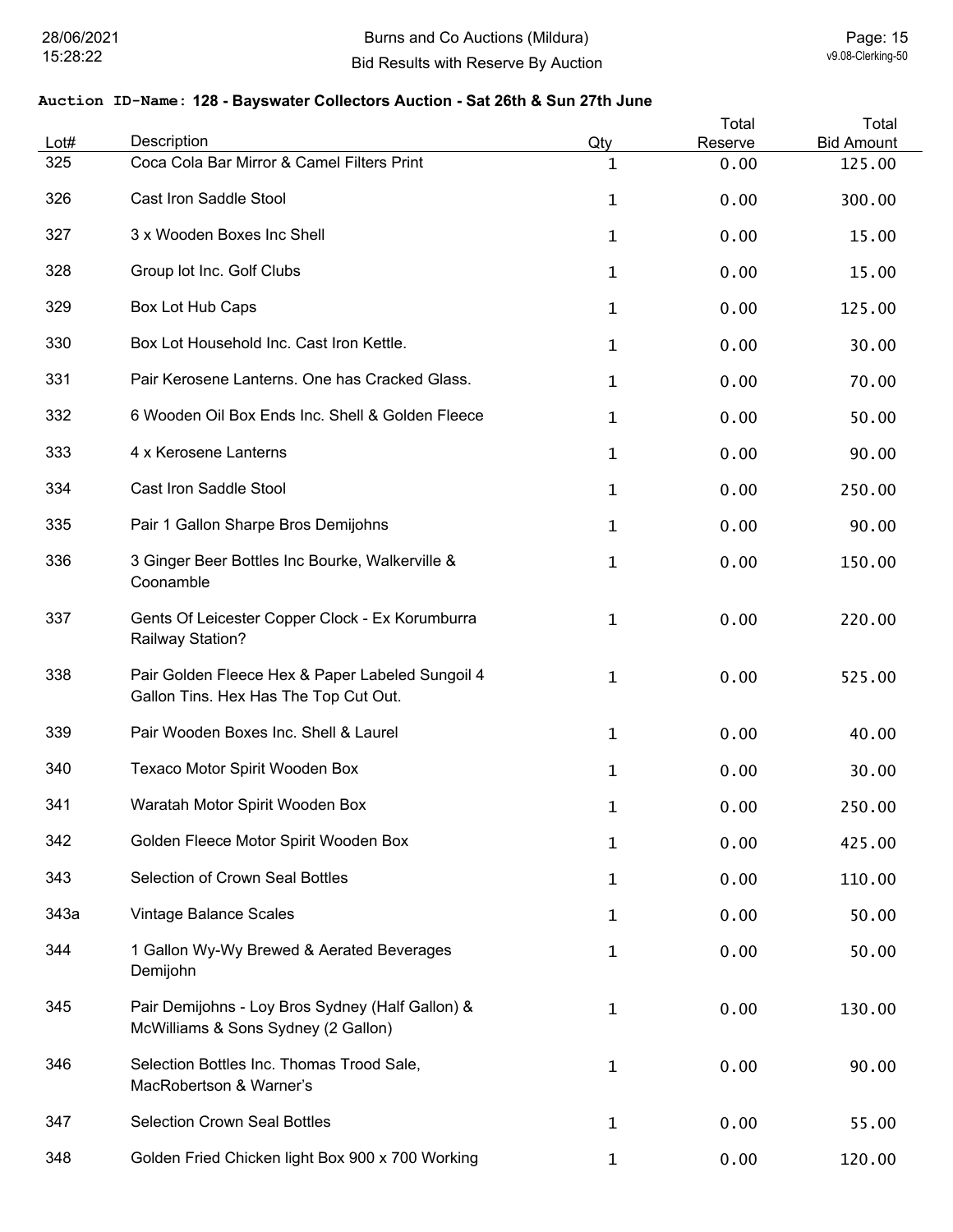**Auction ID-Name: 128 - Bayswater Collectors Auction - Sat 26th & Sun 27th June**

| Lot# | Description | Qty | Total Reserve | Total Bid Amount |
|---|---|---|---|---|
| 325 | Coca Cola Bar Mirror & Camel Filters Print | 1 | 0.00 | 125.00 |
| 326 | Cast Iron Saddle Stool | 1 | 0.00 | 300.00 |
| 327 | 3 x Wooden Boxes Inc Shell | 1 | 0.00 | 15.00 |
| 328 | Group lot Inc. Golf Clubs | 1 | 0.00 | 15.00 |
| 329 | Box Lot Hub Caps | 1 | 0.00 | 125.00 |
| 330 | Box Lot Household Inc. Cast Iron Kettle. | 1 | 0.00 | 30.00 |
| 331 | Pair Kerosene Lanterns. One has Cracked Glass. | 1 | 0.00 | 70.00 |
| 332 | 6 Wooden Oil Box Ends Inc. Shell & Golden Fleece | 1 | 0.00 | 50.00 |
| 333 | 4 x Kerosene Lanterns | 1 | 0.00 | 90.00 |
| 334 | Cast Iron Saddle Stool | 1 | 0.00 | 250.00 |
| 335 | Pair 1 Gallon Sharpe Bros Demijohns | 1 | 0.00 | 90.00 |
| 336 | 3 Ginger Beer Bottles Inc Bourke, Walkerville & Coonamble | 1 | 0.00 | 150.00 |
| 337 | Gents Of Leicester Copper Clock - Ex Korumburra Railway Station? | 1 | 0.00 | 220.00 |
| 338 | Pair Golden Fleece Hex & Paper Labeled Sungoil 4 Gallon Tins. Hex Has The Top Cut Out. | 1 | 0.00 | 525.00 |
| 339 | Pair Wooden Boxes Inc. Shell & Laurel | 1 | 0.00 | 40.00 |
| 340 | Texaco Motor Spirit Wooden Box | 1 | 0.00 | 30.00 |
| 341 | Waratah Motor Spirit Wooden Box | 1 | 0.00 | 250.00 |
| 342 | Golden Fleece Motor Spirit Wooden Box | 1 | 0.00 | 425.00 |
| 343 | Selection of Crown Seal Bottles | 1 | 0.00 | 110.00 |
| 343a | Vintage Balance Scales | 1 | 0.00 | 50.00 |
| 344 | 1 Gallon Wy-Wy Brewed & Aerated Beverages Demijohn | 1 | 0.00 | 50.00 |
| 345 | Pair Demijohns - Loy Bros Sydney (Half Gallon) & McWilliams & Sons Sydney (2 Gallon) | 1 | 0.00 | 130.00 |
| 346 | Selection Bottles Inc. Thomas Trood Sale, MacRobertson & Warner's | 1 | 0.00 | 90.00 |
| 347 | Selection Crown Seal Bottles | 1 | 0.00 | 55.00 |
| 348 | Golden Fried Chicken light Box 900 x 700 Working | 1 | 0.00 | 120.00 |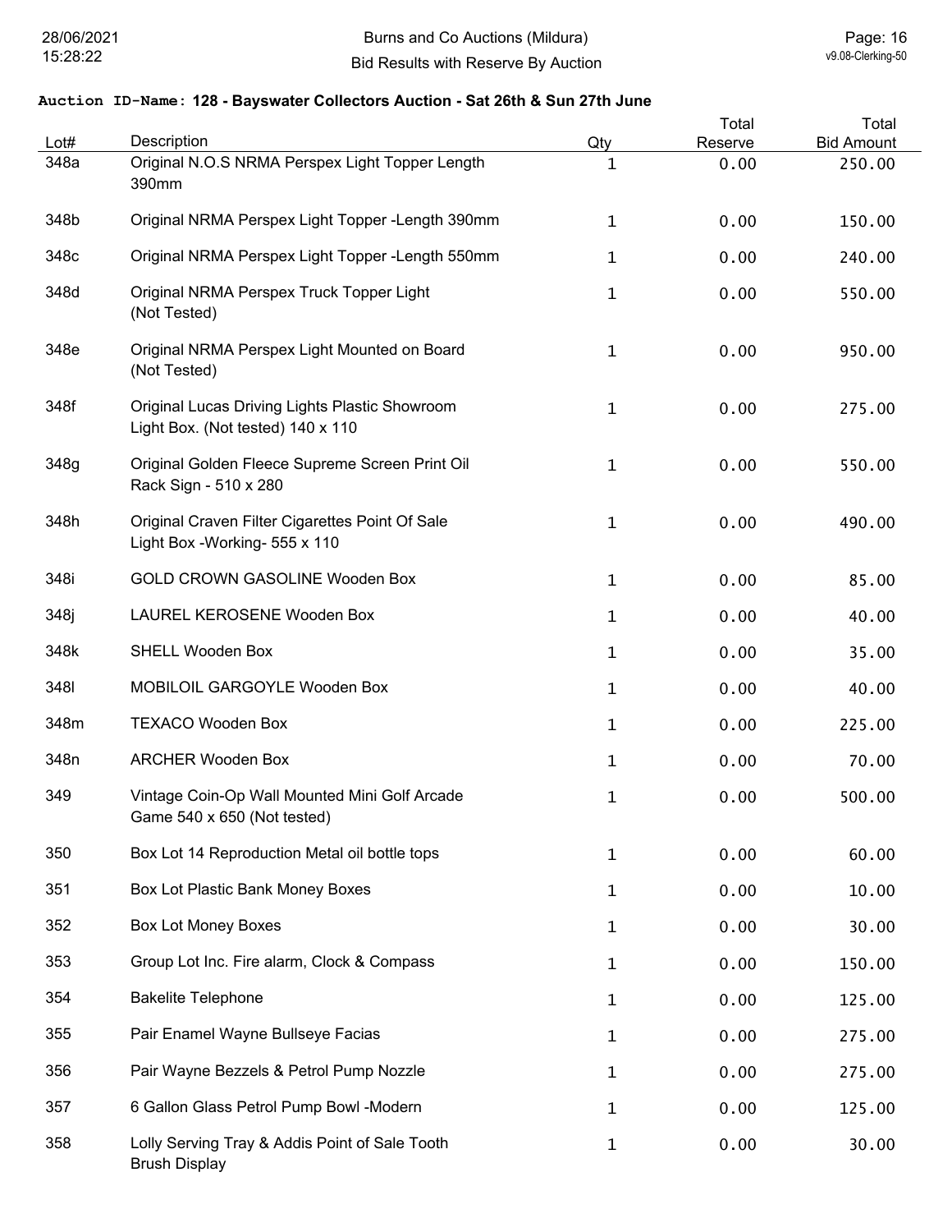**Auction ID-Name: 128 - Bayswater Collectors Auction - Sat 26th & Sun 27th June**

| Lot# | Description | Qty | Total Reserve | Total Bid Amount |
|---|---|---|---|---|
| 348a | Original N.O.S NRMA Perspex Light Topper Length 390mm | 1 | 0.00 | 250.00 |
| 348b | Original NRMA Perspex Light Topper -Length 390mm | 1 | 0.00 | 150.00 |
| 348c | Original NRMA Perspex Light Topper -Length 550mm | 1 | 0.00 | 240.00 |
| 348d | Original NRMA Perspex Truck Topper Light (Not Tested) | 1 | 0.00 | 550.00 |
| 348e | Original NRMA Perspex Light Mounted on Board (Not Tested) | 1 | 0.00 | 950.00 |
| 348f | Original Lucas Driving Lights Plastic Showroom Light Box. (Not tested) 140 x 110 | 1 | 0.00 | 275.00 |
| 348g | Original Golden Fleece Supreme Screen Print Oil Rack Sign - 510 x 280 | 1 | 0.00 | 550.00 |
| 348h | Original Craven Filter Cigarettes Point Of Sale Light Box -Working- 555 x 110 | 1 | 0.00 | 490.00 |
| 348i | GOLD CROWN GASOLINE Wooden Box | 1 | 0.00 | 85.00 |
| 348j | LAUREL KEROSENE Wooden Box | 1 | 0.00 | 40.00 |
| 348k | SHELL Wooden Box | 1 | 0.00 | 35.00 |
| 348l | MOBILOIL GARGOYLE Wooden Box | 1 | 0.00 | 40.00 |
| 348m | TEXACO Wooden Box | 1 | 0.00 | 225.00 |
| 348n | ARCHER Wooden Box | 1 | 0.00 | 70.00 |
| 349 | Vintage Coin-Op Wall Mounted Mini Golf Arcade Game 540 x 650 (Not tested) | 1 | 0.00 | 500.00 |
| 350 | Box Lot 14 Reproduction Metal oil bottle tops | 1 | 0.00 | 60.00 |
| 351 | Box Lot Plastic Bank Money Boxes | 1 | 0.00 | 10.00 |
| 352 | Box Lot Money Boxes | 1 | 0.00 | 30.00 |
| 353 | Group Lot Inc. Fire alarm, Clock & Compass | 1 | 0.00 | 150.00 |
| 354 | Bakelite Telephone | 1 | 0.00 | 125.00 |
| 355 | Pair Enamel Wayne Bullseye Facias | 1 | 0.00 | 275.00 |
| 356 | Pair Wayne Bezzels & Petrol Pump Nozzle | 1 | 0.00 | 275.00 |
| 357 | 6 Gallon Glass Petrol Pump Bowl -Modern | 1 | 0.00 | 125.00 |
| 358 | Lolly Serving Tray & Addis Point of Sale Tooth Brush Display | 1 | 0.00 | 30.00 |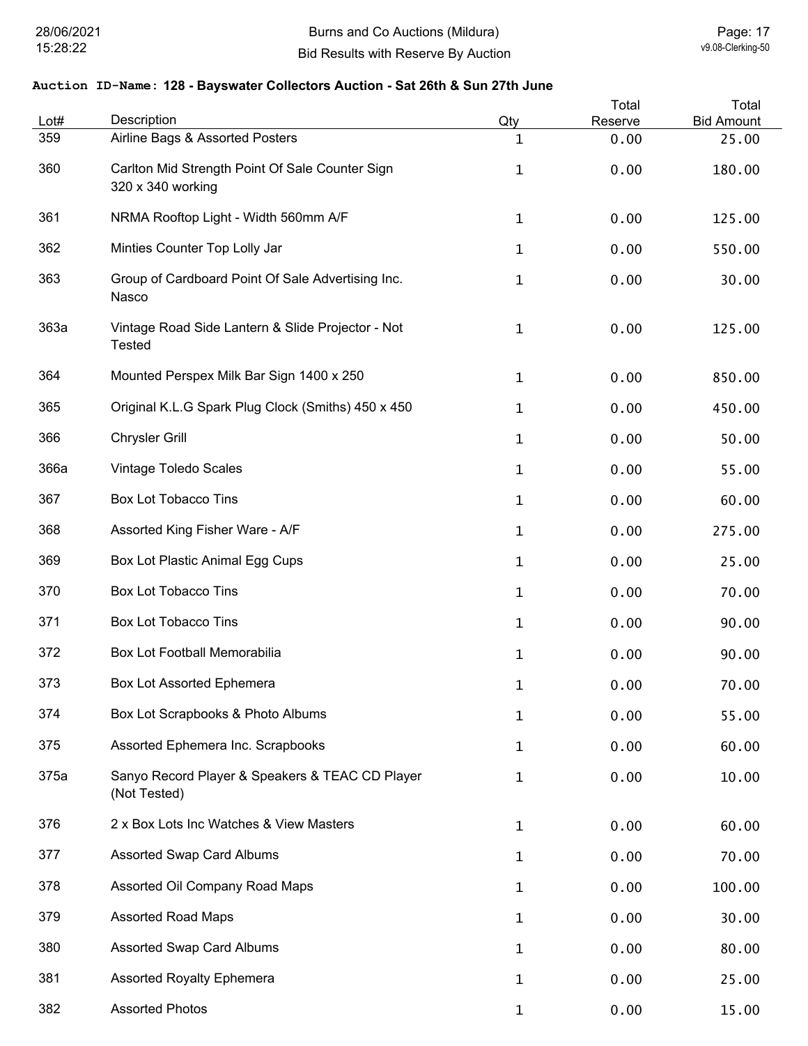**Auction ID-Name: 128 - Bayswater Collectors Auction - Sat 26th & Sun 27th June**

| Lot# | Description | Qty | Total Reserve | Total Bid Amount |
|---|---|---|---|---|
| 359 | Airline Bags & Assorted Posters | 1 | 0.00 | 25.00 |
| 360 | Carlton Mid Strength Point Of Sale Counter Sign 320 x 340 working | 1 | 0.00 | 180.00 |
| 361 | NRMA Rooftop Light - Width 560mm A/F | 1 | 0.00 | 125.00 |
| 362 | Minties Counter Top Lolly Jar | 1 | 0.00 | 550.00 |
| 363 | Group of Cardboard Point Of Sale Advertising Inc. Nasco | 1 | 0.00 | 30.00 |
| 363a | Vintage Road Side Lantern & Slide Projector - Not Tested | 1 | 0.00 | 125.00 |
| 364 | Mounted Perspex Milk Bar Sign 1400 x 250 | 1 | 0.00 | 850.00 |
| 365 | Original K.L.G Spark Plug Clock (Smiths) 450 x 450 | 1 | 0.00 | 450.00 |
| 366 | Chrysler Grill | 1 | 0.00 | 50.00 |
| 366a | Vintage Toledo Scales | 1 | 0.00 | 55.00 |
| 367 | Box Lot Tobacco Tins | 1 | 0.00 | 60.00 |
| 368 | Assorted King Fisher Ware - A/F | 1 | 0.00 | 275.00 |
| 369 | Box Lot Plastic Animal Egg Cups | 1 | 0.00 | 25.00 |
| 370 | Box Lot Tobacco Tins | 1 | 0.00 | 70.00 |
| 371 | Box Lot Tobacco Tins | 1 | 0.00 | 90.00 |
| 372 | Box Lot Football Memorabilia | 1 | 0.00 | 90.00 |
| 373 | Box Lot Assorted Ephemera | 1 | 0.00 | 70.00 |
| 374 | Box Lot Scrapbooks & Photo Albums | 1 | 0.00 | 55.00 |
| 375 | Assorted Ephemera Inc. Scrapbooks | 1 | 0.00 | 60.00 |
| 375a | Sanyo Record Player & Speakers & TEAC CD Player (Not Tested) | 1 | 0.00 | 10.00 |
| 376 | 2 x Box Lots Inc Watches & View Masters | 1 | 0.00 | 60.00 |
| 377 | Assorted Swap Card Albums | 1 | 0.00 | 70.00 |
| 378 | Assorted Oil Company Road Maps | 1 | 0.00 | 100.00 |
| 379 | Assorted Road Maps | 1 | 0.00 | 30.00 |
| 380 | Assorted Swap Card Albums | 1 | 0.00 | 80.00 |
| 381 | Assorted Royalty Ephemera | 1 | 0.00 | 25.00 |
| 382 | Assorted Photos | 1 | 0.00 | 15.00 |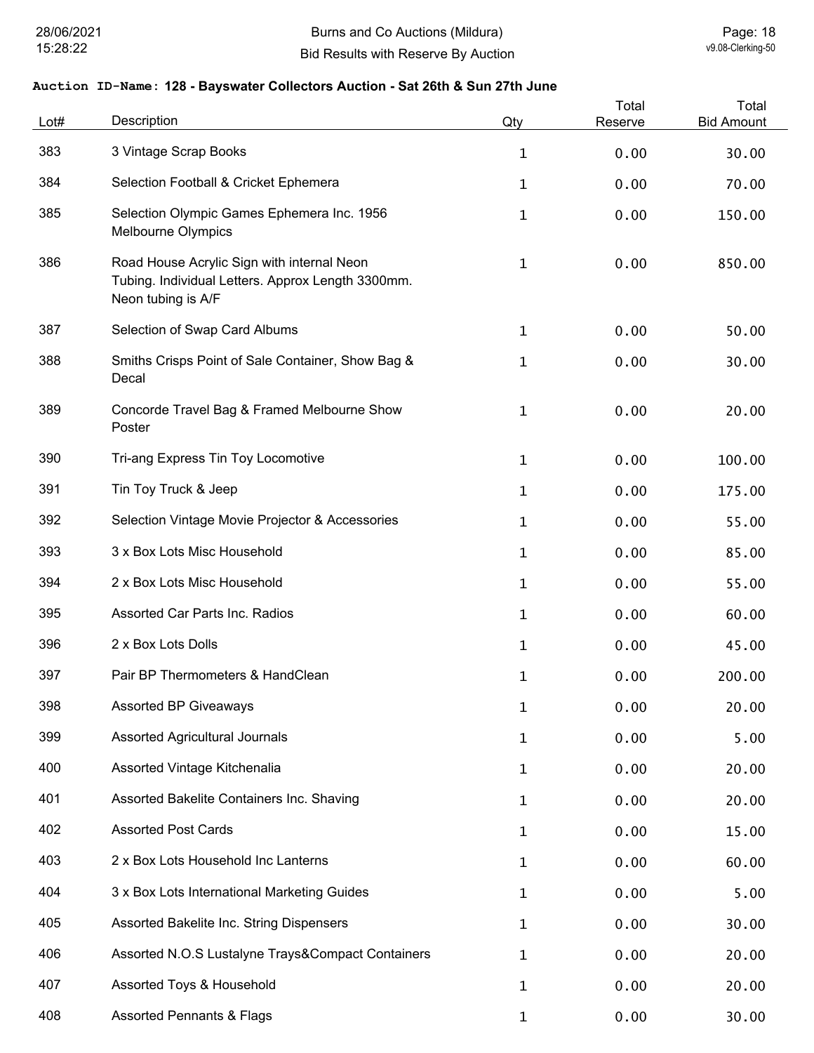**Auction ID-Name: 128 - Bayswater Collectors Auction - Sat 26th & Sun 27th June**

| Lot# | Description | Qty | Total Reserve | Total Bid Amount |
|---|---|---|---|---|
| 383 | 3 Vintage Scrap Books | 1 | 0.00 | 30.00 |
| 384 | Selection Football & Cricket Ephemera | 1 | 0.00 | 70.00 |
| 385 | Selection Olympic Games Ephemera Inc. 1956 Melbourne Olympics | 1 | 0.00 | 150.00 |
| 386 | Road House Acrylic Sign with internal Neon Tubing. Individual Letters. Approx Length 3300mm. Neon tubing is A/F | 1 | 0.00 | 850.00 |
| 387 | Selection of Swap Card Albums | 1 | 0.00 | 50.00 |
| 388 | Smiths Crisps Point of Sale Container, Show Bag & Decal | 1 | 0.00 | 30.00 |
| 389 | Concorde Travel Bag & Framed Melbourne Show Poster | 1 | 0.00 | 20.00 |
| 390 | Tri-ang Express Tin Toy Locomotive | 1 | 0.00 | 100.00 |
| 391 | Tin Toy Truck & Jeep | 1 | 0.00 | 175.00 |
| 392 | Selection Vintage Movie Projector & Accessories | 1 | 0.00 | 55.00 |
| 393 | 3 x Box Lots Misc Household | 1 | 0.00 | 85.00 |
| 394 | 2 x Box Lots Misc Household | 1 | 0.00 | 55.00 |
| 395 | Assorted Car Parts Inc. Radios | 1 | 0.00 | 60.00 |
| 396 | 2 x Box Lots Dolls | 1 | 0.00 | 45.00 |
| 397 | Pair BP Thermometers & HandClean | 1 | 0.00 | 200.00 |
| 398 | Assorted BP Giveaways | 1 | 0.00 | 20.00 |
| 399 | Assorted Agricultural Journals | 1 | 0.00 | 5.00 |
| 400 | Assorted Vintage Kitchenalia | 1 | 0.00 | 20.00 |
| 401 | Assorted Bakelite Containers Inc. Shaving | 1 | 0.00 | 20.00 |
| 402 | Assorted Post Cards | 1 | 0.00 | 15.00 |
| 403 | 2 x Box Lots Household Inc Lanterns | 1 | 0.00 | 60.00 |
| 404 | 3 x Box Lots International Marketing Guides | 1 | 0.00 | 5.00 |
| 405 | Assorted Bakelite Inc. String Dispensers | 1 | 0.00 | 30.00 |
| 406 | Assorted N.O.S Lustalyne Trays&Compact Containers | 1 | 0.00 | 20.00 |
| 407 | Assorted Toys & Household | 1 | 0.00 | 20.00 |
| 408 | Assorted Pennants & Flags | 1 | 0.00 | 30.00 |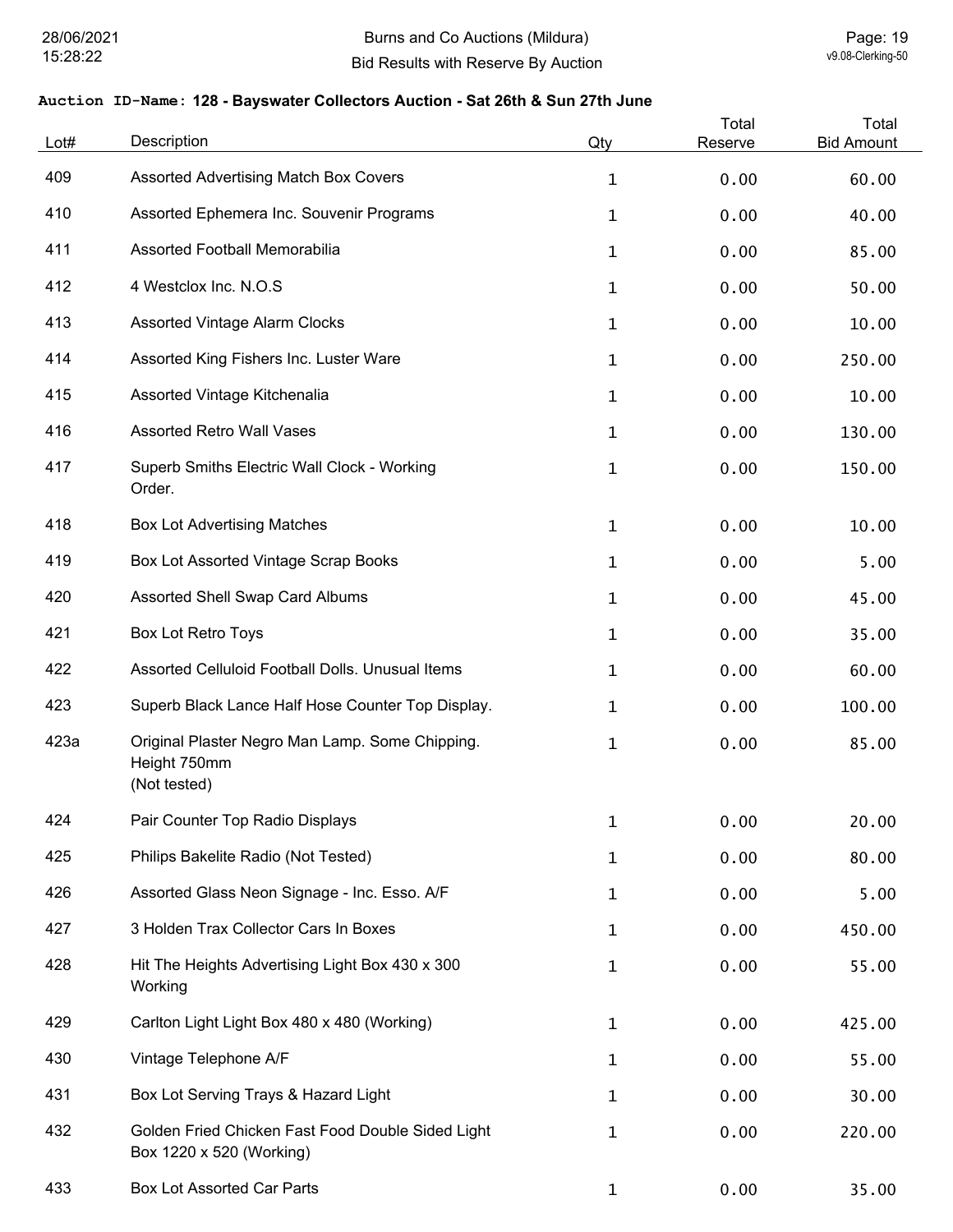**Auction ID-Name: 128 - Bayswater Collectors Auction - Sat 26th & Sun 27th June**

| Lot# | Description | Qty | Total Reserve | Total Bid Amount |
|---|---|---|---|---|
| 409 | Assorted Advertising Match Box Covers | 1 | 0.00 | 60.00 |
| 410 | Assorted Ephemera Inc. Souvenir Programs | 1 | 0.00 | 40.00 |
| 411 | Assorted Football Memorabilia | 1 | 0.00 | 85.00 |
| 412 | 4 Westclox Inc. N.O.S | 1 | 0.00 | 50.00 |
| 413 | Assorted Vintage Alarm Clocks | 1 | 0.00 | 10.00 |
| 414 | Assorted King Fishers Inc. Luster Ware | 1 | 0.00 | 250.00 |
| 415 | Assorted Vintage Kitchenalia | 1 | 0.00 | 10.00 |
| 416 | Assorted Retro Wall Vases | 1 | 0.00 | 130.00 |
| 417 | Superb Smiths Electric Wall Clock - Working Order. | 1 | 0.00 | 150.00 |
| 418 | Box Lot Advertising Matches | 1 | 0.00 | 10.00 |
| 419 | Box Lot Assorted Vintage Scrap Books | 1 | 0.00 | 5.00 |
| 420 | Assorted Shell Swap Card Albums | 1 | 0.00 | 45.00 |
| 421 | Box Lot Retro Toys | 1 | 0.00 | 35.00 |
| 422 | Assorted Celluloid Football Dolls. Unusual Items | 1 | 0.00 | 60.00 |
| 423 | Superb Black Lance Half Hose Counter Top Display. | 1 | 0.00 | 100.00 |
| 423a | Original Plaster Negro Man Lamp. Some Chipping. Height 750mm (Not tested) | 1 | 0.00 | 85.00 |
| 424 | Pair Counter Top Radio Displays | 1 | 0.00 | 20.00 |
| 425 | Philips Bakelite Radio (Not Tested) | 1 | 0.00 | 80.00 |
| 426 | Assorted Glass Neon Signage - Inc. Esso. A/F | 1 | 0.00 | 5.00 |
| 427 | 3 Holden Trax Collector Cars In Boxes | 1 | 0.00 | 450.00 |
| 428 | Hit The Heights Advertising Light Box 430 x 300 Working | 1 | 0.00 | 55.00 |
| 429 | Carlton Light Light Box 480 x 480 (Working) | 1 | 0.00 | 425.00 |
| 430 | Vintage Telephone A/F | 1 | 0.00 | 55.00 |
| 431 | Box Lot Serving Trays & Hazard Light | 1 | 0.00 | 30.00 |
| 432 | Golden Fried Chicken Fast Food Double Sided Light Box 1220 x 520 (Working) | 1 | 0.00 | 220.00 |
| 433 | Box Lot Assorted Car Parts | 1 | 0.00 | 35.00 |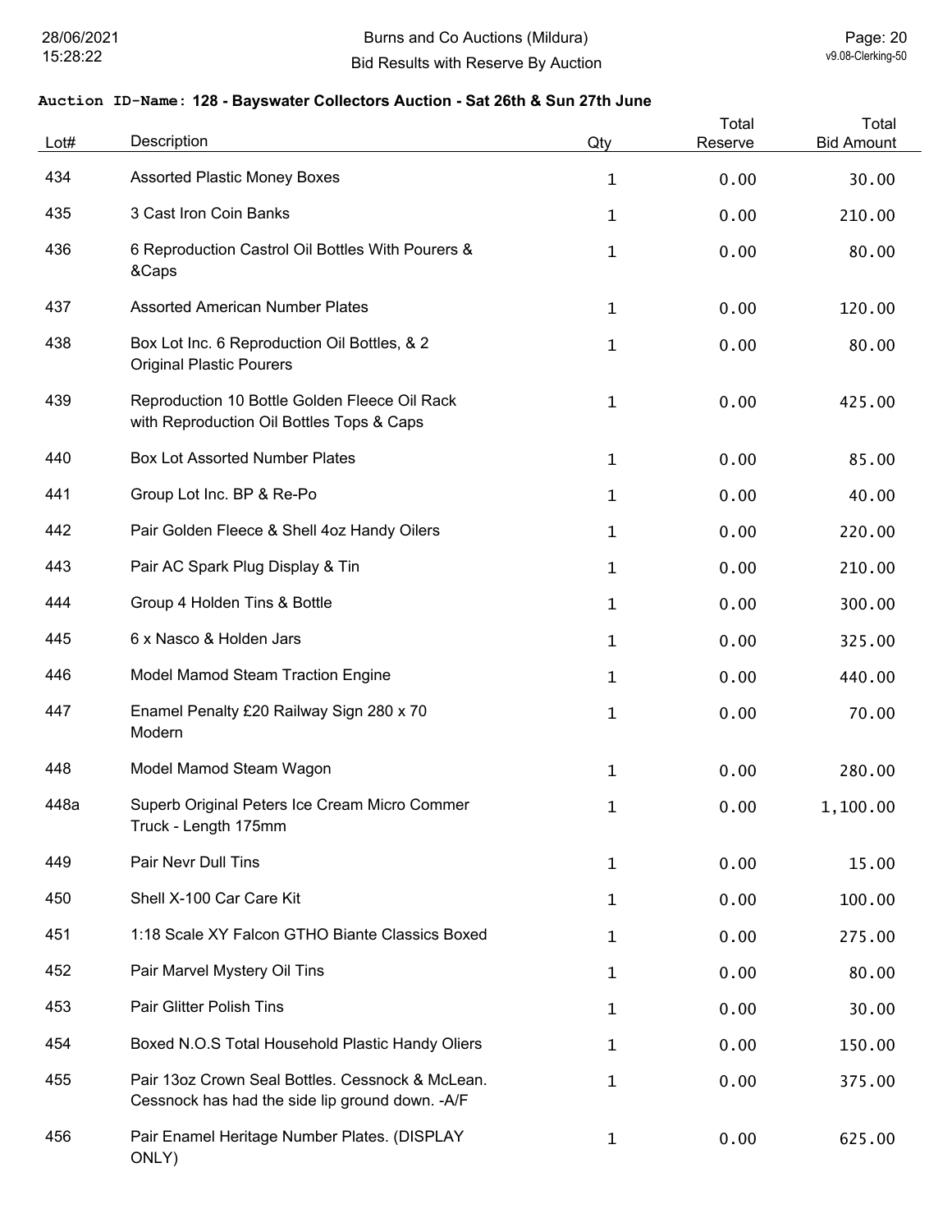**Auction ID-Name: 128 - Bayswater Collectors Auction - Sat 26th & Sun 27th June**

| Lot# | Description | Qty | Total Reserve | Total Bid Amount |
|---|---|---|---|---|
| 434 | Assorted Plastic Money Boxes | 1 | 0.00 | 30.00 |
| 435 | 3 Cast Iron Coin Banks | 1 | 0.00 | 210.00 |
| 436 | 6 Reproduction Castrol Oil Bottles With Pourers & &Caps | 1 | 0.00 | 80.00 |
| 437 | Assorted American Number Plates | 1 | 0.00 | 120.00 |
| 438 | Box Lot Inc. 6 Reproduction Oil Bottles, & 2 Original Plastic Pourers | 1 | 0.00 | 80.00 |
| 439 | Reproduction 10 Bottle Golden Fleece Oil Rack with Reproduction Oil Bottles Tops & Caps | 1 | 0.00 | 425.00 |
| 440 | Box Lot Assorted Number Plates | 1 | 0.00 | 85.00 |
| 441 | Group Lot Inc. BP & Re-Po | 1 | 0.00 | 40.00 |
| 442 | Pair Golden Fleece & Shell 4oz Handy Oilers | 1 | 0.00 | 220.00 |
| 443 | Pair AC Spark Plug Display & Tin | 1 | 0.00 | 210.00 |
| 444 | Group 4 Holden Tins & Bottle | 1 | 0.00 | 300.00 |
| 445 | 6 x Nasco & Holden Jars | 1 | 0.00 | 325.00 |
| 446 | Model Mamod Steam Traction Engine | 1 | 0.00 | 440.00 |
| 447 | Enamel Penalty £20 Railway Sign 280 x 70 Modern | 1 | 0.00 | 70.00 |
| 448 | Model Mamod Steam Wagon | 1 | 0.00 | 280.00 |
| 448a | Superb Original Peters Ice Cream Micro Commer Truck - Length 175mm | 1 | 0.00 | 1,100.00 |
| 449 | Pair Nevr Dull Tins | 1 | 0.00 | 15.00 |
| 450 | Shell X-100 Car Care Kit | 1 | 0.00 | 100.00 |
| 451 | 1:18 Scale XY Falcon GTHO Biante Classics Boxed | 1 | 0.00 | 275.00 |
| 452 | Pair Marvel Mystery Oil Tins | 1 | 0.00 | 80.00 |
| 453 | Pair Glitter Polish Tins | 1 | 0.00 | 30.00 |
| 454 | Boxed N.O.S Total Household Plastic Handy Oliers | 1 | 0.00 | 150.00 |
| 455 | Pair 13oz Crown Seal Bottles. Cessnock & McLean. Cessnock has had the side lip ground down. -A/F | 1 | 0.00 | 375.00 |
| 456 | Pair Enamel Heritage Number Plates. (DISPLAY ONLY) | 1 | 0.00 | 625.00 |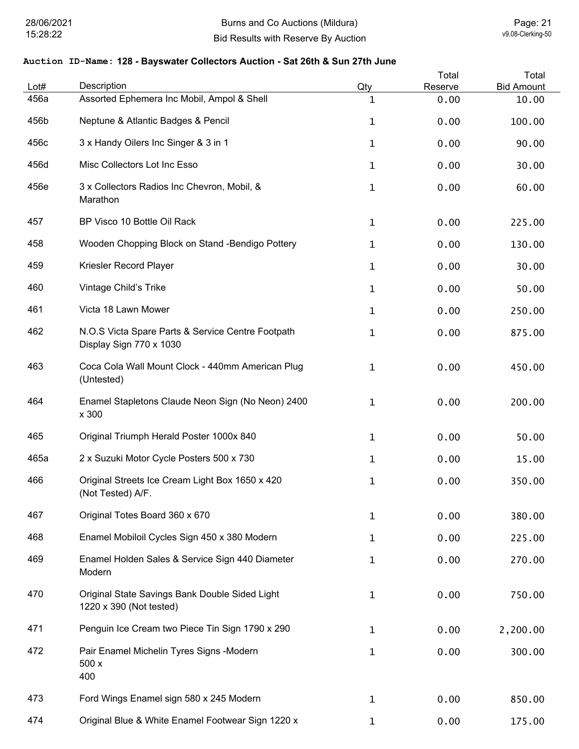**Auction ID-Name: 128 - Bayswater Collectors Auction - Sat 26th & Sun 27th June**

| Lot# | Description | Qty | Total Reserve | Total Bid Amount |
|---|---|---|---|---|
| 456a | Assorted Ephemera Inc Mobil, Ampol & Shell | 1 | 0.00 | 10.00 |
| 456b | Neptune & Atlantic Badges & Pencil | 1 | 0.00 | 100.00 |
| 456c | 3 x Handy Oilers Inc Singer & 3 in 1 | 1 | 0.00 | 90.00 |
| 456d | Misc Collectors Lot Inc Esso | 1 | 0.00 | 30.00 |
| 456e | 3 x Collectors Radios Inc Chevron, Mobil, & Marathon | 1 | 0.00 | 60.00 |
| 457 | BP Visco 10 Bottle Oil Rack | 1 | 0.00 | 225.00 |
| 458 | Wooden Chopping Block on Stand -Bendigo Pottery | 1 | 0.00 | 130.00 |
| 459 | Kriesler Record Player | 1 | 0.00 | 30.00 |
| 460 | Vintage Child's Trike | 1 | 0.00 | 50.00 |
| 461 | Victa 18 Lawn Mower | 1 | 0.00 | 250.00 |
| 462 | N.O.S Victa Spare Parts & Service Centre Footpath Display Sign 770 x 1030 | 1 | 0.00 | 875.00 |
| 463 | Coca Cola Wall Mount Clock - 440mm American Plug (Untested) | 1 | 0.00 | 450.00 |
| 464 | Enamel Stapletons Claude Neon Sign (No Neon) 2400 x 300 | 1 | 0.00 | 200.00 |
| 465 | Original Triumph Herald Poster 1000x 840 | 1 | 0.00 | 50.00 |
| 465a | 2 x Suzuki Motor Cycle Posters 500 x 730 | 1 | 0.00 | 15.00 |
| 466 | Original Streets Ice Cream Light Box 1650 x 420 (Not Tested) A/F. | 1 | 0.00 | 350.00 |
| 467 | Original Totes Board 360 x 670 | 1 | 0.00 | 380.00 |
| 468 | Enamel Mobiloil Cycles Sign 450 x 380 Modern | 1 | 0.00 | 225.00 |
| 469 | Enamel Holden Sales & Service Sign 440 Diameter Modern | 1 | 0.00 | 270.00 |
| 470 | Original State Savings Bank Double Sided Light 1220 x 390 (Not tested) | 1 | 0.00 | 750.00 |
| 471 | Penguin Ice Cream two Piece Tin Sign 1790 x 290 | 1 | 0.00 | 2,200.00 |
| 472 | Pair Enamel Michelin Tyres Signs -Modern 500 x 400 | 1 | 0.00 | 300.00 |
| 473 | Ford Wings Enamel sign 580 x 245 Modern | 1 | 0.00 | 850.00 |
| 474 | Original Blue & White Enamel Footwear Sign 1220 x | 1 | 0.00 | 175.00 |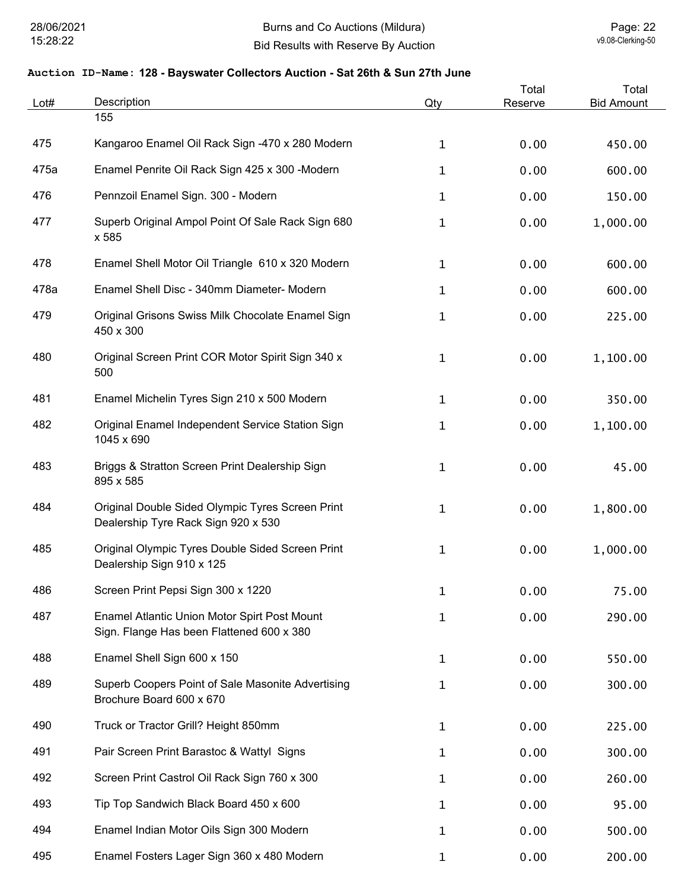**Auction ID-Name: 128 - Bayswater Collectors Auction - Sat 26th & Sun 27th June**

| Lot# | Description | Qty | Total Reserve | Total Bid Amount |
|---|---|---|---|---|
| | 155 | | | |
| 475 | Kangaroo Enamel Oil Rack Sign -470 x 280 Modern | 1 | 0.00 | 450.00 |
| 475a | Enamel Penrite Oil Rack Sign 425 x 300 -Modern | 1 | 0.00 | 600.00 |
| 476 | Pennzoil Enamel Sign. 300 - Modern | 1 | 0.00 | 150.00 |
| 477 | Superb Original Ampol Point Of Sale Rack Sign 680 x 585 | 1 | 0.00 | 1,000.00 |
| 478 | Enamel Shell Motor Oil Triangle 610 x 320 Modern | 1 | 0.00 | 600.00 |
| 478a | Enamel Shell Disc - 340mm Diameter- Modern | 1 | 0.00 | 600.00 |
| 479 | Original Grisons Swiss Milk Chocolate Enamel Sign 450 x 300 | 1 | 0.00 | 225.00 |
| 480 | Original Screen Print COR Motor Spirit Sign 340 x 500 | 1 | 0.00 | 1,100.00 |
| 481 | Enamel Michelin Tyres Sign 210 x 500 Modern | 1 | 0.00 | 350.00 |
| 482 | Original Enamel Independent Service Station Sign 1045 x 690 | 1 | 0.00 | 1,100.00 |
| 483 | Briggs & Stratton Screen Print Dealership Sign 895 x 585 | 1 | 0.00 | 45.00 |
| 484 | Original Double Sided Olympic Tyres Screen Print Dealership Tyre Rack Sign 920 x 530 | 1 | 0.00 | 1,800.00 |
| 485 | Original Olympic Tyres Double Sided Screen Print Dealership Sign 910 x 125 | 1 | 0.00 | 1,000.00 |
| 486 | Screen Print Pepsi Sign 300 x 1220 | 1 | 0.00 | 75.00 |
| 487 | Enamel Atlantic Union Motor Spirt Post Mount Sign. Flange Has been Flattened 600 x 380 | 1 | 0.00 | 290.00 |
| 488 | Enamel Shell Sign 600 x 150 | 1 | 0.00 | 550.00 |
| 489 | Superb Coopers Point of Sale Masonite Advertising Brochure Board 600 x 670 | 1 | 0.00 | 300.00 |
| 490 | Truck or Tractor Grill? Height 850mm | 1 | 0.00 | 225.00 |
| 491 | Pair Screen Print Barastoc & Wattyl Signs | 1 | 0.00 | 300.00 |
| 492 | Screen Print Castrol Oil Rack Sign 760 x 300 | 1 | 0.00 | 260.00 |
| 493 | Tip Top Sandwich Black Board 450 x 600 | 1 | 0.00 | 95.00 |
| 494 | Enamel Indian Motor Oils Sign 300 Modern | 1 | 0.00 | 500.00 |
| 495 | Enamel Fosters Lager Sign 360 x 480 Modern | 1 | 0.00 | 200.00 |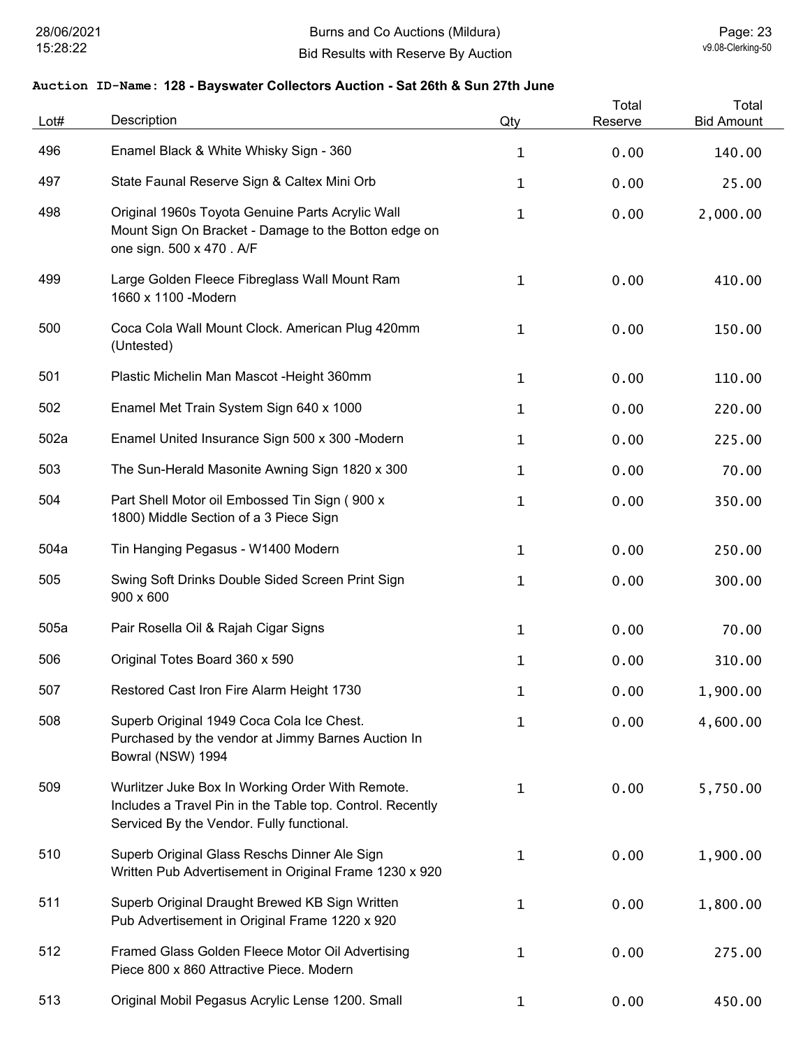**Auction ID-Name: 128 - Bayswater Collectors Auction - Sat 26th & Sun 27th June**

| Lot# | Description | Qty | Total Reserve | Total Bid Amount |
|---|---|---|---|---|
| 496 | Enamel Black & White Whisky Sign - 360 | 1 | 0.00 | 140.00 |
| 497 | State Faunal Reserve Sign & Caltex Mini Orb | 1 | 0.00 | 25.00 |
| 498 | Original 1960s Toyota Genuine Parts Acrylic Wall Mount Sign On Bracket - Damage to the Botton edge on one sign. 500 x 470 . A/F | 1 | 0.00 | 2,000.00 |
| 499 | Large Golden Fleece Fibreglass Wall Mount Ram 1660 x 1100 -Modern | 1 | 0.00 | 410.00 |
| 500 | Coca Cola Wall Mount Clock. American Plug 420mm (Untested) | 1 | 0.00 | 150.00 |
| 501 | Plastic Michelin Man Mascot -Height 360mm | 1 | 0.00 | 110.00 |
| 502 | Enamel Met Train System Sign 640 x 1000 | 1 | 0.00 | 220.00 |
| 502a | Enamel United Insurance Sign 500 x 300 -Modern | 1 | 0.00 | 225.00 |
| 503 | The Sun-Herald Masonite Awning Sign 1820 x 300 | 1 | 0.00 | 70.00 |
| 504 | Part Shell Motor oil Embossed Tin Sign ( 900 x 1800) Middle Section of a 3 Piece Sign | 1 | 0.00 | 350.00 |
| 504a | Tin Hanging Pegasus - W1400 Modern | 1 | 0.00 | 250.00 |
| 505 | Swing Soft Drinks Double Sided Screen Print Sign 900 x 600 | 1 | 0.00 | 300.00 |
| 505a | Pair Rosella Oil & Rajah Cigar Signs | 1 | 0.00 | 70.00 |
| 506 | Original Totes Board 360 x 590 | 1 | 0.00 | 310.00 |
| 507 | Restored Cast Iron Fire Alarm Height 1730 | 1 | 0.00 | 1,900.00 |
| 508 | Superb Original 1949 Coca Cola Ice Chest. Purchased by the vendor at Jimmy Barnes Auction In Bowral (NSW) 1994 | 1 | 0.00 | 4,600.00 |
| 509 | Wurlitzer Juke Box In Working Order With Remote. Includes a Travel Pin in the Table top. Control. Recently Serviced By the Vendor. Fully functional. | 1 | 0.00 | 5,750.00 |
| 510 | Superb Original Glass Reschs Dinner Ale Sign Written Pub Advertisement in Original Frame 1230 x 920 | 1 | 0.00 | 1,900.00 |
| 511 | Superb Original Draught Brewed KB Sign Written Pub Advertisement in Original Frame 1220 x 920 | 1 | 0.00 | 1,800.00 |
| 512 | Framed Glass Golden Fleece Motor Oil Advertising Piece 800 x 860 Attractive Piece. Modern | 1 | 0.00 | 275.00 |
| 513 | Original Mobil Pegasus Acrylic Lense 1200. Small | 1 | 0.00 | 450.00 |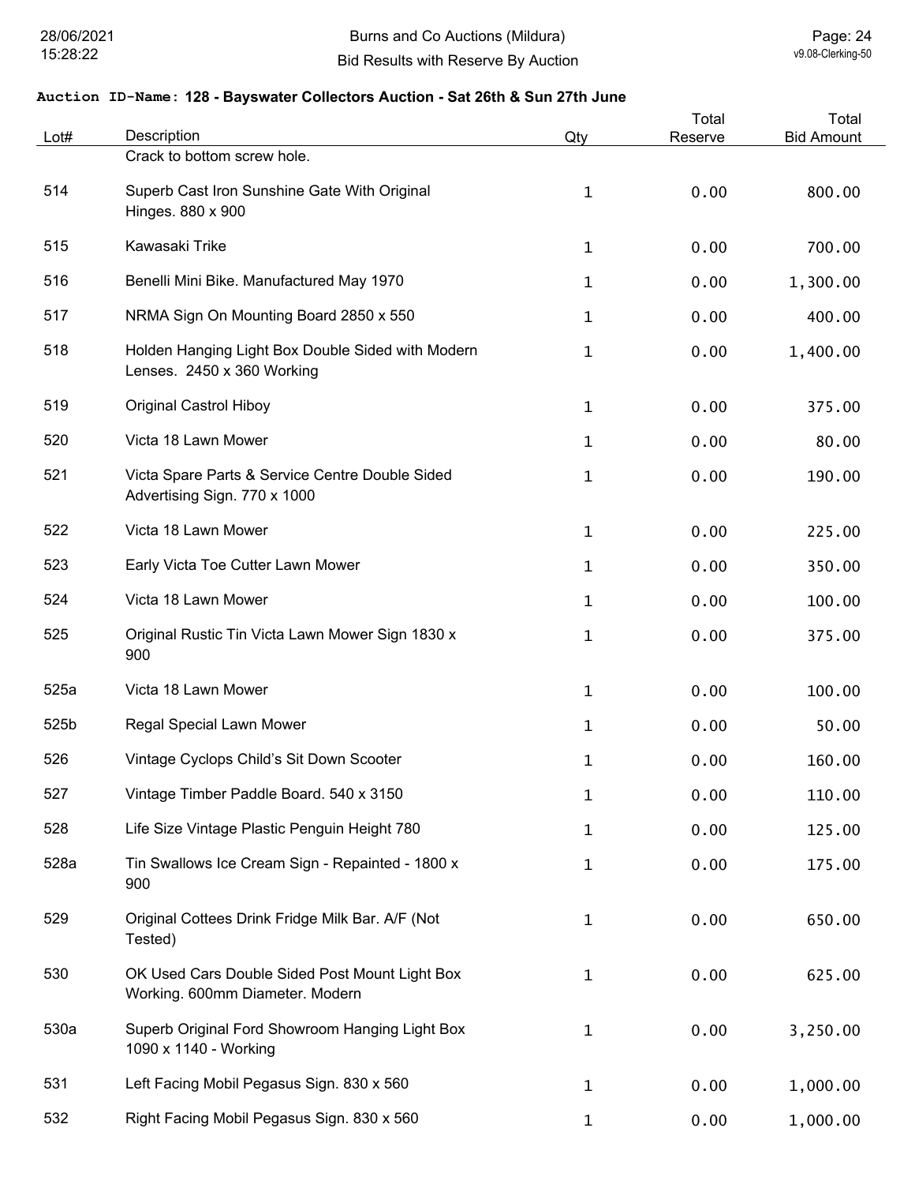## Auction ID-Name: 128 - Bayswater Collectors Auction - Sat 26th & Sun 27th June

| Lot# | Description | Qty | Total Reserve | Total Bid Amount |
|---|---|---|---|---|
| | Crack to bottom screw hole. | | | |
| 514 | Superb Cast Iron Sunshine Gate With Original Hinges. 880 x 900 | 1 | 0.00 | 800.00 |
| 515 | Kawasaki Trike | 1 | 0.00 | 700.00 |
| 516 | Benelli Mini Bike. Manufactured May 1970 | 1 | 0.00 | 1,300.00 |
| 517 | NRMA Sign On Mounting Board 2850 x 550 | 1 | 0.00 | 400.00 |
| 518 | Holden Hanging Light Box Double Sided with Modern Lenses. 2450 x 360 Working | 1 | 0.00 | 1,400.00 |
| 519 | Original Castrol Hiboy | 1 | 0.00 | 375.00 |
| 520 | Victa 18 Lawn Mower | 1 | 0.00 | 80.00 |
| 521 | Victa Spare Parts & Service Centre Double Sided Advertising Sign. 770 x 1000 | 1 | 0.00 | 190.00 |
| 522 | Victa 18 Lawn Mower | 1 | 0.00 | 225.00 |
| 523 | Early Victa Toe Cutter Lawn Mower | 1 | 0.00 | 350.00 |
| 524 | Victa 18 Lawn Mower | 1 | 0.00 | 100.00 |
| 525 | Original Rustic Tin Victa Lawn Mower Sign 1830 x 900 | 1 | 0.00 | 375.00 |
| 525a | Victa 18 Lawn Mower | 1 | 0.00 | 100.00 |
| 525b | Regal Special Lawn Mower | 1 | 0.00 | 50.00 |
| 526 | Vintage Cyclops Child's Sit Down Scooter | 1 | 0.00 | 160.00 |
| 527 | Vintage Timber Paddle Board. 540 x 3150 | 1 | 0.00 | 110.00 |
| 528 | Life Size Vintage Plastic Penguin Height 780 | 1 | 0.00 | 125.00 |
| 528a | Tin Swallows Ice Cream Sign - Repainted - 1800 x 900 | 1 | 0.00 | 175.00 |
| 529 | Original Cottees Drink Fridge Milk Bar. A/F (Not Tested) | 1 | 0.00 | 650.00 |
| 530 | OK Used Cars Double Sided Post Mount Light Box Working. 600mm Diameter. Modern | 1 | 0.00 | 625.00 |
| 530a | Superb Original Ford Showroom Hanging Light Box 1090 x 1140 - Working | 1 | 0.00 | 3,250.00 |
| 531 | Left Facing Mobil Pegasus Sign. 830 x 560 | 1 | 0.00 | 1,000.00 |
| 532 | Right Facing Mobil Pegasus Sign. 830 x 560 | 1 | 0.00 | 1,000.00 |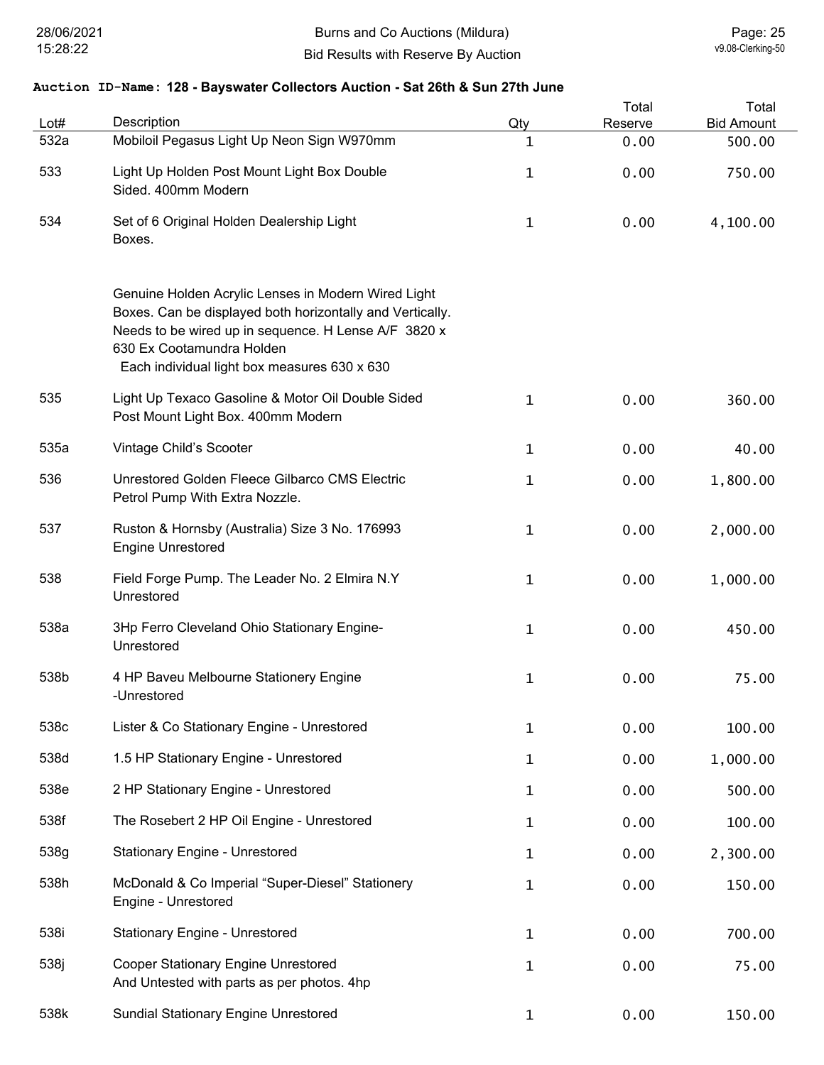**Auction ID-Name: 128 - Bayswater Collectors Auction - Sat 26th & Sun 27th June**

| Lot# | Description | Qty | Total Reserve | Total Bid Amount |
|---|---|---|---|---|
| 532a | Mobiloil Pegasus Light Up Neon Sign W970mm | 1 | 0.00 | 500.00 |
| 533 | Light Up Holden Post Mount Light Box Double Sided. 400mm Modern | 1 | 0.00 | 750.00 |
| 534 | Set of 6 Original Holden Dealership Light Boxes. Genuine Holden Acrylic Lenses in Modern Wired Light Boxes. Can be displayed both horizontally and Vertically. Needs to be wired up in sequence. H Lense A/F 3820 x 630 Ex Cootamundra Holden Each individual light box measures 630 x 630 | 1 | 0.00 | 4,100.00 |
| 535 | Light Up Texaco Gasoline & Motor Oil Double Sided Post Mount Light Box. 400mm Modern | 1 | 0.00 | 360.00 |
| 535a | Vintage Child's Scooter | 1 | 0.00 | 40.00 |
| 536 | Unrestored Golden Fleece Gilbarco CMS Electric Petrol Pump With Extra Nozzle. | 1 | 0.00 | 1,800.00 |
| 537 | Ruston & Hornsby (Australia) Size 3 No. 176993 Engine Unrestored | 1 | 0.00 | 2,000.00 |
| 538 | Field Forge Pump. The Leader No. 2 Elmira N.Y Unrestored | 1 | 0.00 | 1,000.00 |
| 538a | 3Hp Ferro Cleveland Ohio Stationary Engine- Unrestored | 1 | 0.00 | 450.00 |
| 538b | 4 HP Baveu Melbourne Stationery Engine -Unrestored | 1 | 0.00 | 75.00 |
| 538c | Lister & Co Stationary Engine - Unrestored | 1 | 0.00 | 100.00 |
| 538d | 1.5 HP Stationary Engine - Unrestored | 1 | 0.00 | 1,000.00 |
| 538e | 2 HP Stationary Engine - Unrestored | 1 | 0.00 | 500.00 |
| 538f | The Rosebert 2 HP Oil Engine - Unrestored | 1 | 0.00 | 100.00 |
| 538g | Stationary Engine - Unrestored | 1 | 0.00 | 2,300.00 |
| 538h | McDonald & Co Imperial "Super-Diesel" Stationery Engine - Unrestored | 1 | 0.00 | 150.00 |
| 538i | Stationary Engine - Unrestored | 1 | 0.00 | 700.00 |
| 538j | Cooper Stationary Engine Unrestored And Untested with parts as per photos. 4hp | 1 | 0.00 | 75.00 |
| 538k | Sundial Stationary Engine Unrestored | 1 | 0.00 | 150.00 |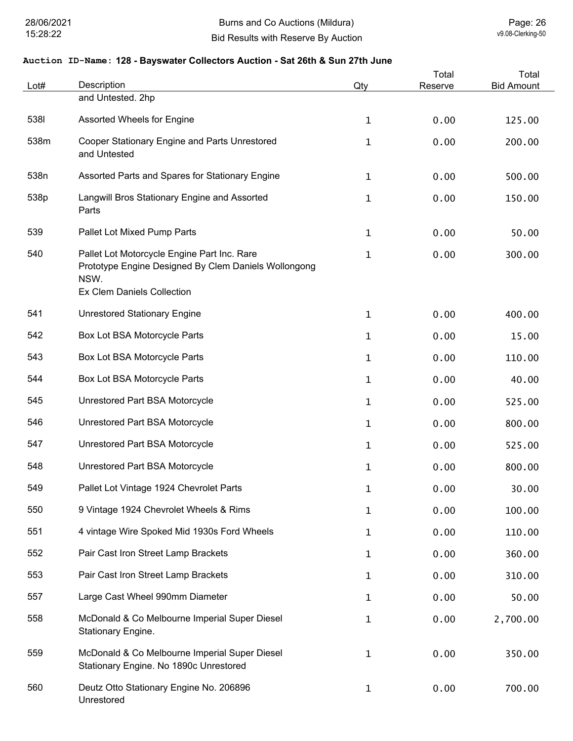**Auction ID-Name: 128 - Bayswater Collectors Auction - Sat 26th & Sun 27th June**

| Lot# | Description | Qty | Total Reserve | Total Bid Amount |
|---|---|---|---|---|
| | and Untested. 2hp | | | |
| 538l | Assorted Wheels for Engine | 1 | 0.00 | 125.00 |
| 538m | Cooper Stationary Engine and Parts Unrestored and Untested | 1 | 0.00 | 200.00 |
| 538n | Assorted Parts and Spares for Stationary Engine | 1 | 0.00 | 500.00 |
| 538p | Langwill Bros Stationary Engine and Assorted Parts | 1 | 0.00 | 150.00 |
| 539 | Pallet Lot Mixed Pump Parts | 1 | 0.00 | 50.00 |
| 540 | Pallet Lot Motorcycle Engine Part Inc. Rare Prototype Engine Designed By Clem Daniels Wollongong NSW. Ex Clem Daniels Collection | 1 | 0.00 | 300.00 |
| 541 | Unrestored Stationary Engine | 1 | 0.00 | 400.00 |
| 542 | Box Lot BSA Motorcycle Parts | 1 | 0.00 | 15.00 |
| 543 | Box Lot BSA Motorcycle Parts | 1 | 0.00 | 110.00 |
| 544 | Box Lot BSA Motorcycle Parts | 1 | 0.00 | 40.00 |
| 545 | Unrestored Part BSA Motorcycle | 1 | 0.00 | 525.00 |
| 546 | Unrestored Part BSA Motorcycle | 1 | 0.00 | 800.00 |
| 547 | Unrestored Part BSA Motorcycle | 1 | 0.00 | 525.00 |
| 548 | Unrestored Part BSA Motorcycle | 1 | 0.00 | 800.00 |
| 549 | Pallet Lot Vintage 1924 Chevrolet Parts | 1 | 0.00 | 30.00 |
| 550 | 9 Vintage 1924 Chevrolet Wheels & Rims | 1 | 0.00 | 100.00 |
| 551 | 4 vintage Wire Spoked Mid 1930s Ford Wheels | 1 | 0.00 | 110.00 |
| 552 | Pair Cast Iron Street Lamp Brackets | 1 | 0.00 | 360.00 |
| 553 | Pair Cast Iron Street Lamp Brackets | 1 | 0.00 | 310.00 |
| 557 | Large Cast Wheel 990mm Diameter | 1 | 0.00 | 50.00 |
| 558 | McDonald & Co Melbourne Imperial Super Diesel Stationary Engine. | 1 | 0.00 | 2,700.00 |
| 559 | McDonald & Co Melbourne Imperial Super Diesel Stationary Engine. No 1890c Unrestored | 1 | 0.00 | 350.00 |
| 560 | Deutz Otto Stationary Engine No. 206896 Unrestored | 1 | 0.00 | 700.00 |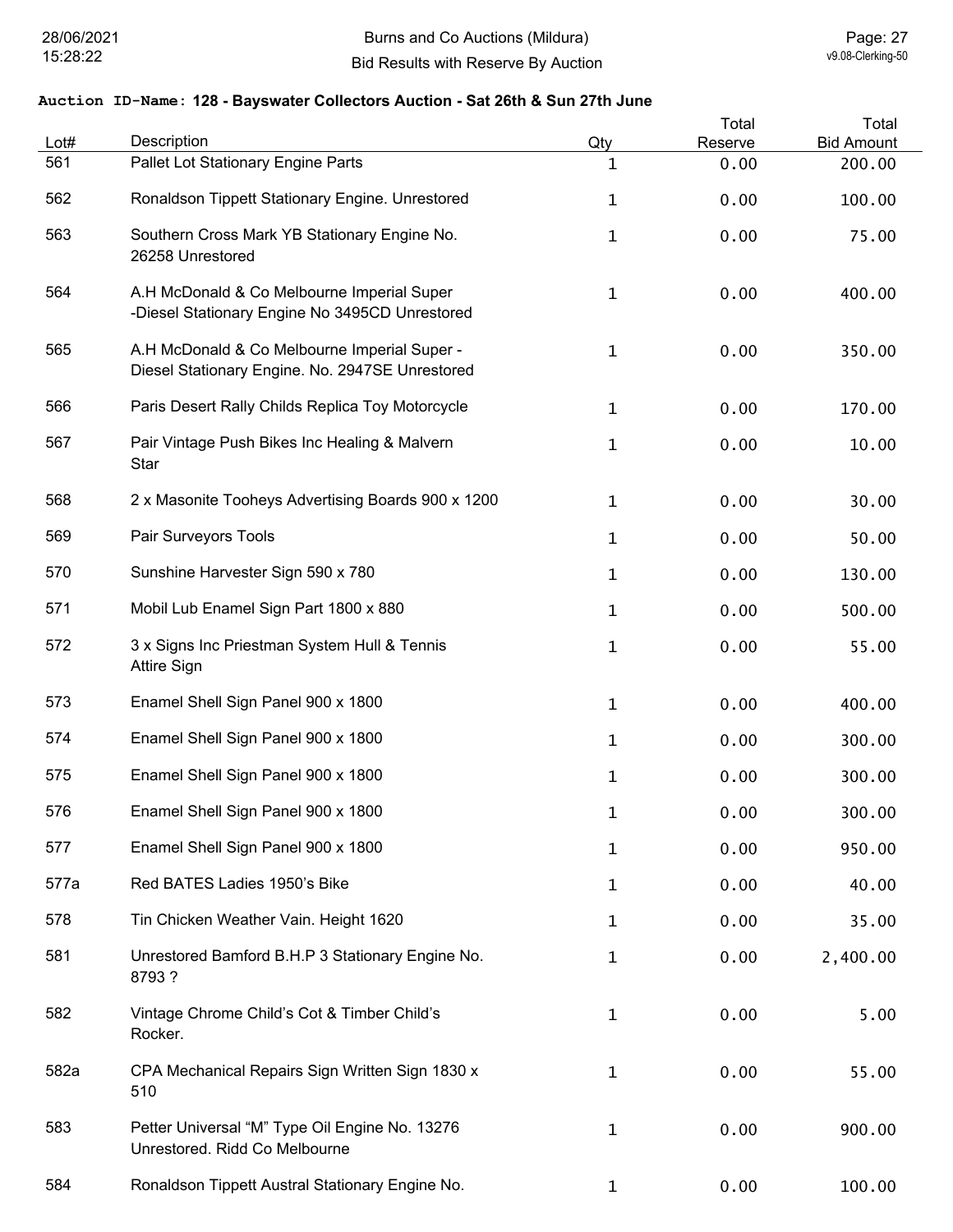**Auction ID-Name: 128 - Bayswater Collectors Auction - Sat 26th & Sun 27th June**

| Lot# | Description | Qty | Total Reserve | Total Bid Amount |
|---|---|---|---|---|
| 561 | Pallet Lot Stationary Engine Parts | 1 | 0.00 | 200.00 |
| 562 | Ronaldson Tippett Stationary Engine. Unrestored | 1 | 0.00 | 100.00 |
| 563 | Southern Cross Mark YB Stationary Engine No. 26258 Unrestored | 1 | 0.00 | 75.00 |
| 564 | A.H McDonald & Co Melbourne Imperial Super -Diesel Stationary Engine No 3495CD Unrestored | 1 | 0.00 | 400.00 |
| 565 | A.H McDonald & Co Melbourne Imperial Super - Diesel Stationary Engine. No. 2947SE Unrestored | 1 | 0.00 | 350.00 |
| 566 | Paris Desert Rally Childs Replica Toy Motorcycle | 1 | 0.00 | 170.00 |
| 567 | Pair Vintage Push Bikes Inc Healing & Malvern Star | 1 | 0.00 | 10.00 |
| 568 | 2 x Masonite Tooheys Advertising Boards 900 x 1200 | 1 | 0.00 | 30.00 |
| 569 | Pair Surveyors Tools | 1 | 0.00 | 50.00 |
| 570 | Sunshine Harvester Sign 590 x 780 | 1 | 0.00 | 130.00 |
| 571 | Mobil Lub Enamel Sign Part 1800 x 880 | 1 | 0.00 | 500.00 |
| 572 | 3 x Signs Inc Priestman System Hull & Tennis Attire Sign | 1 | 0.00 | 55.00 |
| 573 | Enamel Shell Sign Panel 900 x 1800 | 1 | 0.00 | 400.00 |
| 574 | Enamel Shell Sign Panel 900 x 1800 | 1 | 0.00 | 300.00 |
| 575 | Enamel Shell Sign Panel 900 x 1800 | 1 | 0.00 | 300.00 |
| 576 | Enamel Shell Sign Panel 900 x 1800 | 1 | 0.00 | 300.00 |
| 577 | Enamel Shell Sign Panel 900 x 1800 | 1 | 0.00 | 950.00 |
| 577a | Red BATES Ladies 1950's Bike | 1 | 0.00 | 40.00 |
| 578 | Tin Chicken Weather Vain. Height 1620 | 1 | 0.00 | 35.00 |
| 581 | Unrestored Bamford B.H.P 3 Stationary Engine No. 8793 ? | 1 | 0.00 | 2,400.00 |
| 582 | Vintage Chrome Child's Cot & Timber Child's Rocker. | 1 | 0.00 | 5.00 |
| 582a | CPA Mechanical Repairs Sign Written Sign 1830 x 510 | 1 | 0.00 | 55.00 |
| 583 | Petter Universal "M" Type Oil Engine No. 13276 Unrestored. Ridd Co Melbourne | 1 | 0.00 | 900.00 |
| 584 | Ronaldson Tippett Austral Stationary Engine No. | 1 | 0.00 | 100.00 |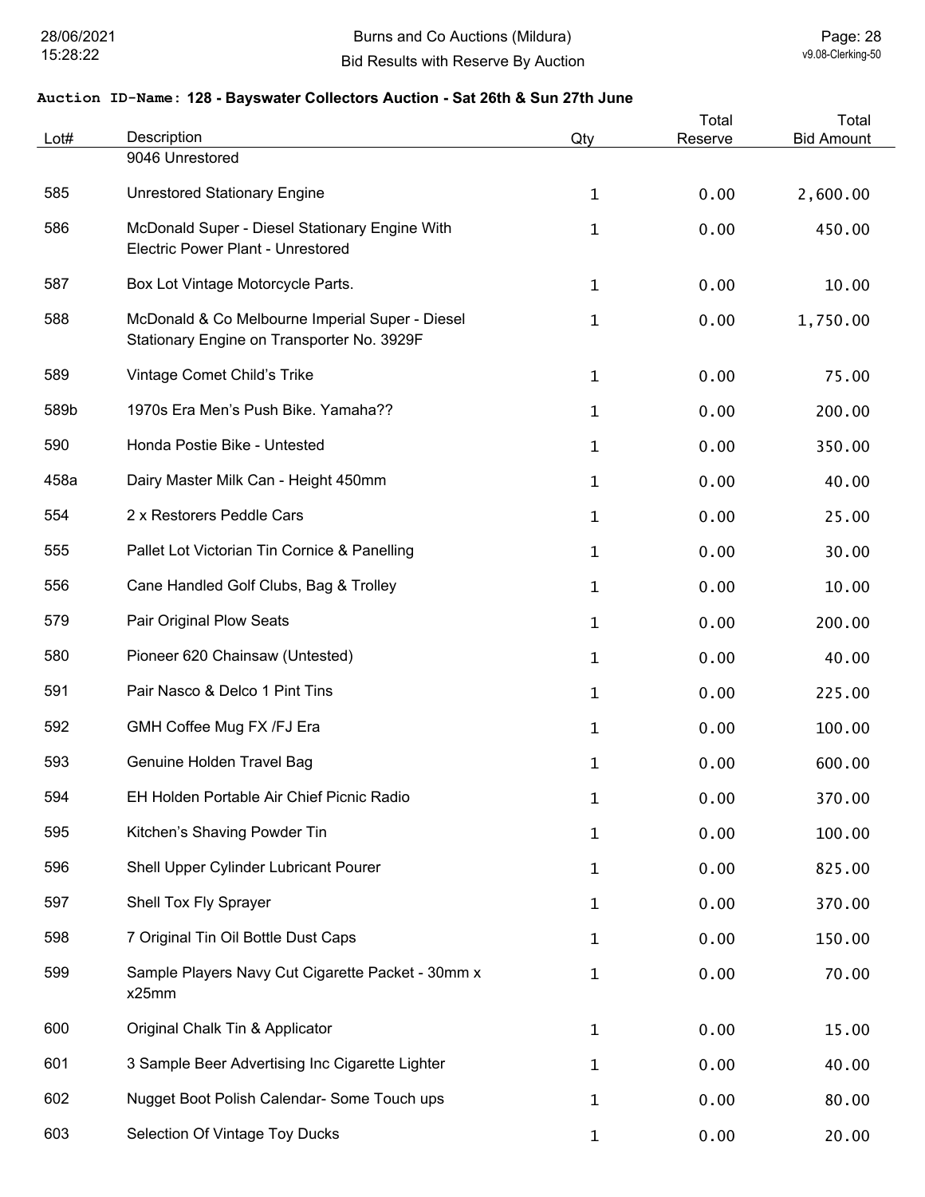**Auction ID-Name: 128 - Bayswater Collectors Auction - Sat 26th & Sun 27th June**

| Lot# | Description | Qty | Total Reserve | Total Bid Amount |
|---|---|---|---|---|
| | 9046 Unrestored | | | |
| 585 | Unrestored Stationary Engine | 1 | 0.00 | 2,600.00 |
| 586 | McDonald Super - Diesel Stationary Engine With Electric Power Plant - Unrestored | 1 | 0.00 | 450.00 |
| 587 | Box Lot Vintage Motorcycle Parts. | 1 | 0.00 | 10.00 |
| 588 | McDonald & Co Melbourne Imperial Super - Diesel Stationary Engine on Transporter No. 3929F | 1 | 0.00 | 1,750.00 |
| 589 | Vintage Comet Child's Trike | 1 | 0.00 | 75.00 |
| 589b | 1970s Era Men's Push Bike. Yamaha?? | 1 | 0.00 | 200.00 |
| 590 | Honda Postie Bike - Untested | 1 | 0.00 | 350.00 |
| 458a | Dairy Master Milk Can - Height 450mm | 1 | 0.00 | 40.00 |
| 554 | 2 x Restorers Peddle Cars | 1 | 0.00 | 25.00 |
| 555 | Pallet Lot Victorian Tin Cornice & Panelling | 1 | 0.00 | 30.00 |
| 556 | Cane Handled Golf Clubs, Bag & Trolley | 1 | 0.00 | 10.00 |
| 579 | Pair Original Plow Seats | 1 | 0.00 | 200.00 |
| 580 | Pioneer 620 Chainsaw (Untested) | 1 | 0.00 | 40.00 |
| 591 | Pair Nasco & Delco 1 Pint Tins | 1 | 0.00 | 225.00 |
| 592 | GMH Coffee Mug FX /FJ Era | 1 | 0.00 | 100.00 |
| 593 | Genuine Holden Travel Bag | 1 | 0.00 | 600.00 |
| 594 | EH Holden Portable Air Chief Picnic Radio | 1 | 0.00 | 370.00 |
| 595 | Kitchen's Shaving Powder Tin | 1 | 0.00 | 100.00 |
| 596 | Shell Upper Cylinder Lubricant Pourer | 1 | 0.00 | 825.00 |
| 597 | Shell Tox Fly Sprayer | 1 | 0.00 | 370.00 |
| 598 | 7 Original Tin Oil Bottle Dust Caps | 1 | 0.00 | 150.00 |
| 599 | Sample Players Navy Cut Cigarette Packet - 30mm x x25mm | 1 | 0.00 | 70.00 |
| 600 | Original Chalk Tin & Applicator | 1 | 0.00 | 15.00 |
| 601 | 3 Sample Beer Advertising Inc Cigarette Lighter | 1 | 0.00 | 40.00 |
| 602 | Nugget Boot Polish Calendar- Some Touch ups | 1 | 0.00 | 80.00 |
| 603 | Selection Of Vintage Toy Ducks | 1 | 0.00 | 20.00 |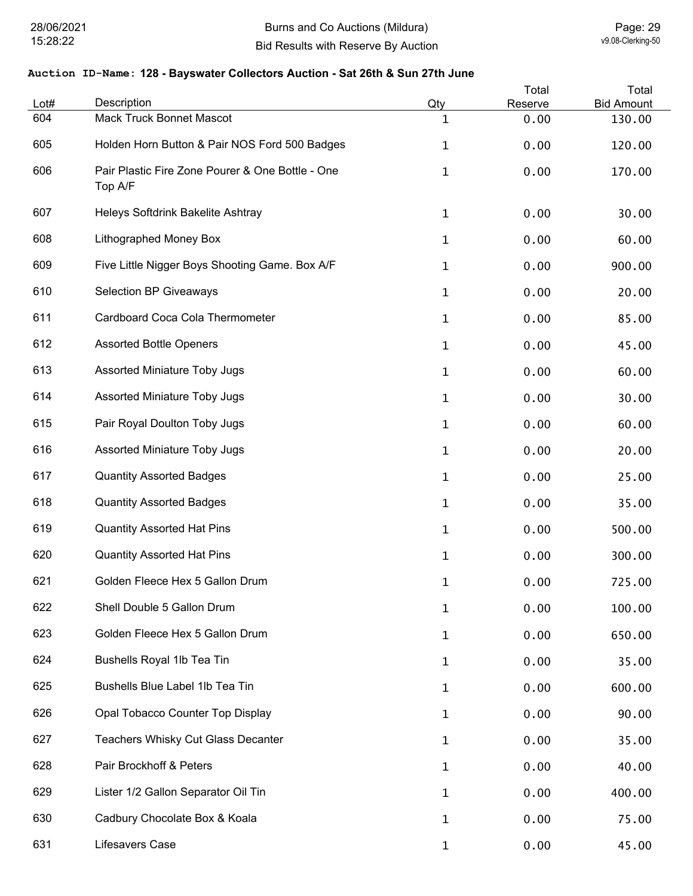**Auction ID-Name: 128 - Bayswater Collectors Auction - Sat 26th & Sun 27th June**

| Lot# | Description | Qty | Total Reserve | Total Bid Amount |
|---|---|---|---|---|
| 604 | Mack Truck Bonnet Mascot | 1 | 0.00 | 130.00 |
| 605 | Holden Horn Button & Pair NOS Ford 500 Badges | 1 | 0.00 | 120.00 |
| 606 | Pair Plastic Fire Zone Pourer & One Bottle - One Top A/F | 1 | 0.00 | 170.00 |
| 607 | Heleys Softdrink Bakelite Ashtray | 1 | 0.00 | 30.00 |
| 608 | Lithographed Money Box | 1 | 0.00 | 60.00 |
| 609 | Five Little Nigger Boys Shooting Game. Box A/F | 1 | 0.00 | 900.00 |
| 610 | Selection BP Giveaways | 1 | 0.00 | 20.00 |
| 611 | Cardboard Coca Cola Thermometer | 1 | 0.00 | 85.00 |
| 612 | Assorted Bottle Openers | 1 | 0.00 | 45.00 |
| 613 | Assorted Miniature Toby Jugs | 1 | 0.00 | 60.00 |
| 614 | Assorted Miniature Toby Jugs | 1 | 0.00 | 30.00 |
| 615 | Pair Royal Doulton Toby Jugs | 1 | 0.00 | 60.00 |
| 616 | Assorted Miniature Toby Jugs | 1 | 0.00 | 20.00 |
| 617 | Quantity Assorted Badges | 1 | 0.00 | 25.00 |
| 618 | Quantity Assorted Badges | 1 | 0.00 | 35.00 |
| 619 | Quantity Assorted Hat Pins | 1 | 0.00 | 500.00 |
| 620 | Quantity Assorted Hat Pins | 1 | 0.00 | 300.00 |
| 621 | Golden Fleece Hex 5 Gallon Drum | 1 | 0.00 | 725.00 |
| 622 | Shell Double 5 Gallon Drum | 1 | 0.00 | 100.00 |
| 623 | Golden Fleece Hex 5 Gallon Drum | 1 | 0.00 | 650.00 |
| 624 | Bushells Royal 1lb Tea Tin | 1 | 0.00 | 35.00 |
| 625 | Bushells Blue Label 1lb Tea Tin | 1 | 0.00 | 600.00 |
| 626 | Opal Tobacco Counter Top Display | 1 | 0.00 | 90.00 |
| 627 | Teachers Whisky Cut Glass Decanter | 1 | 0.00 | 35.00 |
| 628 | Pair Brockhoff & Peters | 1 | 0.00 | 40.00 |
| 629 | Lister 1/2 Gallon Separator Oil Tin | 1 | 0.00 | 400.00 |
| 630 | Cadbury Chocolate Box & Koala | 1 | 0.00 | 75.00 |
| 631 | Lifesavers Case | 1 | 0.00 | 45.00 |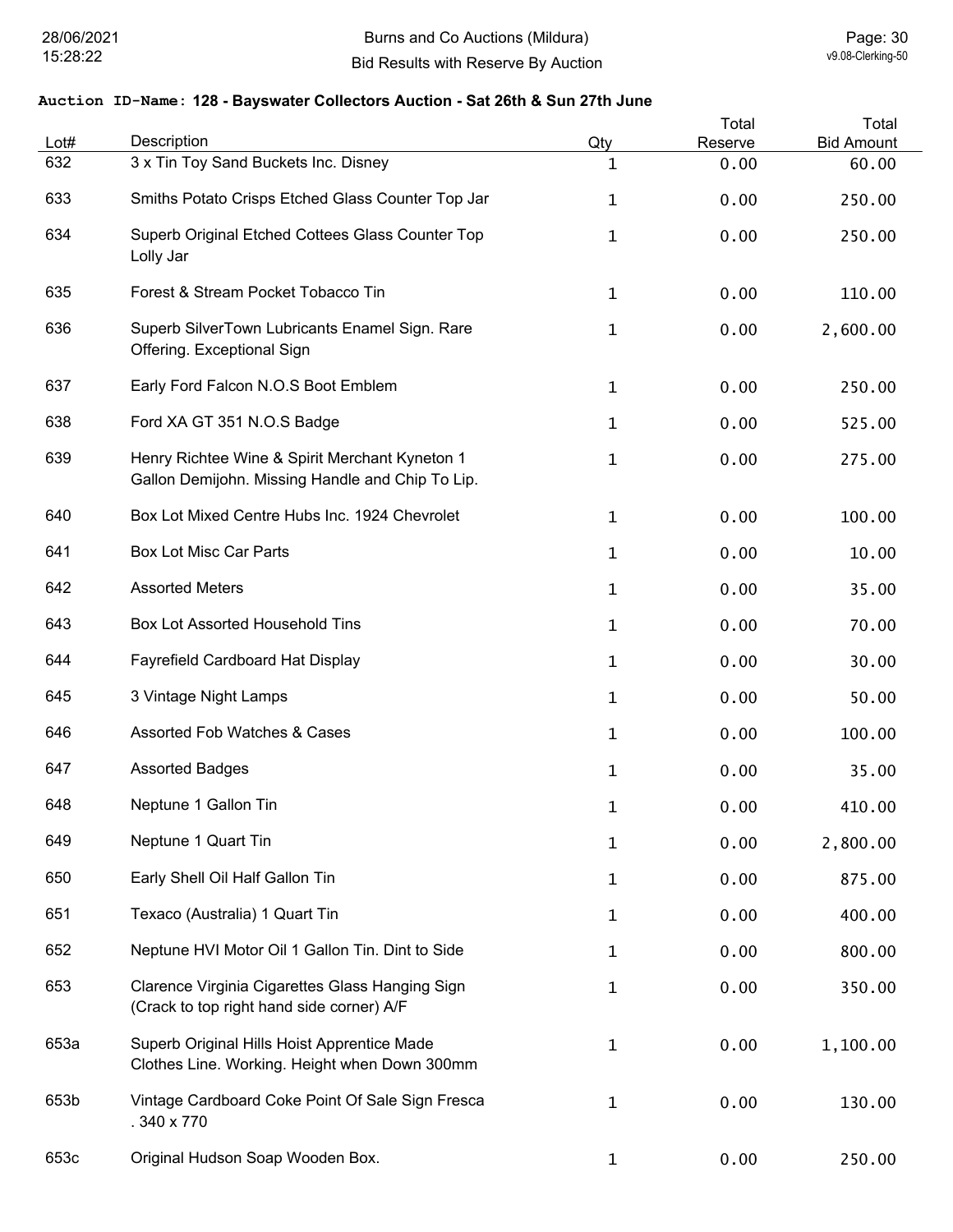**Auction ID-Name: 128 - Bayswater Collectors Auction - Sat 26th & Sun 27th June**

| Lot# | Description | Qty | Total Reserve | Total Bid Amount |
|---|---|---|---|---|
| 632 | 3 x Tin Toy Sand Buckets Inc. Disney | 1 | 0.00 | 60.00 |
| 633 | Smiths Potato Crisps Etched Glass Counter Top Jar | 1 | 0.00 | 250.00 |
| 634 | Superb Original Etched Cottees Glass Counter Top Lolly Jar | 1 | 0.00 | 250.00 |
| 635 | Forest & Stream Pocket Tobacco Tin | 1 | 0.00 | 110.00 |
| 636 | Superb SilverTown Lubricants Enamel Sign. Rare Offering. Exceptional Sign | 1 | 0.00 | 2,600.00 |
| 637 | Early Ford Falcon N.O.S Boot Emblem | 1 | 0.00 | 250.00 |
| 638 | Ford XA GT 351 N.O.S Badge | 1 | 0.00 | 525.00 |
| 639 | Henry Richtee Wine & Spirit Merchant Kyneton 1 Gallon Demijohn. Missing Handle and Chip To Lip. | 1 | 0.00 | 275.00 |
| 640 | Box Lot Mixed Centre Hubs Inc. 1924 Chevrolet | 1 | 0.00 | 100.00 |
| 641 | Box Lot Misc Car Parts | 1 | 0.00 | 10.00 |
| 642 | Assorted Meters | 1 | 0.00 | 35.00 |
| 643 | Box Lot Assorted Household Tins | 1 | 0.00 | 70.00 |
| 644 | Fayrefield Cardboard Hat Display | 1 | 0.00 | 30.00 |
| 645 | 3 Vintage Night Lamps | 1 | 0.00 | 50.00 |
| 646 | Assorted Fob Watches & Cases | 1 | 0.00 | 100.00 |
| 647 | Assorted Badges | 1 | 0.00 | 35.00 |
| 648 | Neptune 1 Gallon Tin | 1 | 0.00 | 410.00 |
| 649 | Neptune 1 Quart Tin | 1 | 0.00 | 2,800.00 |
| 650 | Early Shell Oil Half Gallon Tin | 1 | 0.00 | 875.00 |
| 651 | Texaco (Australia) 1 Quart Tin | 1 | 0.00 | 400.00 |
| 652 | Neptune HVI Motor Oil 1 Gallon Tin. Dint to Side | 1 | 0.00 | 800.00 |
| 653 | Clarence Virginia Cigarettes Glass Hanging Sign (Crack to top right hand side corner) A/F | 1 | 0.00 | 350.00 |
| 653a | Superb Original Hills Hoist Apprentice Made Clothes Line. Working. Height when Down 300mm | 1 | 0.00 | 1,100.00 |
| 653b | Vintage Cardboard Coke Point Of Sale Sign Fresca . 340 x 770 | 1 | 0.00 | 130.00 |
| 653c | Original Hudson Soap Wooden Box. | 1 | 0.00 | 250.00 |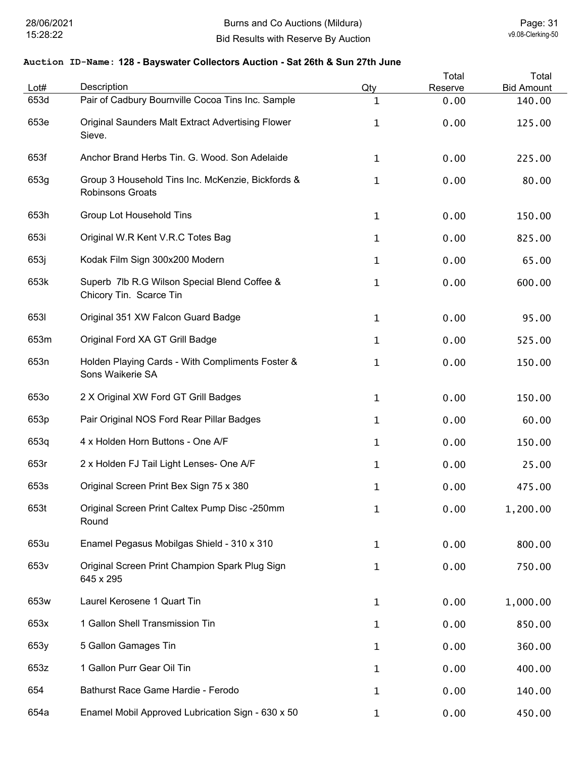**Auction ID-Name: 128 - Bayswater Collectors Auction - Sat 26th & Sun 27th June**

| Lot# | Description | Qty | Total Reserve | Total Bid Amount |
|---|---|---|---|---|
| 653d | Pair of Cadbury Bournville Cocoa Tins Inc. Sample | 1 | 0.00 | 140.00 |
| 653e | Original Saunders Malt Extract Advertising Flower Sieve. | 1 | 0.00 | 125.00 |
| 653f | Anchor Brand Herbs Tin. G. Wood. Son Adelaide | 1 | 0.00 | 225.00 |
| 653g | Group 3 Household Tins Inc. McKenzie, Bickfords & Robinsons Groats | 1 | 0.00 | 80.00 |
| 653h | Group Lot Household Tins | 1 | 0.00 | 150.00 |
| 653i | Original W.R Kent V.R.C Totes Bag | 1 | 0.00 | 825.00 |
| 653j | Kodak Film Sign 300x200 Modern | 1 | 0.00 | 65.00 |
| 653k | Superb 7lb R.G Wilson Special Blend Coffee & Chicory Tin. Scarce Tin | 1 | 0.00 | 600.00 |
| 653l | Original 351 XW Falcon Guard Badge | 1 | 0.00 | 95.00 |
| 653m | Original Ford XA GT Grill Badge | 1 | 0.00 | 525.00 |
| 653n | Holden Playing Cards - With Compliments Foster & Sons Waikerie SA | 1 | 0.00 | 150.00 |
| 653o | 2 X Original XW Ford GT Grill Badges | 1 | 0.00 | 150.00 |
| 653p | Pair Original NOS Ford Rear Pillar Badges | 1 | 0.00 | 60.00 |
| 653q | 4 x Holden Horn Buttons - One A/F | 1 | 0.00 | 150.00 |
| 653r | 2 x Holden FJ Tail Light Lenses- One A/F | 1 | 0.00 | 25.00 |
| 653s | Original Screen Print Bex Sign 75 x 380 | 1 | 0.00 | 475.00 |
| 653t | Original Screen Print Caltex Pump Disc -250mm Round | 1 | 0.00 | 1,200.00 |
| 653u | Enamel Pegasus Mobilgas Shield - 310 x 310 | 1 | 0.00 | 800.00 |
| 653v | Original Screen Print Champion Spark Plug Sign 645 x 295 | 1 | 0.00 | 750.00 |
| 653w | Laurel Kerosene 1 Quart Tin | 1 | 0.00 | 1,000.00 |
| 653x | 1 Gallon Shell Transmission Tin | 1 | 0.00 | 850.00 |
| 653y | 5 Gallon Gamages Tin | 1 | 0.00 | 360.00 |
| 653z | 1 Gallon Purr Gear Oil Tin | 1 | 0.00 | 400.00 |
| 654 | Bathurst Race Game Hardie - Ferodo | 1 | 0.00 | 140.00 |
| 654a | Enamel Mobil Approved Lubrication Sign - 630 x 50 | 1 | 0.00 | 450.00 |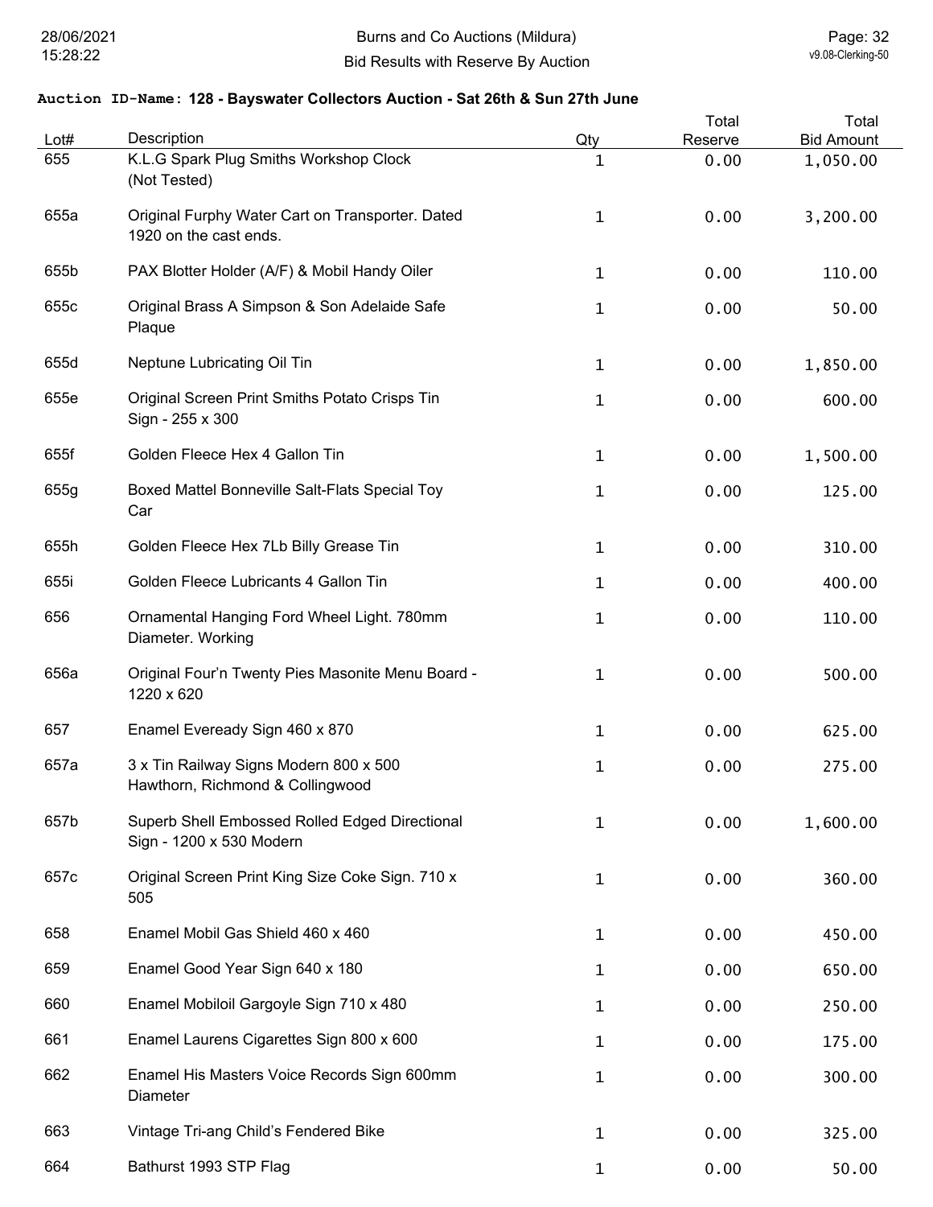**Auction ID-Name: 128 - Bayswater Collectors Auction - Sat 26th & Sun 27th June**

| Lot# | Description | Qty | Total Reserve | Total Bid Amount |
|---|---|---|---|---|
| 655 | K.L.G Spark Plug Smiths Workshop Clock (Not Tested) | 1 | 0.00 | 1,050.00 |
| 655a | Original Furphy Water Cart on Transporter. Dated 1920 on the cast ends. | 1 | 0.00 | 3,200.00 |
| 655b | PAX Blotter Holder (A/F) & Mobil Handy Oiler | 1 | 0.00 | 110.00 |
| 655c | Original Brass A Simpson & Son Adelaide Safe Plaque | 1 | 0.00 | 50.00 |
| 655d | Neptune Lubricating Oil Tin | 1 | 0.00 | 1,850.00 |
| 655e | Original Screen Print Smiths Potato Crisps Tin Sign - 255 x 300 | 1 | 0.00 | 600.00 |
| 655f | Golden Fleece Hex 4 Gallon Tin | 1 | 0.00 | 1,500.00 |
| 655g | Boxed Mattel Bonneville Salt-Flats Special Toy Car | 1 | 0.00 | 125.00 |
| 655h | Golden Fleece Hex 7Lb Billy Grease Tin | 1 | 0.00 | 310.00 |
| 655i | Golden Fleece Lubricants 4 Gallon Tin | 1 | 0.00 | 400.00 |
| 656 | Ornamental Hanging Ford Wheel Light. 780mm Diameter. Working | 1 | 0.00 | 110.00 |
| 656a | Original Four'n Twenty Pies Masonite Menu Board - 1220 x 620 | 1 | 0.00 | 500.00 |
| 657 | Enamel Eveready Sign 460 x 870 | 1 | 0.00 | 625.00 |
| 657a | 3 x Tin Railway Signs Modern 800 x 500 Hawthorn, Richmond & Collingwood | 1 | 0.00 | 275.00 |
| 657b | Superb Shell Embossed Rolled Edged Directional Sign - 1200 x 530 Modern | 1 | 0.00 | 1,600.00 |
| 657c | Original Screen Print King Size Coke Sign. 710 x 505 | 1 | 0.00 | 360.00 |
| 658 | Enamel Mobil Gas Shield 460 x 460 | 1 | 0.00 | 450.00 |
| 659 | Enamel Good Year Sign 640 x 180 | 1 | 0.00 | 650.00 |
| 660 | Enamel Mobiloil Gargoyle Sign 710 x 480 | 1 | 0.00 | 250.00 |
| 661 | Enamel Laurens Cigarettes Sign 800 x 600 | 1 | 0.00 | 175.00 |
| 662 | Enamel His Masters Voice Records Sign 600mm Diameter | 1 | 0.00 | 300.00 |
| 663 | Vintage Tri-ang Child's Fendered Bike | 1 | 0.00 | 325.00 |
| 664 | Bathurst 1993 STP Flag | 1 | 0.00 | 50.00 |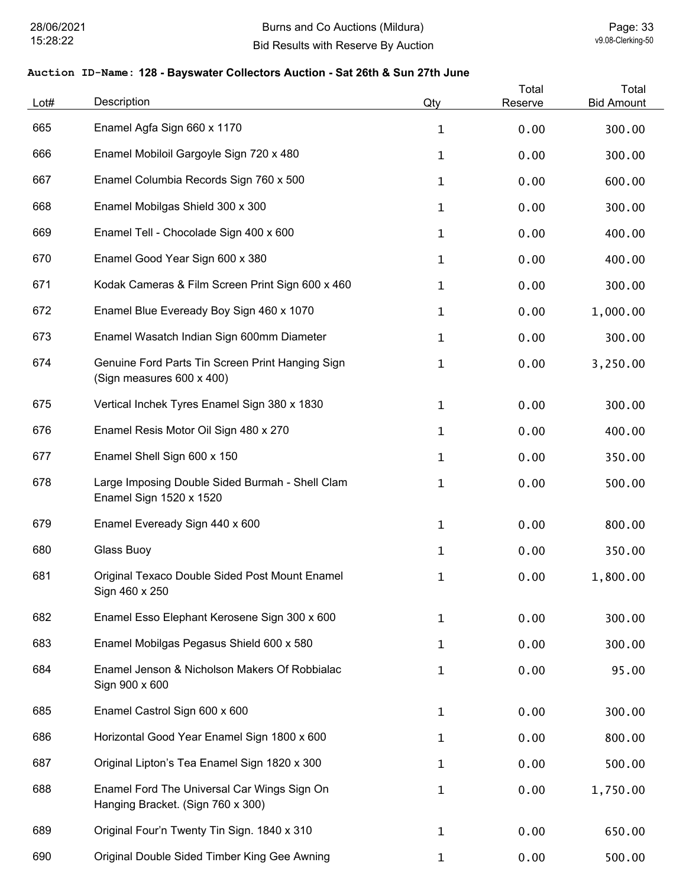**Auction ID-Name: 128 - Bayswater Collectors Auction - Sat 26th & Sun 27th June**

| Lot# | Description | Qty | Total Reserve | Total Bid Amount |
|---|---|---|---|---|
| 665 | Enamel Agfa Sign 660 x 1170 | 1 | 0.00 | 300.00 |
| 666 | Enamel Mobiloil Gargoyle Sign 720 x 480 | 1 | 0.00 | 300.00 |
| 667 | Enamel Columbia Records Sign 760 x 500 | 1 | 0.00 | 600.00 |
| 668 | Enamel Mobilgas Shield 300 x 300 | 1 | 0.00 | 300.00 |
| 669 | Enamel Tell - Chocolade Sign 400 x 600 | 1 | 0.00 | 400.00 |
| 670 | Enamel Good Year Sign 600 x 380 | 1 | 0.00 | 400.00 |
| 671 | Kodak Cameras & Film Screen Print Sign 600 x 460 | 1 | 0.00 | 300.00 |
| 672 | Enamel Blue Eveready Boy Sign 460 x 1070 | 1 | 0.00 | 1,000.00 |
| 673 | Enamel Wasatch Indian Sign 600mm Diameter | 1 | 0.00 | 300.00 |
| 674 | Genuine Ford Parts Tin Screen Print Hanging Sign (Sign measures 600 x 400) | 1 | 0.00 | 3,250.00 |
| 675 | Vertical Inchek Tyres Enamel Sign 380 x 1830 | 1 | 0.00 | 300.00 |
| 676 | Enamel Resis Motor Oil Sign 480 x 270 | 1 | 0.00 | 400.00 |
| 677 | Enamel Shell Sign 600 x 150 | 1 | 0.00 | 350.00 |
| 678 | Large Imposing Double Sided Burmah - Shell Clam Enamel Sign 1520 x 1520 | 1 | 0.00 | 500.00 |
| 679 | Enamel Eveready Sign 440 x 600 | 1 | 0.00 | 800.00 |
| 680 | Glass Buoy | 1 | 0.00 | 350.00 |
| 681 | Original Texaco Double Sided Post Mount Enamel Sign 460 x 250 | 1 | 0.00 | 1,800.00 |
| 682 | Enamel Esso Elephant Kerosene Sign 300 x 600 | 1 | 0.00 | 300.00 |
| 683 | Enamel Mobilgas Pegasus Shield 600 x 580 | 1 | 0.00 | 300.00 |
| 684 | Enamel Jenson & Nicholson Makers Of Robbialac Sign 900 x 600 | 1 | 0.00 | 95.00 |
| 685 | Enamel Castrol Sign 600 x 600 | 1 | 0.00 | 300.00 |
| 686 | Horizontal Good Year Enamel Sign 1800 x 600 | 1 | 0.00 | 800.00 |
| 687 | Original Lipton's Tea Enamel Sign 1820 x 300 | 1 | 0.00 | 500.00 |
| 688 | Enamel Ford The Universal Car Wings Sign On Hanging Bracket. (Sign 760 x 300) | 1 | 0.00 | 1,750.00 |
| 689 | Original Four'n Twenty Tin Sign. 1840 x 310 | 1 | 0.00 | 650.00 |
| 690 | Original Double Sided Timber King Gee Awning | 1 | 0.00 | 500.00 |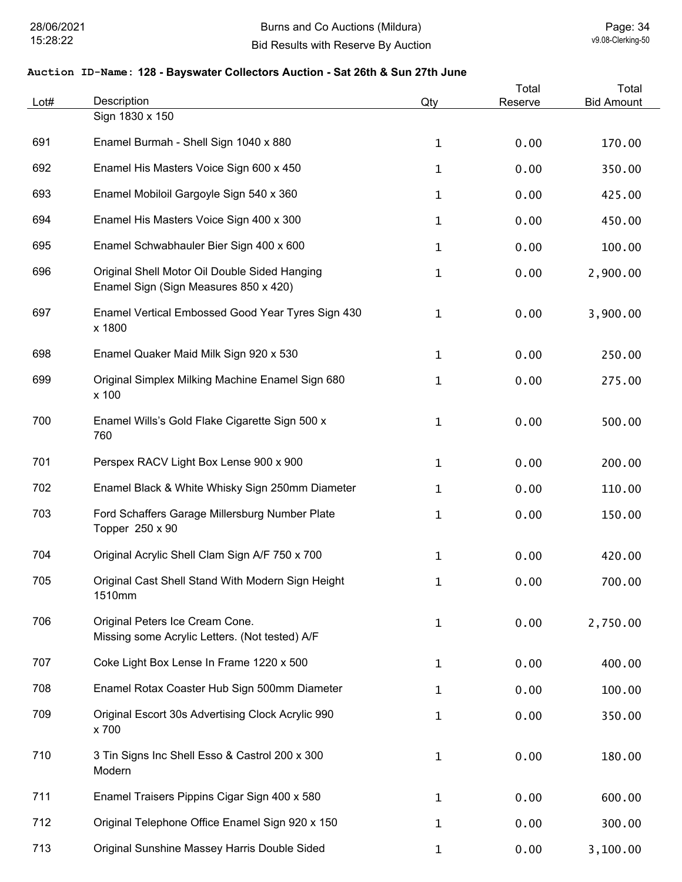**Auction ID-Name: 128 - Bayswater Collectors Auction - Sat 26th & Sun 27th June**

| Lot# | Description | Qty | Total Reserve | Total Bid Amount |
|---|---|---|---|---|
| | Sign 1830 x 150 | | | |
| 691 | Enamel Burmah - Shell Sign 1040 x 880 | 1 | 0.00 | 170.00 |
| 692 | Enamel His Masters Voice Sign 600 x 450 | 1 | 0.00 | 350.00 |
| 693 | Enamel Mobiloil Gargoyle Sign 540 x 360 | 1 | 0.00 | 425.00 |
| 694 | Enamel His Masters Voice Sign 400 x 300 | 1 | 0.00 | 450.00 |
| 695 | Enamel Schwabhauler Bier Sign 400 x 600 | 1 | 0.00 | 100.00 |
| 696 | Original Shell Motor Oil Double Sided Hanging Enamel Sign (Sign Measures 850 x 420) | 1 | 0.00 | 2,900.00 |
| 697 | Enamel Vertical Embossed Good Year Tyres Sign 430 x 1800 | 1 | 0.00 | 3,900.00 |
| 698 | Enamel Quaker Maid Milk Sign 920 x 530 | 1 | 0.00 | 250.00 |
| 699 | Original Simplex Milking Machine Enamel Sign 680 x 100 | 1 | 0.00 | 275.00 |
| 700 | Enamel Wills's Gold Flake Cigarette Sign 500 x 760 | 1 | 0.00 | 500.00 |
| 701 | Perspex RACV Light Box Lense 900 x 900 | 1 | 0.00 | 200.00 |
| 702 | Enamel Black & White Whisky Sign 250mm Diameter | 1 | 0.00 | 110.00 |
| 703 | Ford Schaffers Garage Millersburg Number Plate Topper 250 x 90 | 1 | 0.00 | 150.00 |
| 704 | Original Acrylic Shell Clam Sign A/F 750 x 700 | 1 | 0.00 | 420.00 |
| 705 | Original Cast Shell Stand With Modern Sign Height 1510mm | 1 | 0.00 | 700.00 |
| 706 | Original Peters Ice Cream Cone. Missing some Acrylic Letters. (Not tested) A/F | 1 | 0.00 | 2,750.00 |
| 707 | Coke Light Box Lense In Frame 1220 x 500 | 1 | 0.00 | 400.00 |
| 708 | Enamel Rotax Coaster Hub Sign 500mm Diameter | 1 | 0.00 | 100.00 |
| 709 | Original Escort 30s Advertising Clock Acrylic 990 x 700 | 1 | 0.00 | 350.00 |
| 710 | 3 Tin Signs Inc Shell Esso & Castrol 200 x 300 Modern | 1 | 0.00 | 180.00 |
| 711 | Enamel Traisers Pippins Cigar Sign 400 x 580 | 1 | 0.00 | 600.00 |
| 712 | Original Telephone Office Enamel Sign 920 x 150 | 1 | 0.00 | 300.00 |
| 713 | Original Sunshine Massey Harris Double Sided | 1 | 0.00 | 3,100.00 |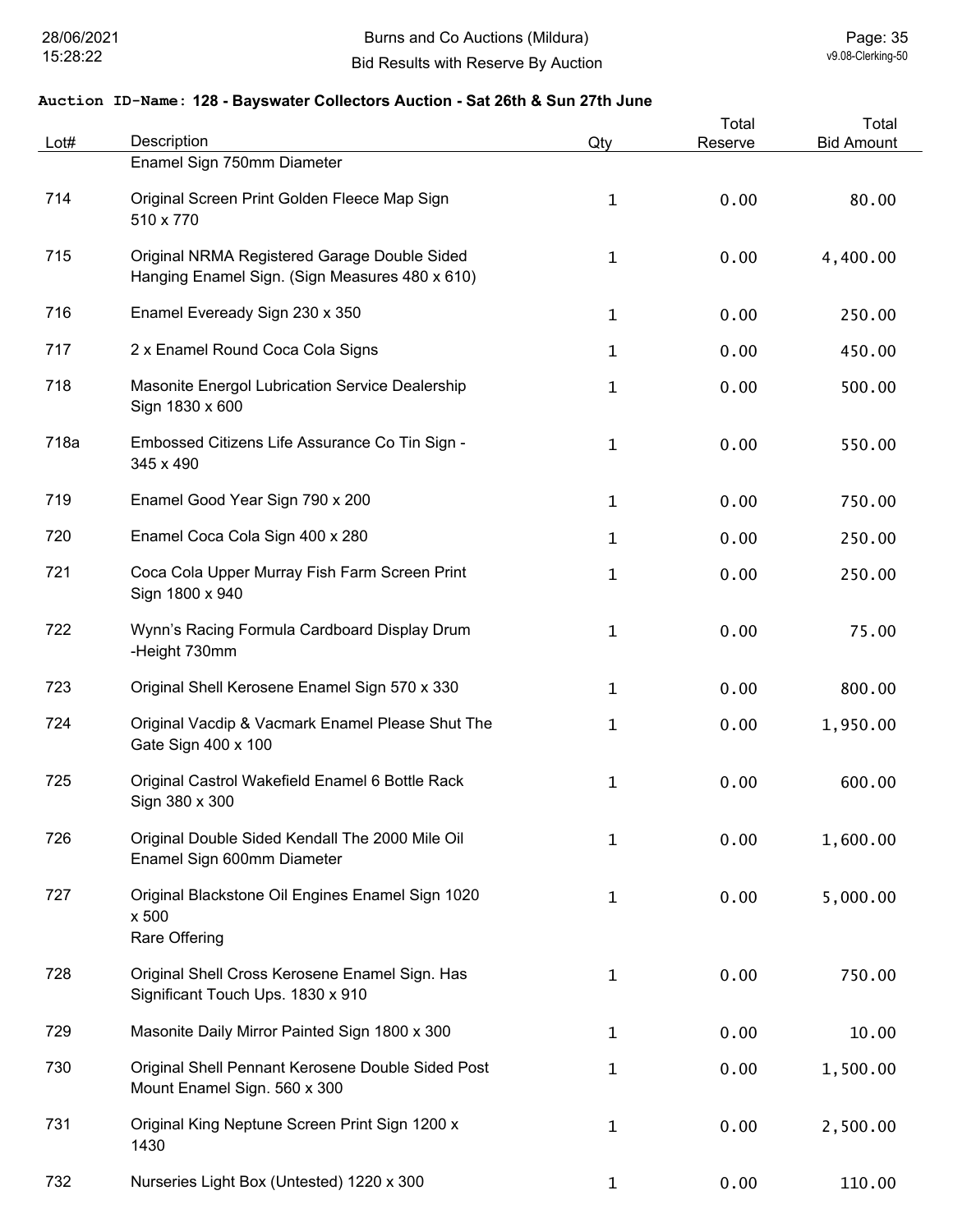**Auction ID-Name: 128 - Bayswater Collectors Auction - Sat 26th & Sun 27th June**

| Lot# | Description | Qty | Total Reserve | Total Bid Amount |
|---|---|---|---|---|
| | Enamel Sign 750mm Diameter | | | |
| 714 | Original Screen Print Golden Fleece Map Sign 510 x 770 | 1 | 0.00 | 80.00 |
| 715 | Original NRMA Registered Garage Double Sided Hanging Enamel Sign. (Sign Measures 480 x 610) | 1 | 0.00 | 4,400.00 |
| 716 | Enamel Eveready Sign 230 x 350 | 1 | 0.00 | 250.00 |
| 717 | 2 x Enamel Round Coca Cola Signs | 1 | 0.00 | 450.00 |
| 718 | Masonite Energol Lubrication Service Dealership Sign 1830 x 600 | 1 | 0.00 | 500.00 |
| 718a | Embossed Citizens Life Assurance Co Tin Sign - 345 x 490 | 1 | 0.00 | 550.00 |
| 719 | Enamel Good Year Sign 790 x 200 | 1 | 0.00 | 750.00 |
| 720 | Enamel Coca Cola Sign 400 x 280 | 1 | 0.00 | 250.00 |
| 721 | Coca Cola Upper Murray Fish Farm Screen Print Sign 1800 x 940 | 1 | 0.00 | 250.00 |
| 722 | Wynn's Racing Formula Cardboard Display Drum -Height 730mm | 1 | 0.00 | 75.00 |
| 723 | Original Shell Kerosene Enamel Sign 570 x 330 | 1 | 0.00 | 800.00 |
| 724 | Original Vacdip & Vacmark Enamel Please Shut The Gate Sign 400 x 100 | 1 | 0.00 | 1,950.00 |
| 725 | Original Castrol Wakefield Enamel 6 Bottle Rack Sign 380 x 300 | 1 | 0.00 | 600.00 |
| 726 | Original Double Sided Kendall The 2000 Mile Oil Enamel Sign 600mm Diameter | 1 | 0.00 | 1,600.00 |
| 727 | Original Blackstone Oil Engines Enamel Sign 1020 x 500 Rare Offering | 1 | 0.00 | 5,000.00 |
| 728 | Original Shell Cross Kerosene Enamel Sign. Has Significant Touch Ups. 1830 x 910 | 1 | 0.00 | 750.00 |
| 729 | Masonite Daily Mirror Painted Sign 1800 x 300 | 1 | 0.00 | 10.00 |
| 730 | Original Shell Pennant Kerosene Double Sided Post Mount Enamel Sign. 560 x 300 | 1 | 0.00 | 1,500.00 |
| 731 | Original King Neptune Screen Print Sign 1200 x 1430 | 1 | 0.00 | 2,500.00 |
| 732 | Nurseries Light Box (Untested) 1220 x 300 | 1 | 0.00 | 110.00 |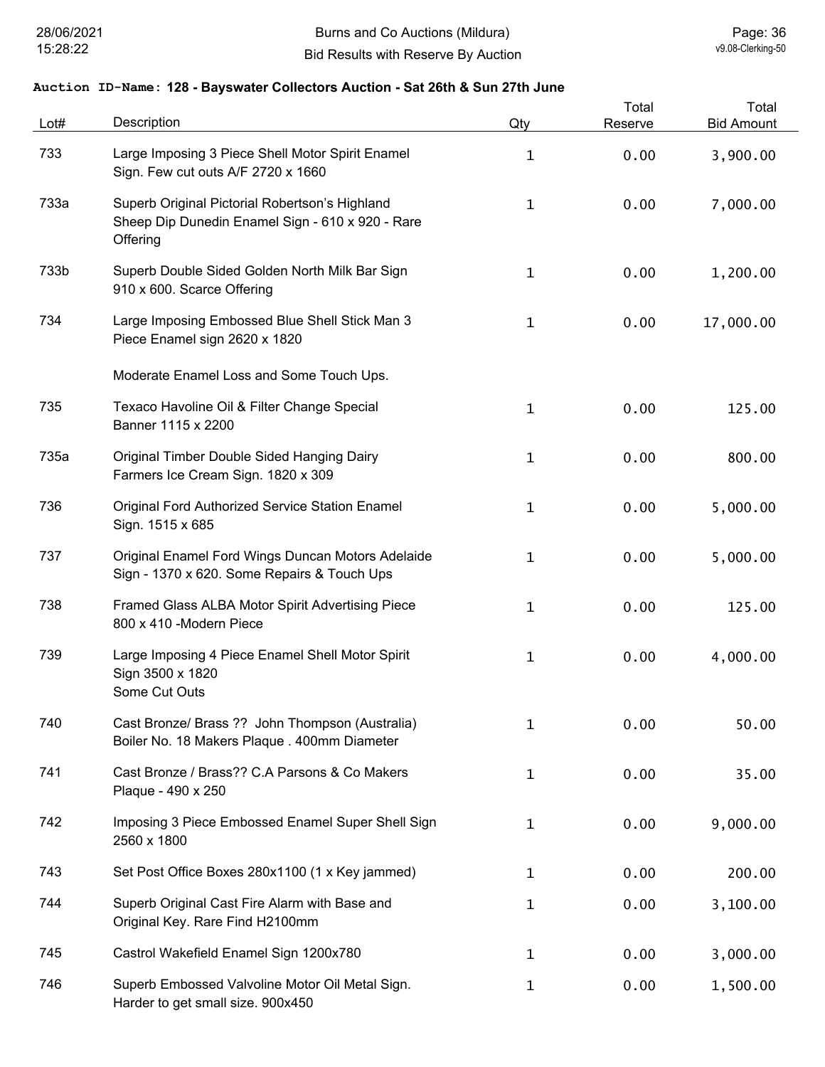## Auction ID-Name: 128 - Bayswater Collectors Auction - Sat 26th & Sun 27th June

| Lot# | Description | Qty | Total Reserve | Total Bid Amount |
|---|---|---|---|---|
| 733 | Large Imposing 3 Piece Shell Motor Spirit Enamel Sign. Few cut outs A/F 2720 x 1660 | 1 | 0.00 | 3,900.00 |
| 733a | Superb Original Pictorial Robertson's Highland Sheep Dip Dunedin Enamel Sign - 610 x 920 - Rare Offering | 1 | 0.00 | 7,000.00 |
| 733b | Superb Double Sided Golden North Milk Bar Sign 910 x 600. Scarce Offering | 1 | 0.00 | 1,200.00 |
| 734 | Large Imposing Embossed Blue Shell Stick Man 3 Piece Enamel sign 2620 x 1820<br><br>Moderate Enamel Loss and Some Touch Ups. | 1 | 0.00 | 17,000.00 |
| 735 | Texaco Havoline Oil & Filter Change Special Banner 1115 x 2200 | 1 | 0.00 | 125.00 |
| 735a | Original Timber Double Sided Hanging Dairy Farmers Ice Cream Sign. 1820 x 309 | 1 | 0.00 | 800.00 |
| 736 | Original Ford Authorized Service Station Enamel Sign. 1515 x 685 | 1 | 0.00 | 5,000.00 |
| 737 | Original Enamel Ford Wings Duncan Motors Adelaide Sign - 1370 x 620. Some Repairs & Touch Ups | 1 | 0.00 | 5,000.00 |
| 738 | Framed Glass ALBA Motor Spirit Advertising Piece 800 x 410 -Modern Piece | 1 | 0.00 | 125.00 |
| 739 | Large Imposing 4 Piece Enamel Shell Motor Spirit Sign 3500 x 1820<br>Some Cut Outs | 1 | 0.00 | 4,000.00 |
| 740 | Cast Bronze/ Brass ?? John Thompson (Australia) Boiler No. 18 Makers Plaque . 400mm Diameter | 1 | 0.00 | 50.00 |
| 741 | Cast Bronze / Brass?? C.A Parsons & Co Makers Plaque - 490 x 250 | 1 | 0.00 | 35.00 |
| 742 | Imposing 3 Piece Embossed Enamel Super Shell Sign 2560 x 1800 | 1 | 0.00 | 9,000.00 |
| 743 | Set Post Office Boxes 280x1100 (1 x Key jammed) | 1 | 0.00 | 200.00 |
| 744 | Superb Original Cast Fire Alarm with Base and Original Key. Rare Find H2100mm | 1 | 0.00 | 3,100.00 |
| 745 | Castrol Wakefield Enamel Sign 1200x780 | 1 | 0.00 | 3,000.00 |
| 746 | Superb Embossed Valvoline Motor Oil Metal Sign. Harder to get small size. 900x450 | 1 | 0.00 | 1,500.00 |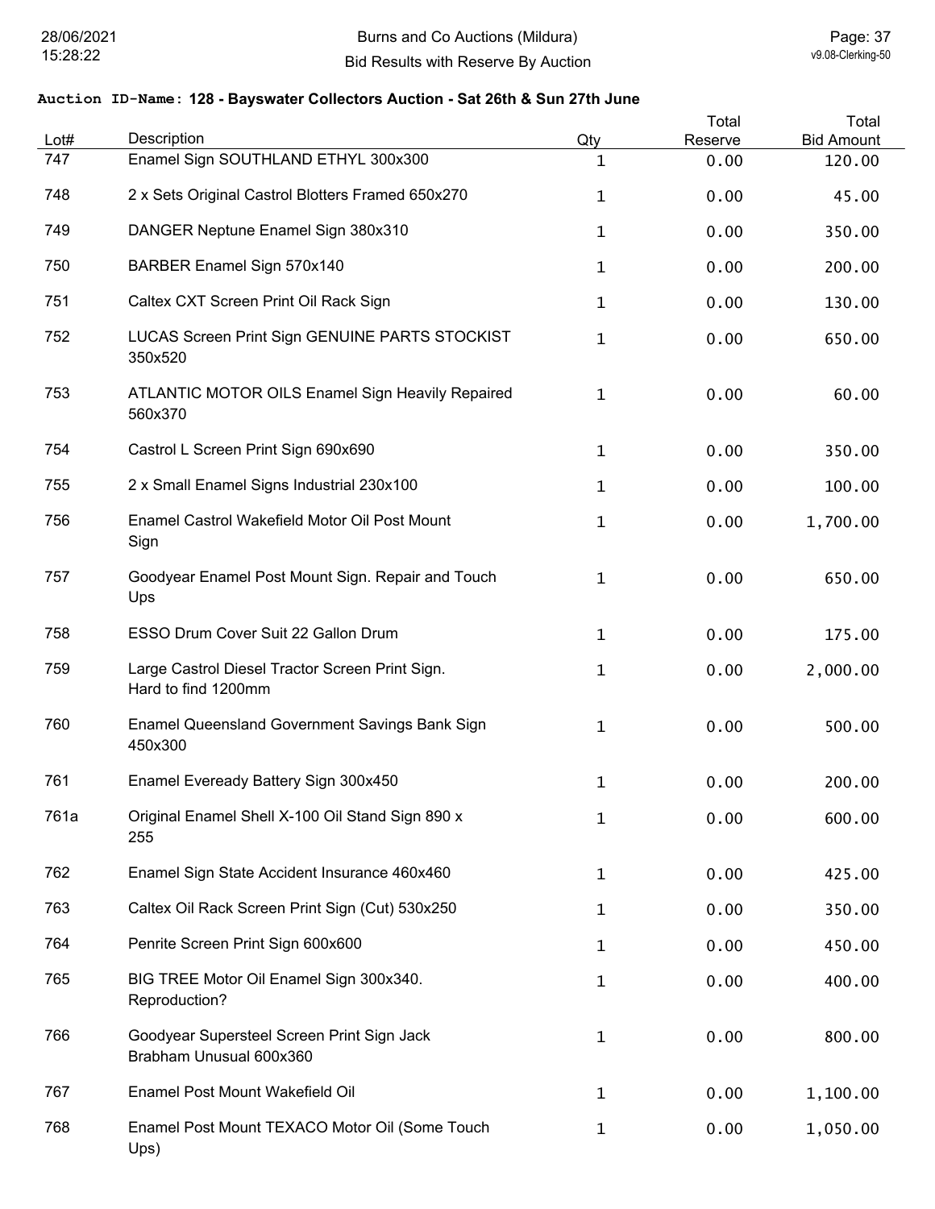**Auction ID-Name: 128 - Bayswater Collectors Auction - Sat 26th & Sun 27th June**

| Lot# | Description | Qty | Total Reserve | Total Bid Amount |
|---|---|---|---|---|
| 747 | Enamel Sign SOUTHLAND ETHYL 300x300 | 1 | 0.00 | 120.00 |
| 748 | 2 x Sets Original Castrol Blotters Framed 650x270 | 1 | 0.00 | 45.00 |
| 749 | DANGER Neptune Enamel Sign 380x310 | 1 | 0.00 | 350.00 |
| 750 | BARBER Enamel Sign 570x140 | 1 | 0.00 | 200.00 |
| 751 | Caltex CXT Screen Print Oil Rack Sign | 1 | 0.00 | 130.00 |
| 752 | LUCAS Screen Print Sign GENUINE PARTS STOCKIST 350x520 | 1 | 0.00 | 650.00 |
| 753 | ATLANTIC MOTOR OILS Enamel Sign Heavily Repaired 560x370 | 1 | 0.00 | 60.00 |
| 754 | Castrol L Screen Print Sign 690x690 | 1 | 0.00 | 350.00 |
| 755 | 2 x Small Enamel Signs Industrial 230x100 | 1 | 0.00 | 100.00 |
| 756 | Enamel Castrol Wakefield Motor Oil Post Mount Sign | 1 | 0.00 | 1,700.00 |
| 757 | Goodyear Enamel Post Mount Sign. Repair and Touch Ups | 1 | 0.00 | 650.00 |
| 758 | ESSO Drum Cover Suit 22 Gallon Drum | 1 | 0.00 | 175.00 |
| 759 | Large Castrol Diesel Tractor Screen Print Sign. Hard to find 1200mm | 1 | 0.00 | 2,000.00 |
| 760 | Enamel Queensland Government Savings Bank Sign 450x300 | 1 | 0.00 | 500.00 |
| 761 | Enamel Eveready Battery Sign 300x450 | 1 | 0.00 | 200.00 |
| 761a | Original Enamel Shell X-100 Oil Stand Sign 890 x 255 | 1 | 0.00 | 600.00 |
| 762 | Enamel Sign State Accident Insurance 460x460 | 1 | 0.00 | 425.00 |
| 763 | Caltex Oil Rack Screen Print Sign (Cut) 530x250 | 1 | 0.00 | 350.00 |
| 764 | Penrite Screen Print Sign 600x600 | 1 | 0.00 | 450.00 |
| 765 | BIG TREE Motor Oil Enamel Sign 300x340. Reproduction? | 1 | 0.00 | 400.00 |
| 766 | Goodyear Supersteel Screen Print Sign Jack Brabham Unusual 600x360 | 1 | 0.00 | 800.00 |
| 767 | Enamel Post Mount Wakefield Oil | 1 | 0.00 | 1,100.00 |
| 768 | Enamel Post Mount TEXACO Motor Oil (Some Touch Ups) | 1 | 0.00 | 1,050.00 |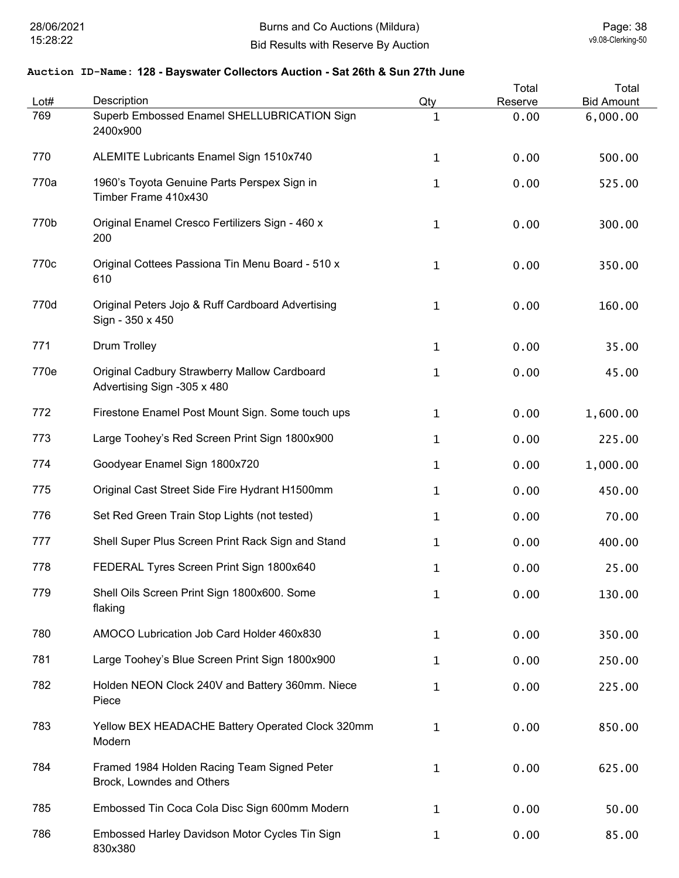**Auction ID-Name: 128 - Bayswater Collectors Auction - Sat 26th & Sun 27th June**

| Lot# | Description | Qty | Total Reserve | Total Bid Amount |
|---|---|---|---|---|
| 769 | Superb Embossed Enamel SHELLUBRICATION Sign 2400x900 | 1 | 0.00 | 6,000.00 |
| 770 | ALEMITE Lubricants Enamel Sign 1510x740 | 1 | 0.00 | 500.00 |
| 770a | 1960's Toyota Genuine Parts Perspex Sign in Timber Frame 410x430 | 1 | 0.00 | 525.00 |
| 770b | Original Enamel Cresco Fertilizers Sign - 460 x 200 | 1 | 0.00 | 300.00 |
| 770c | Original Cottees Passiona Tin Menu Board - 510 x 610 | 1 | 0.00 | 350.00 |
| 770d | Original Peters Jojo & Ruff Cardboard Advertising Sign - 350 x 450 | 1 | 0.00 | 160.00 |
| 771 | Drum Trolley | 1 | 0.00 | 35.00 |
| 770e | Original Cadbury Strawberry Mallow Cardboard Advertising Sign -305 x 480 | 1 | 0.00 | 45.00 |
| 772 | Firestone Enamel Post Mount Sign. Some touch ups | 1 | 0.00 | 1,600.00 |
| 773 | Large Toohey's Red Screen Print Sign 1800x900 | 1 | 0.00 | 225.00 |
| 774 | Goodyear Enamel Sign 1800x720 | 1 | 0.00 | 1,000.00 |
| 775 | Original Cast Street Side Fire Hydrant H1500mm | 1 | 0.00 | 450.00 |
| 776 | Set Red Green Train Stop Lights (not tested) | 1 | 0.00 | 70.00 |
| 777 | Shell Super Plus Screen Print Rack Sign and Stand | 1 | 0.00 | 400.00 |
| 778 | FEDERAL Tyres Screen Print Sign 1800x640 | 1 | 0.00 | 25.00 |
| 779 | Shell Oils Screen Print Sign 1800x600. Some flaking | 1 | 0.00 | 130.00 |
| 780 | AMOCO Lubrication Job Card Holder 460x830 | 1 | 0.00 | 350.00 |
| 781 | Large Toohey's Blue Screen Print Sign 1800x900 | 1 | 0.00 | 250.00 |
| 782 | Holden NEON Clock 240V and Battery 360mm. Niece Piece | 1 | 0.00 | 225.00 |
| 783 | Yellow BEX HEADACHE Battery Operated Clock 320mm Modern | 1 | 0.00 | 850.00 |
| 784 | Framed 1984 Holden Racing Team Signed Peter Brock, Lowndes and Others | 1 | 0.00 | 625.00 |
| 785 | Embossed Tin Coca Cola Disc Sign 600mm Modern | 1 | 0.00 | 50.00 |
| 786 | Embossed Harley Davidson Motor Cycles Tin Sign 830x380 | 1 | 0.00 | 85.00 |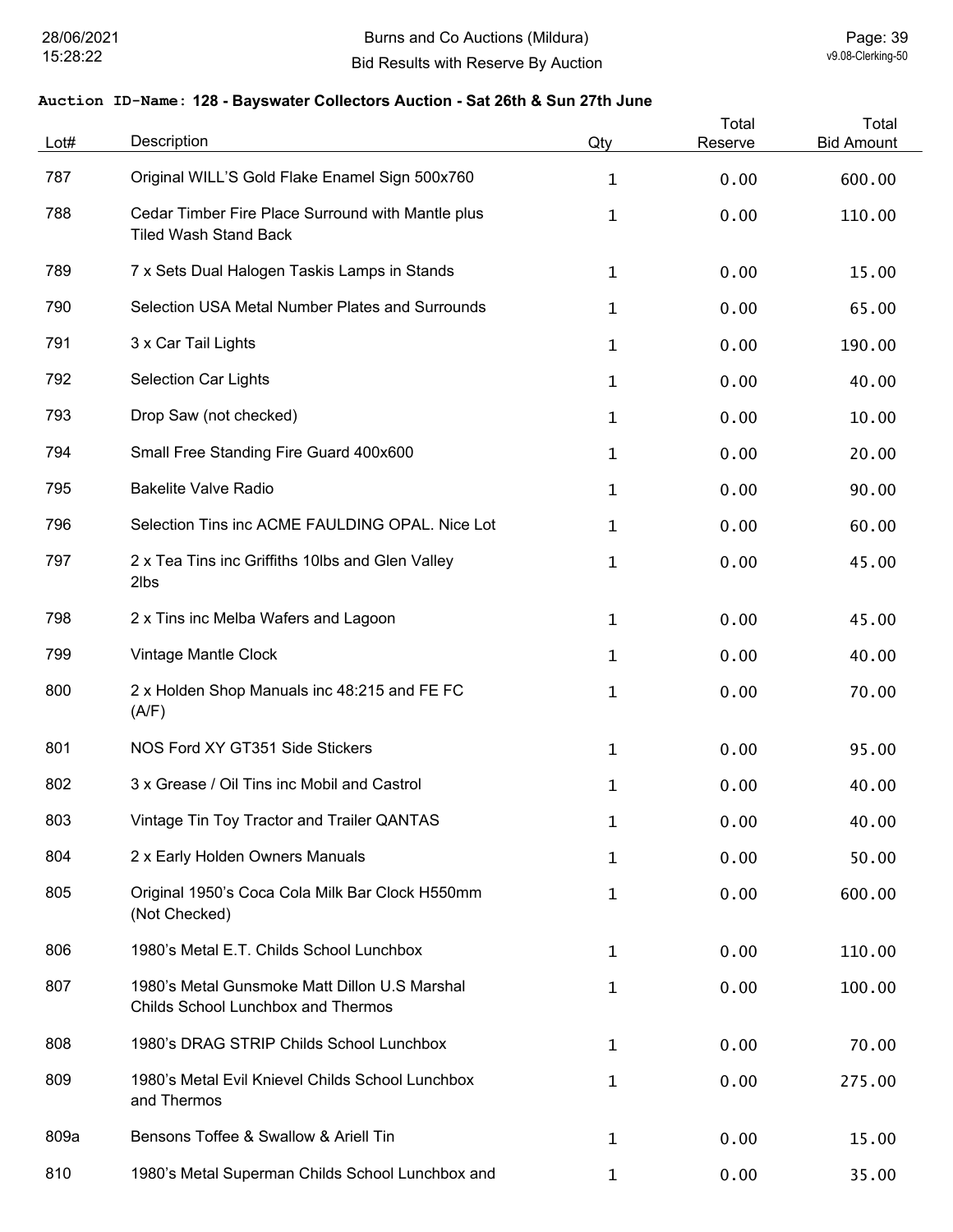**Auction ID-Name: 128 - Bayswater Collectors Auction - Sat 26th & Sun 27th June**

| Lot# | Description | Qty | Total Reserve | Total Bid Amount |
|---|---|---|---|---|
| 787 | Original WILL'S Gold Flake Enamel Sign 500x760 | 1 | 0.00 | 600.00 |
| 788 | Cedar Timber Fire Place Surround with Mantle plus Tiled Wash Stand Back | 1 | 0.00 | 110.00 |
| 789 | 7 x Sets Dual Halogen Taskis Lamps in Stands | 1 | 0.00 | 15.00 |
| 790 | Selection USA Metal Number Plates and Surrounds | 1 | 0.00 | 65.00 |
| 791 | 3 x Car Tail Lights | 1 | 0.00 | 190.00 |
| 792 | Selection Car Lights | 1 | 0.00 | 40.00 |
| 793 | Drop Saw (not checked) | 1 | 0.00 | 10.00 |
| 794 | Small Free Standing Fire Guard 400x600 | 1 | 0.00 | 20.00 |
| 795 | Bakelite Valve Radio | 1 | 0.00 | 90.00 |
| 796 | Selection Tins inc ACME FAULDING OPAL. Nice Lot | 1 | 0.00 | 60.00 |
| 797 | 2 x Tea Tins inc Griffiths 10lbs and Glen Valley 2lbs | 1 | 0.00 | 45.00 |
| 798 | 2 x Tins inc Melba Wafers and Lagoon | 1 | 0.00 | 45.00 |
| 799 | Vintage Mantle Clock | 1 | 0.00 | 40.00 |
| 800 | 2 x Holden Shop Manuals inc 48:215 and FE FC (A/F) | 1 | 0.00 | 70.00 |
| 801 | NOS Ford XY GT351 Side Stickers | 1 | 0.00 | 95.00 |
| 802 | 3 x Grease / Oil Tins inc Mobil and Castrol | 1 | 0.00 | 40.00 |
| 803 | Vintage Tin Toy Tractor and Trailer QANTAS | 1 | 0.00 | 40.00 |
| 804 | 2 x Early Holden Owners Manuals | 1 | 0.00 | 50.00 |
| 805 | Original 1950's Coca Cola Milk Bar Clock H550mm (Not Checked) | 1 | 0.00 | 600.00 |
| 806 | 1980's Metal E.T. Childs School Lunchbox | 1 | 0.00 | 110.00 |
| 807 | 1980's Metal Gunsmoke Matt Dillon U.S Marshal Childs School Lunchbox and Thermos | 1 | 0.00 | 100.00 |
| 808 | 1980's DRAG STRIP Childs School Lunchbox | 1 | 0.00 | 70.00 |
| 809 | 1980's Metal Evil Knievel Childs School Lunchbox and Thermos | 1 | 0.00 | 275.00 |
| 809a | Bensons Toffee & Swallow & Ariell Tin | 1 | 0.00 | 15.00 |
| 810 | 1980's Metal Superman Childs School Lunchbox and | 1 | 0.00 | 35.00 |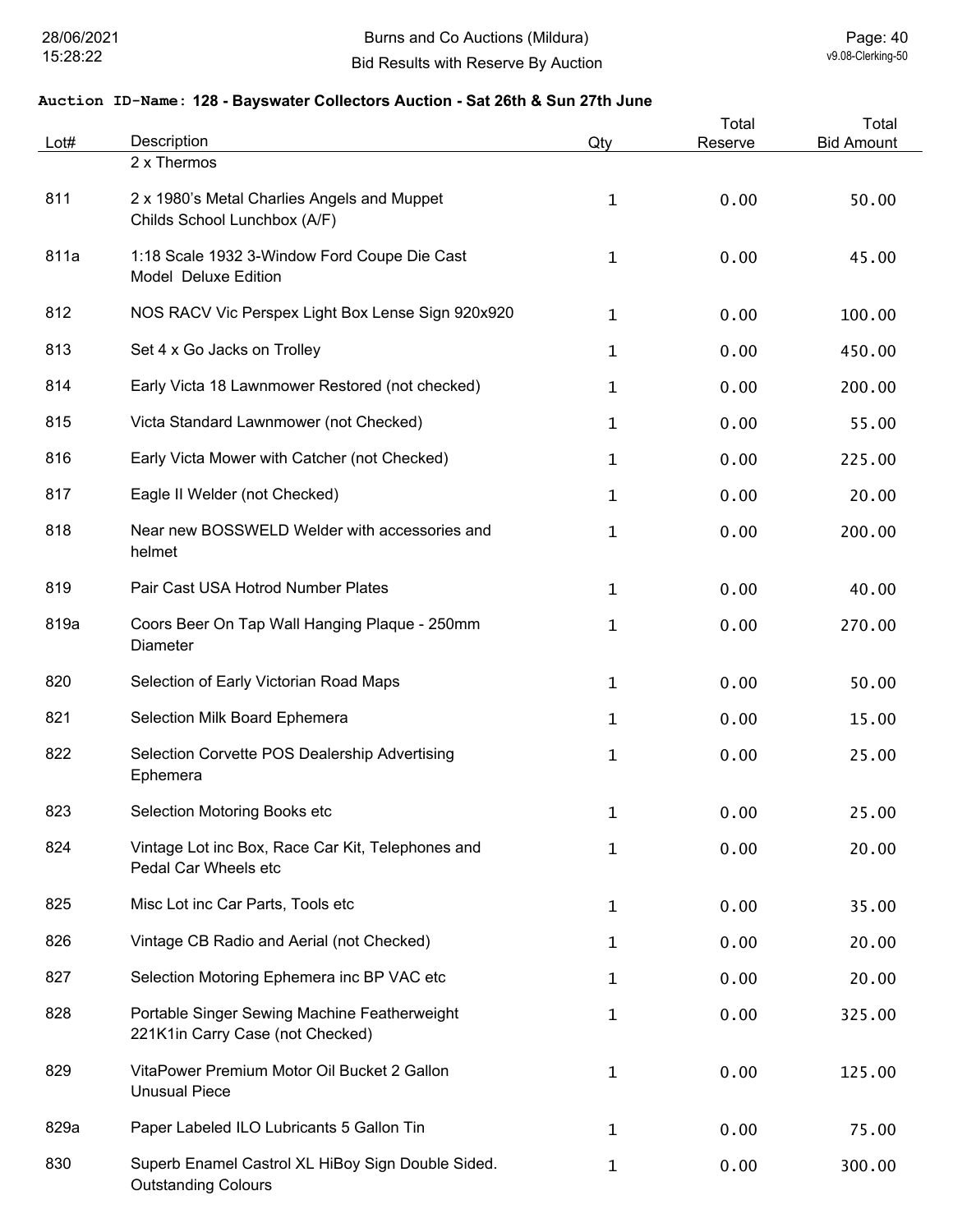**Auction ID-Name: 128 - Bayswater Collectors Auction - Sat 26th & Sun 27th June**

| Lot# | Description | Qty | Total Reserve | Total Bid Amount |
|---|---|---|---|---|
| | 2 x Thermos | | | |
| 811 | 2 x 1980's Metal Charlies Angels and Muppet Childs School Lunchbox (A/F) | 1 | 0.00 | 50.00 |
| 811a | 1:18 Scale 1932 3-Window Ford Coupe Die Cast Model Deluxe Edition | 1 | 0.00 | 45.00 |
| 812 | NOS RACV Vic Perspex Light Box Lense Sign 920x920 | 1 | 0.00 | 100.00 |
| 813 | Set 4 x Go Jacks on Trolley | 1 | 0.00 | 450.00 |
| 814 | Early Victa 18 Lawnmower Restored (not checked) | 1 | 0.00 | 200.00 |
| 815 | Victa Standard Lawnmower (not Checked) | 1 | 0.00 | 55.00 |
| 816 | Early Victa Mower with Catcher (not Checked) | 1 | 0.00 | 225.00 |
| 817 | Eagle II Welder (not Checked) | 1 | 0.00 | 20.00 |
| 818 | Near new BOSSWELD Welder with accessories and helmet | 1 | 0.00 | 200.00 |
| 819 | Pair Cast USA Hotrod Number Plates | 1 | 0.00 | 40.00 |
| 819a | Coors Beer On Tap Wall Hanging Plaque - 250mm Diameter | 1 | 0.00 | 270.00 |
| 820 | Selection of Early Victorian Road Maps | 1 | 0.00 | 50.00 |
| 821 | Selection Milk Board Ephemera | 1 | 0.00 | 15.00 |
| 822 | Selection Corvette POS Dealership Advertising Ephemera | 1 | 0.00 | 25.00 |
| 823 | Selection Motoring Books etc | 1 | 0.00 | 25.00 |
| 824 | Vintage Lot inc Box, Race Car Kit, Telephones and Pedal Car Wheels etc | 1 | 0.00 | 20.00 |
| 825 | Misc Lot inc Car Parts, Tools etc | 1 | 0.00 | 35.00 |
| 826 | Vintage CB Radio and Aerial (not Checked) | 1 | 0.00 | 20.00 |
| 827 | Selection Motoring Ephemera inc BP VAC etc | 1 | 0.00 | 20.00 |
| 828 | Portable Singer Sewing Machine Featherweight 221K1in Carry Case (not Checked) | 1 | 0.00 | 325.00 |
| 829 | VitaPower Premium Motor Oil Bucket 2 Gallon Unusual Piece | 1 | 0.00 | 125.00 |
| 829a | Paper Labeled ILO Lubricants 5 Gallon Tin | 1 | 0.00 | 75.00 |
| 830 | Superb Enamel Castrol XL HiBoy Sign Double Sided. Outstanding Colours | 1 | 0.00 | 300.00 |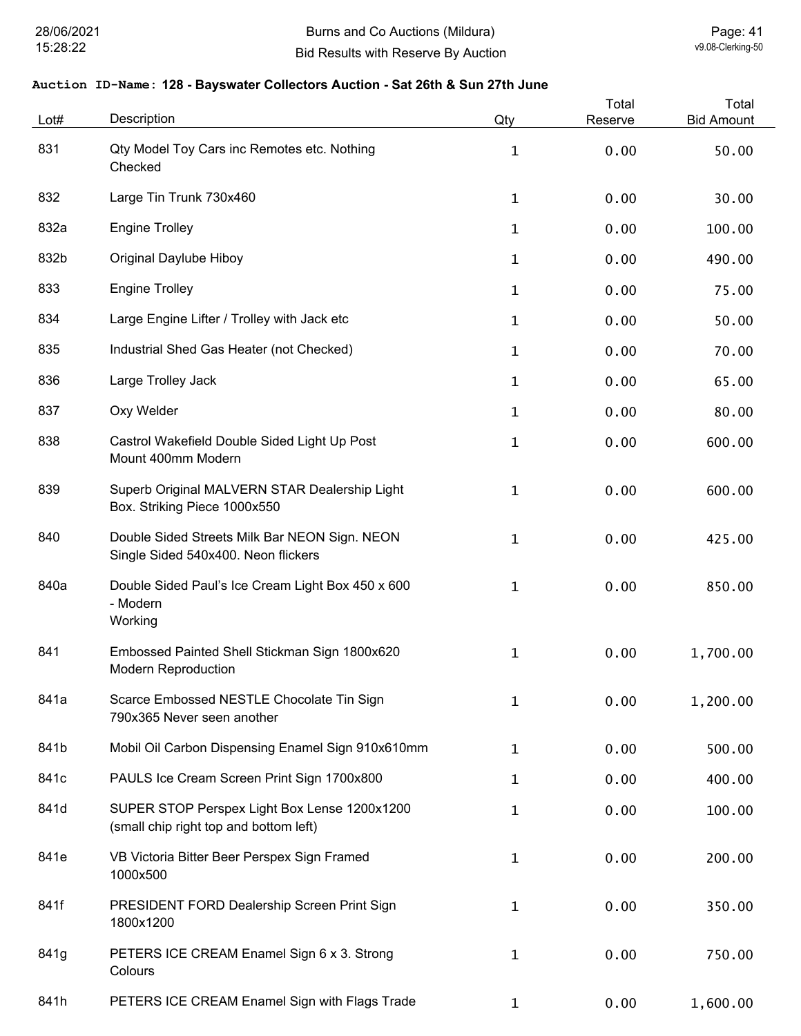**Auction ID-Name: 128 - Bayswater Collectors Auction - Sat 26th & Sun 27th June**

| Lot# | Description | Qty | Total Reserve | Total Bid Amount |
|---|---|---|---|---|
| 831 | Qty Model Toy Cars inc Remotes etc. Nothing Checked | 1 | 0.00 | 50.00 |
| 832 | Large Tin Trunk 730x460 | 1 | 0.00 | 30.00 |
| 832a | Engine Trolley | 1 | 0.00 | 100.00 |
| 832b | Original Daylube Hiboy | 1 | 0.00 | 490.00 |
| 833 | Engine Trolley | 1 | 0.00 | 75.00 |
| 834 | Large Engine Lifter / Trolley with Jack etc | 1 | 0.00 | 50.00 |
| 835 | Industrial Shed Gas Heater (not Checked) | 1 | 0.00 | 70.00 |
| 836 | Large Trolley Jack | 1 | 0.00 | 65.00 |
| 837 | Oxy Welder | 1 | 0.00 | 80.00 |
| 838 | Castrol Wakefield Double Sided Light Up Post Mount 400mm Modern | 1 | 0.00 | 600.00 |
| 839 | Superb Original MALVERN STAR Dealership Light Box. Striking Piece 1000x550 | 1 | 0.00 | 600.00 |
| 840 | Double Sided Streets Milk Bar NEON Sign. NEON Single Sided 540x400. Neon flickers | 1 | 0.00 | 425.00 |
| 840a | Double Sided Paul's Ice Cream Light Box 450 x 600 - Modern Working | 1 | 0.00 | 850.00 |
| 841 | Embossed Painted Shell Stickman Sign 1800x620 Modern Reproduction | 1 | 0.00 | 1,700.00 |
| 841a | Scarce Embossed NESTLE Chocolate Tin Sign 790x365 Never seen another | 1 | 0.00 | 1,200.00 |
| 841b | Mobil Oil Carbon Dispensing Enamel Sign 910x610mm | 1 | 0.00 | 500.00 |
| 841c | PAULS Ice Cream Screen Print Sign 1700x800 | 1 | 0.00 | 400.00 |
| 841d | SUPER STOP Perspex Light Box Lense 1200x1200 (small chip right top and bottom left) | 1 | 0.00 | 100.00 |
| 841e | VB Victoria Bitter Beer Perspex Sign Framed 1000x500 | 1 | 0.00 | 200.00 |
| 841f | PRESIDENT FORD Dealership Screen Print Sign 1800x1200 | 1 | 0.00 | 350.00 |
| 841g | PETERS ICE CREAM Enamel Sign 6 x 3. Strong Colours | 1 | 0.00 | 750.00 |
| 841h | PETERS ICE CREAM Enamel Sign with Flags Trade | 1 | 0.00 | 1,600.00 |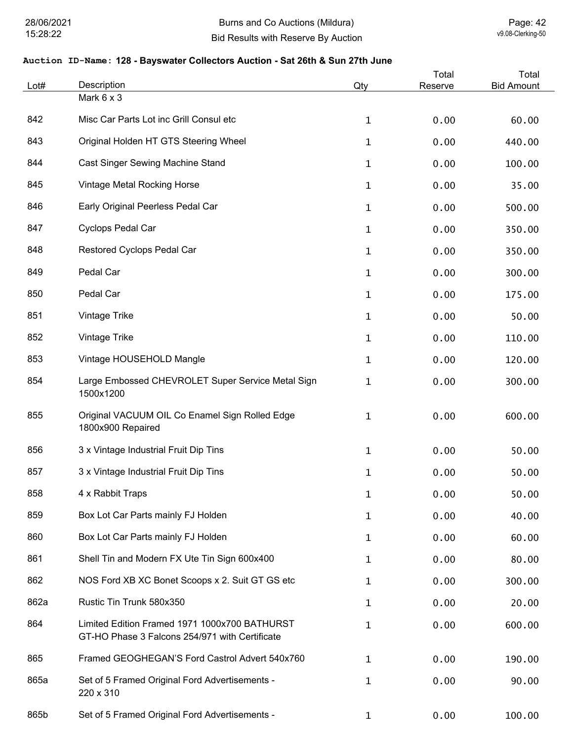**Auction ID-Name: 128 - Bayswater Collectors Auction - Sat 26th & Sun 27th June**

| Lot# | Description | Qty | Total Reserve | Total Bid Amount |
|---|---|---|---|---|
| | Mark 6 x 3 | | | |
| 842 | Misc Car Parts Lot inc Grill Consul etc | 1 | 0.00 | 60.00 |
| 843 | Original Holden HT GTS Steering Wheel | 1 | 0.00 | 440.00 |
| 844 | Cast Singer Sewing Machine Stand | 1 | 0.00 | 100.00 |
| 845 | Vintage Metal Rocking Horse | 1 | 0.00 | 35.00 |
| 846 | Early Original Peerless Pedal Car | 1 | 0.00 | 500.00 |
| 847 | Cyclops Pedal Car | 1 | 0.00 | 350.00 |
| 848 | Restored Cyclops Pedal Car | 1 | 0.00 | 350.00 |
| 849 | Pedal Car | 1 | 0.00 | 300.00 |
| 850 | Pedal Car | 1 | 0.00 | 175.00 |
| 851 | Vintage Trike | 1 | 0.00 | 50.00 |
| 852 | Vintage Trike | 1 | 0.00 | 110.00 |
| 853 | Vintage HOUSEHOLD Mangle | 1 | 0.00 | 120.00 |
| 854 | Large Embossed CHEVROLET Super Service Metal Sign 1500x1200 | 1 | 0.00 | 300.00 |
| 855 | Original VACUUM OIL Co Enamel Sign Rolled Edge 1800x900 Repaired | 1 | 0.00 | 600.00 |
| 856 | 3 x Vintage Industrial Fruit Dip Tins | 1 | 0.00 | 50.00 |
| 857 | 3 x Vintage Industrial Fruit Dip Tins | 1 | 0.00 | 50.00 |
| 858 | 4 x Rabbit Traps | 1 | 0.00 | 50.00 |
| 859 | Box Lot Car Parts mainly FJ Holden | 1 | 0.00 | 40.00 |
| 860 | Box Lot Car Parts mainly FJ Holden | 1 | 0.00 | 60.00 |
| 861 | Shell Tin and Modern FX Ute Tin Sign 600x400 | 1 | 0.00 | 80.00 |
| 862 | NOS Ford XB XC Bonet Scoops x 2. Suit GT GS etc | 1 | 0.00 | 300.00 |
| 862a | Rustic Tin Trunk 580x350 | 1 | 0.00 | 20.00 |
| 864 | Limited Edition Framed 1971 1000x700 BATHURST GT-HO Phase 3 Falcons 254/971 with Certificate | 1 | 0.00 | 600.00 |
| 865 | Framed GEOGHEGAN'S Ford Castrol Advert 540x760 | 1 | 0.00 | 190.00 |
| 865a | Set of 5 Framed Original Ford Advertisements - 220 x 310 | 1 | 0.00 | 90.00 |
| 865b | Set of 5 Framed Original Ford Advertisements - | 1 | 0.00 | 100.00 |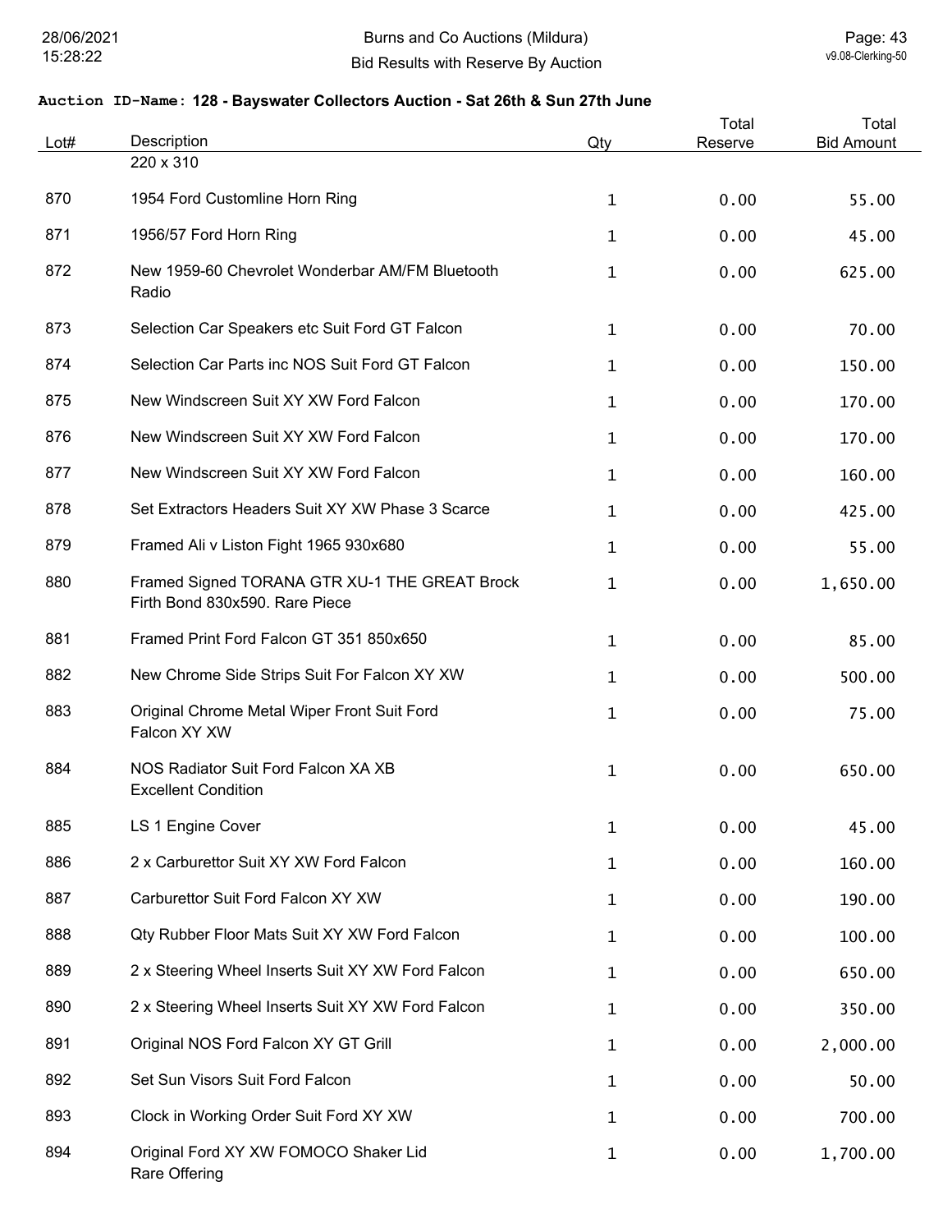**Auction ID-Name: 128 - Bayswater Collectors Auction - Sat 26th & Sun 27th June**

| Lot# | Description | Qty | Total Reserve | Total Bid Amount |
|---|---|---|---|---|
| | 220 x 310 | | | |
| 870 | 1954 Ford Customline Horn Ring | 1 | 0.00 | 55.00 |
| 871 | 1956/57 Ford Horn Ring | 1 | 0.00 | 45.00 |
| 872 | New 1959-60 Chevrolet Wonderbar AM/FM Bluetooth Radio | 1 | 0.00 | 625.00 |
| 873 | Selection Car Speakers etc Suit Ford GT Falcon | 1 | 0.00 | 70.00 |
| 874 | Selection Car Parts inc NOS Suit Ford GT Falcon | 1 | 0.00 | 150.00 |
| 875 | New Windscreen Suit XY XW Ford Falcon | 1 | 0.00 | 170.00 |
| 876 | New Windscreen Suit XY XW Ford Falcon | 1 | 0.00 | 170.00 |
| 877 | New Windscreen Suit XY XW Ford Falcon | 1 | 0.00 | 160.00 |
| 878 | Set Extractors Headers Suit XY XW Phase 3 Scarce | 1 | 0.00 | 425.00 |
| 879 | Framed Ali v Liston Fight 1965 930x680 | 1 | 0.00 | 55.00 |
| 880 | Framed Signed TORANA GTR XU-1 THE GREAT Brock Firth Bond 830x590. Rare Piece | 1 | 0.00 | 1,650.00 |
| 881 | Framed Print Ford Falcon GT 351 850x650 | 1 | 0.00 | 85.00 |
| 882 | New Chrome Side Strips Suit For Falcon XY XW | 1 | 0.00 | 500.00 |
| 883 | Original Chrome Metal Wiper Front Suit Ford Falcon XY XW | 1 | 0.00 | 75.00 |
| 884 | NOS Radiator Suit Ford Falcon XA XB Excellent Condition | 1 | 0.00 | 650.00 |
| 885 | LS 1 Engine Cover | 1 | 0.00 | 45.00 |
| 886 | 2 x Carburettor Suit XY XW Ford Falcon | 1 | 0.00 | 160.00 |
| 887 | Carburettor Suit Ford Falcon XY XW | 1 | 0.00 | 190.00 |
| 888 | Qty Rubber Floor Mats Suit XY XW Ford Falcon | 1 | 0.00 | 100.00 |
| 889 | 2 x Steering Wheel Inserts Suit XY XW Ford Falcon | 1 | 0.00 | 650.00 |
| 890 | 2 x Steering Wheel Inserts Suit XY XW Ford Falcon | 1 | 0.00 | 350.00 |
| 891 | Original NOS Ford Falcon XY GT Grill | 1 | 0.00 | 2,000.00 |
| 892 | Set Sun Visors Suit Ford Falcon | 1 | 0.00 | 50.00 |
| 893 | Clock in Working Order Suit Ford XY XW | 1 | 0.00 | 700.00 |
| 894 | Original Ford XY XW FOMOCO Shaker Lid Rare Offering | 1 | 0.00 | 1,700.00 |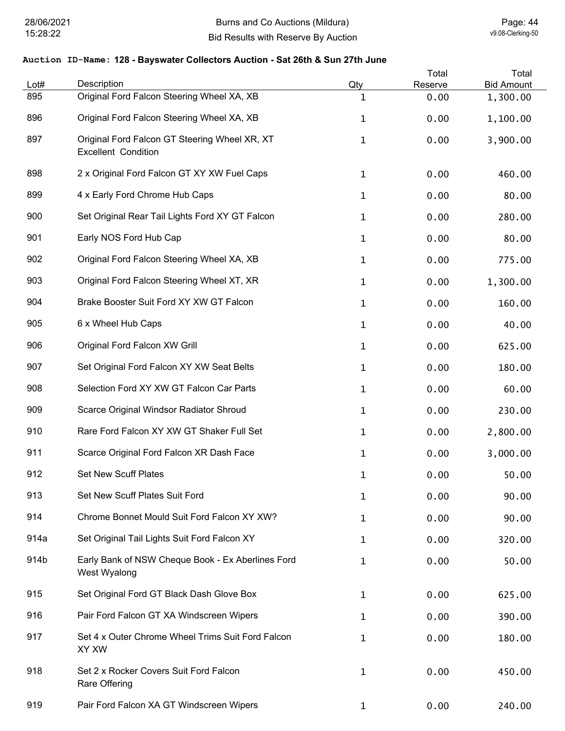**Auction ID-Name: 128 - Bayswater Collectors Auction - Sat 26th & Sun 27th June**

| Lot# | Description | Qty | Total Reserve | Total Bid Amount |
|---|---|---|---|---|
| 895 | Original Ford Falcon Steering Wheel XA, XB | 1 | 0.00 | 1,300.00 |
| 896 | Original Ford Falcon Steering Wheel XA, XB | 1 | 0.00 | 1,100.00 |
| 897 | Original Ford Falcon GT Steering Wheel XR, XT Excellent Condition | 1 | 0.00 | 3,900.00 |
| 898 | 2 x Original Ford Falcon GT XY XW Fuel Caps | 1 | 0.00 | 460.00 |
| 899 | 4 x Early Ford Chrome Hub Caps | 1 | 0.00 | 80.00 |
| 900 | Set Original Rear Tail Lights Ford XY GT Falcon | 1 | 0.00 | 280.00 |
| 901 | Early NOS Ford Hub Cap | 1 | 0.00 | 80.00 |
| 902 | Original Ford Falcon Steering Wheel XA, XB | 1 | 0.00 | 775.00 |
| 903 | Original Ford Falcon Steering Wheel XT, XR | 1 | 0.00 | 1,300.00 |
| 904 | Brake Booster Suit Ford XY XW GT Falcon | 1 | 0.00 | 160.00 |
| 905 | 6 x Wheel Hub Caps | 1 | 0.00 | 40.00 |
| 906 | Original Ford Falcon XW Grill | 1 | 0.00 | 625.00 |
| 907 | Set Original Ford Falcon XY XW Seat Belts | 1 | 0.00 | 180.00 |
| 908 | Selection Ford XY XW GT Falcon Car Parts | 1 | 0.00 | 60.00 |
| 909 | Scarce Original Windsor Radiator Shroud | 1 | 0.00 | 230.00 |
| 910 | Rare Ford Falcon XY XW GT Shaker Full Set | 1 | 0.00 | 2,800.00 |
| 911 | Scarce Original Ford Falcon XR Dash Face | 1 | 0.00 | 3,000.00 |
| 912 | Set New Scuff Plates | 1 | 0.00 | 50.00 |
| 913 | Set New Scuff Plates Suit Ford | 1 | 0.00 | 90.00 |
| 914 | Chrome Bonnet Mould Suit Ford Falcon XY XW? | 1 | 0.00 | 90.00 |
| 914a | Set Original Tail Lights Suit Ford Falcon XY | 1 | 0.00 | 320.00 |
| 914b | Early Bank of NSW Cheque Book - Ex Aberlines Ford West Wyalong | 1 | 0.00 | 50.00 |
| 915 | Set Original Ford GT Black Dash Glove Box | 1 | 0.00 | 625.00 |
| 916 | Pair Ford Falcon GT XA Windscreen Wipers | 1 | 0.00 | 390.00 |
| 917 | Set 4 x Outer Chrome Wheel Trims Suit Ford Falcon XY XW | 1 | 0.00 | 180.00 |
| 918 | Set 2 x Rocker Covers Suit Ford Falcon Rare Offering | 1 | 0.00 | 450.00 |
| 919 | Pair Ford Falcon XA GT Windscreen Wipers | 1 | 0.00 | 240.00 |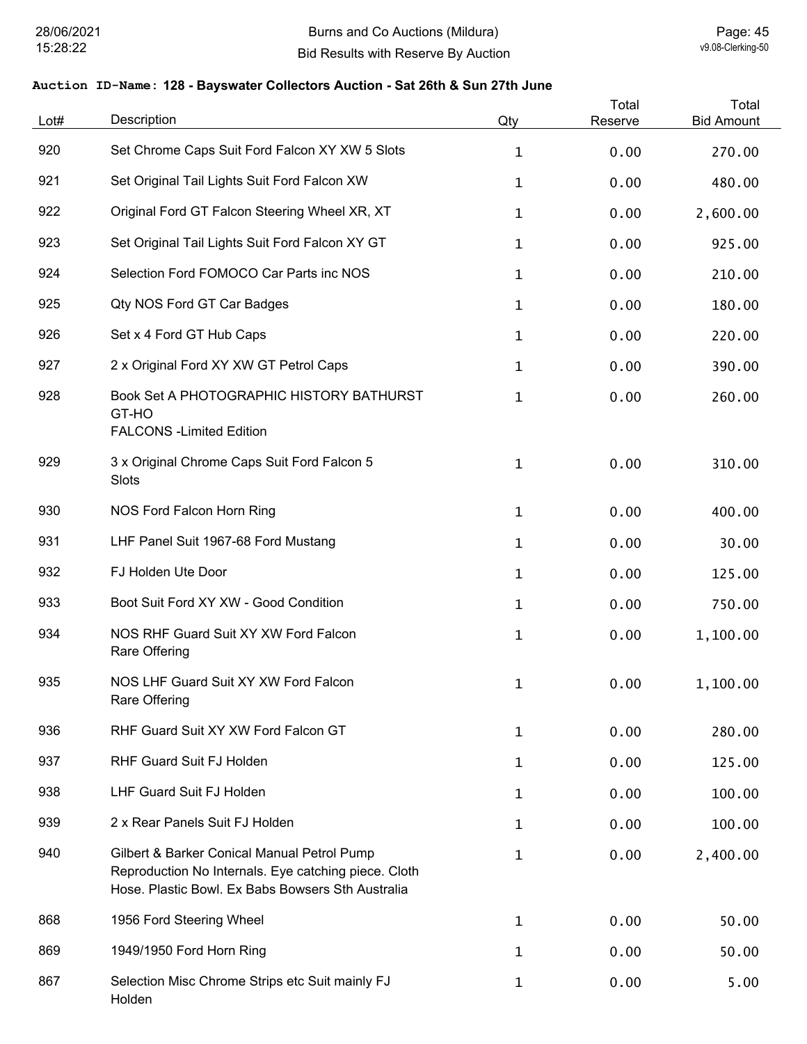**Auction ID-Name: 128 - Bayswater Collectors Auction - Sat 26th & Sun 27th June**

| Lot# | Description | Qty | Total Reserve | Total Bid Amount |
|---|---|---|---|---|
| 920 | Set Chrome Caps Suit Ford Falcon XY XW 5 Slots | 1 | 0.00 | 270.00 |
| 921 | Set Original Tail Lights Suit Ford Falcon XW | 1 | 0.00 | 480.00 |
| 922 | Original Ford GT Falcon Steering Wheel XR, XT | 1 | 0.00 | 2,600.00 |
| 923 | Set Original Tail Lights Suit Ford Falcon XY GT | 1 | 0.00 | 925.00 |
| 924 | Selection Ford FOMOCO Car Parts inc NOS | 1 | 0.00 | 210.00 |
| 925 | Qty NOS Ford GT Car Badges | 1 | 0.00 | 180.00 |
| 926 | Set x 4 Ford GT Hub Caps | 1 | 0.00 | 220.00 |
| 927 | 2 x Original Ford XY XW GT Petrol Caps | 1 | 0.00 | 390.00 |
| 928 | Book Set A PHOTOGRAPHIC HISTORY BATHURST GT-HO FALCONS -Limited Edition | 1 | 0.00 | 260.00 |
| 929 | 3 x Original Chrome Caps Suit Ford Falcon 5 Slots | 1 | 0.00 | 310.00 |
| 930 | NOS Ford Falcon Horn Ring | 1 | 0.00 | 400.00 |
| 931 | LHF Panel Suit 1967-68 Ford Mustang | 1 | 0.00 | 30.00 |
| 932 | FJ Holden Ute Door | 1 | 0.00 | 125.00 |
| 933 | Boot Suit Ford XY XW - Good Condition | 1 | 0.00 | 750.00 |
| 934 | NOS RHF Guard Suit XY XW Ford Falcon Rare Offering | 1 | 0.00 | 1,100.00 |
| 935 | NOS LHF Guard Suit XY XW Ford Falcon Rare Offering | 1 | 0.00 | 1,100.00 |
| 936 | RHF Guard Suit XY XW Ford Falcon GT | 1 | 0.00 | 280.00 |
| 937 | RHF Guard Suit FJ Holden | 1 | 0.00 | 125.00 |
| 938 | LHF Guard Suit FJ Holden | 1 | 0.00 | 100.00 |
| 939 | 2 x Rear Panels Suit FJ Holden | 1 | 0.00 | 100.00 |
| 940 | Gilbert & Barker Conical Manual Petrol Pump Reproduction No Internals. Eye catching piece. Cloth Hose. Plastic Bowl. Ex Babs Bowsers Sth Australia | 1 | 0.00 | 2,400.00 |
| 868 | 1956 Ford Steering Wheel | 1 | 0.00 | 50.00 |
| 869 | 1949/1950 Ford Horn Ring | 1 | 0.00 | 50.00 |
| 867 | Selection Misc Chrome Strips etc Suit mainly FJ Holden | 1 | 0.00 | 5.00 |